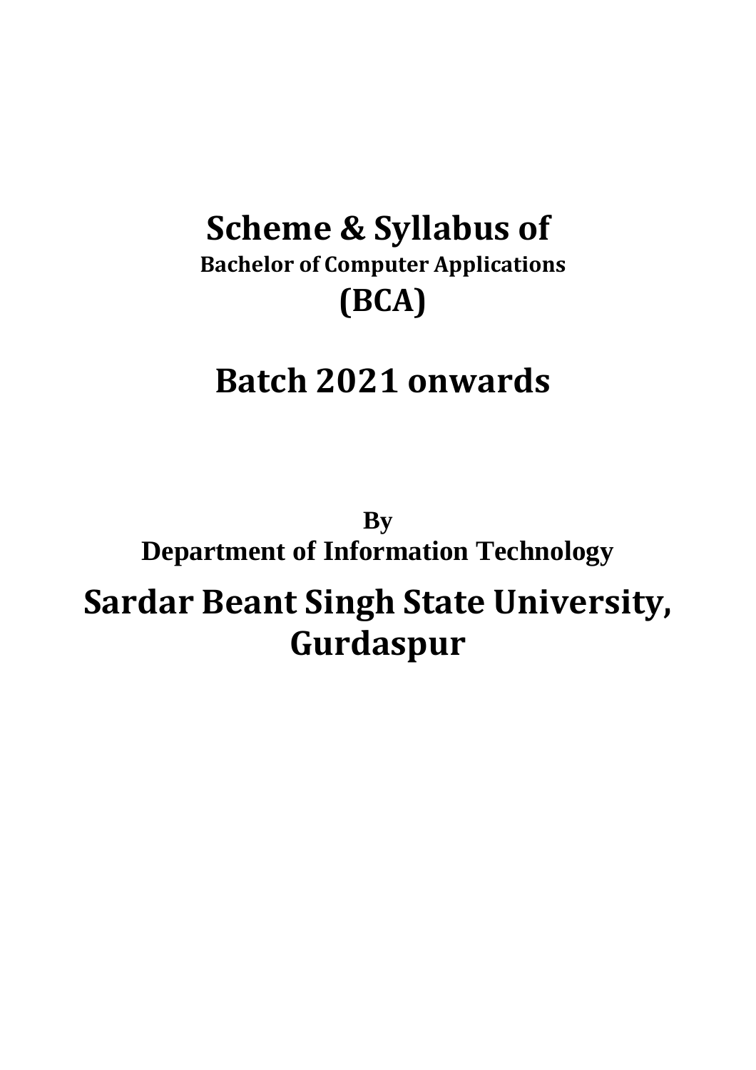# Scheme & Syllabus of

**Bachelor of Computer Applications**

# (BCA)

# Batch 2021 onwards

**By**

**Department of Information Technology**

# Sardar Beant Singh State University, Gurdaspur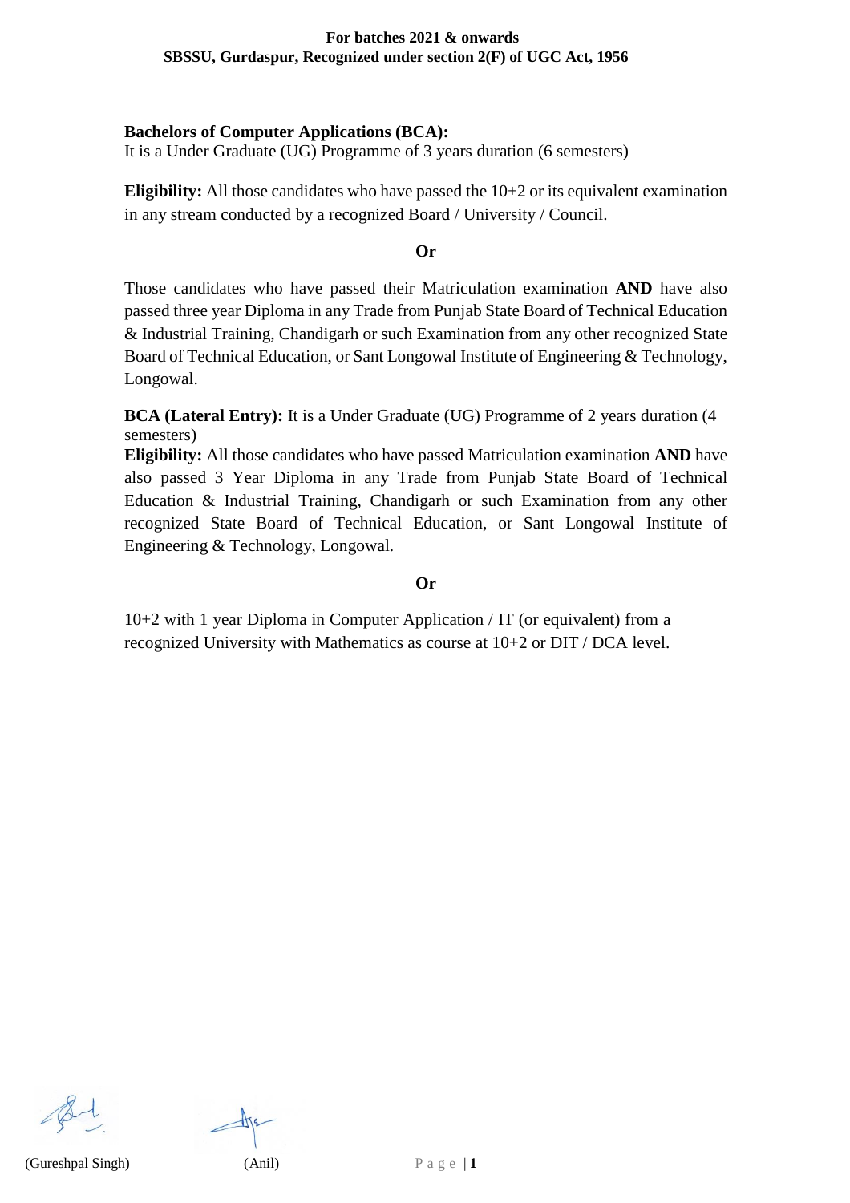**Bachelors of Computer Applications (BCA):**
It is a Under Graduate (UG) Programme of 3 years duration (6 semesters)

**Eligibility:** All those candidates who have passed the 10+2 or its equivalent examination in any stream conducted by a recognized Board / University / Council.

**Or**

Those candidates who have passed their Matriculation examination **AND** have also passed three year Diploma in any Trade from Punjab State Board of Technical Education & Industrial Training, Chandigarh or such Examination from any other recognized State Board of Technical Education, or Sant Longowal Institute of Engineering & Technology, Longowal.

**BCA (Lateral Entry):** It is a Under Graduate (UG) Programme of 2 years duration (4 semesters)

**Eligibility:** All those candidates who have passed Matriculation examination **AND** have also passed 3 Year Diploma in any Trade from Punjab State Board of Technical Education & Industrial Training, Chandigarh or such Examination from any other recognized State Board of Technical Education, or Sant Longowal Institute of Engineering & Technology, Longowal.

**Or**

10+2 with 1 year Diploma in Computer Application / IT (or equivalent) from a recognized University with Mathematics as course at 10+2 or DIT / DCA level.

(Gureshpal Singh) (Anil)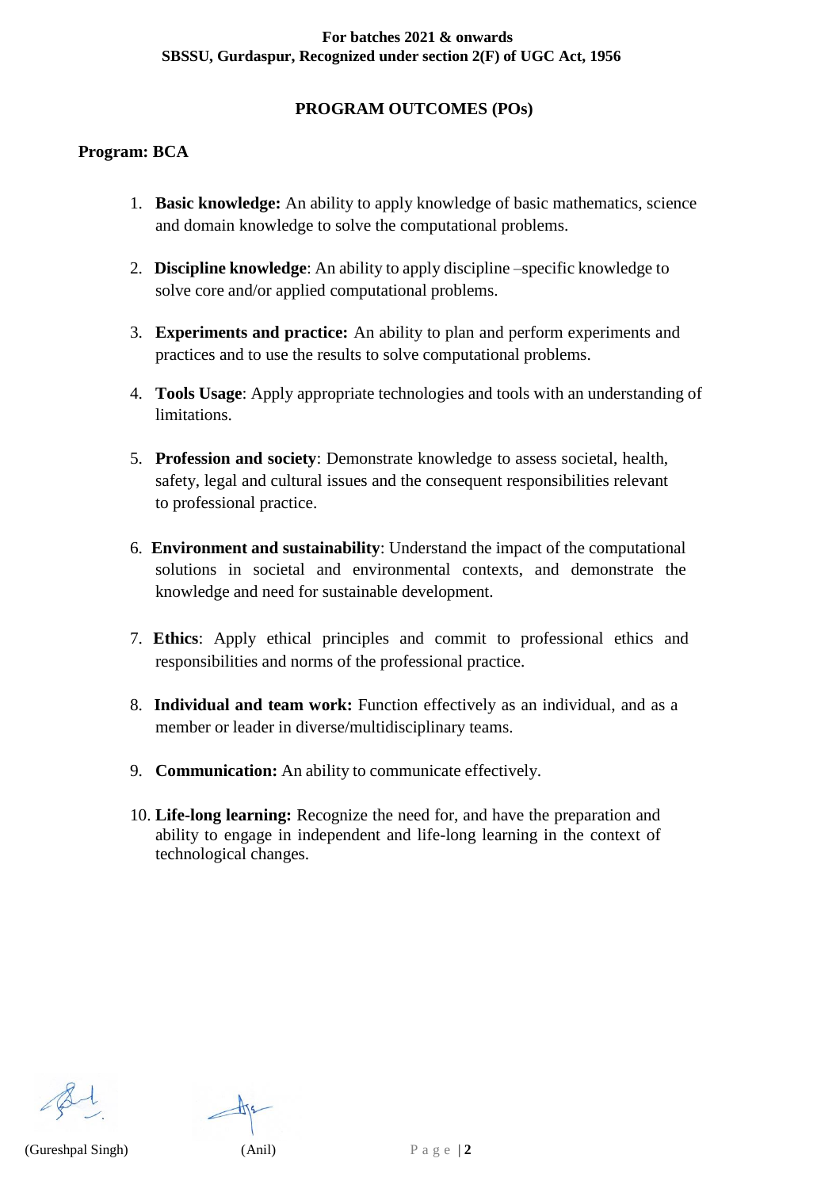# PROGRAM OUTCOMES (POs)

**Program: BCA**

1. **Basic knowledge:** An ability to apply knowledge of basic mathematics, science and domain knowledge to solve the computational problems.

2. **Discipline knowledge**: An ability to apply discipline –specific knowledge to solve core and/or applied computational problems.

3. **Experiments and practice:** An ability to plan and perform experiments and practices and to use the results to solve computational problems.

4. **Tools Usage**: Apply appropriate technologies and tools with an understanding of limitations.

5. **Profession and society**: Demonstrate knowledge to assess societal, health, safety, legal and cultural issues and the consequent responsibilities relevant to professional practice.

6. **Environment and sustainability**: Understand the impact of the computational solutions in societal and environmental contexts, and demonstrate the knowledge and need for sustainable development.

7. **Ethics**: Apply ethical principles and commit to professional ethics and responsibilities and norms of the professional practice.

8. **Individual and team work:** Function effectively as an individual, and as a member or leader in diverse/multidisciplinary teams.

9. **Communication:** An ability to communicate effectively.

10. **Life-long learning:** Recognize the need for, and have the preparation and ability to engage in independent and life-long learning in the context of technological changes.

(Gureshpal Singh) (Anil)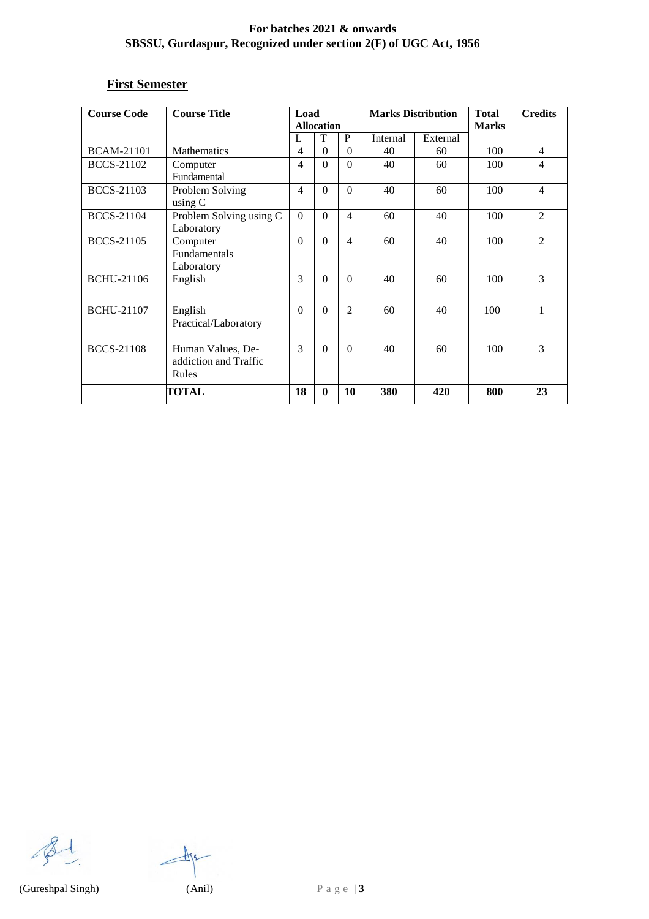**For batches 2021 & onwards**
**SBSSU, Gurdaspur, Recognized under section 2(F) of UGC Act, 1956**

## First Semester

| Course Code | Course Title | Load Allocation | | | Marks Distribution | | Total Marks | Credits |
|---|---|---|---|---|---|---|---|---|
| | | L | T | P | Internal | External | | |
| BCAM-21101 | Mathematics | 4 | 0 | 0 | 40 | 60 | 100 | 4 |
| BCCS-21102 | Computer Fundamental | 4 | 0 | 0 | 40 | 60 | 100 | 4 |
| BCCS-21103 | Problem Solving using C | 4 | 0 | 0 | 40 | 60 | 100 | 4 |
| BCCS-21104 | Problem Solving using C Laboratory | 0 | 0 | 4 | 60 | 40 | 100 | 2 |
| BCCS-21105 | Computer Fundamentals Laboratory | 0 | 0 | 4 | 60 | 40 | 100 | 2 |
| BCHU-21106 | English | 3 | 0 | 0 | 40 | 60 | 100 | 3 |
| BCHU-21107 | English Practical/Laboratory | 0 | 0 | 2 | 60 | 40 | 100 | 1 |
| BCCS-21108 | Human Values, De-addiction and Traffic Rules | 3 | 0 | 0 | 40 | 60 | 100 | 3 |
| | **TOTAL** | **18** | **0** | **10** | **380** | **420** | **800** | **23** |

(Gureshpal Singh) (Anil)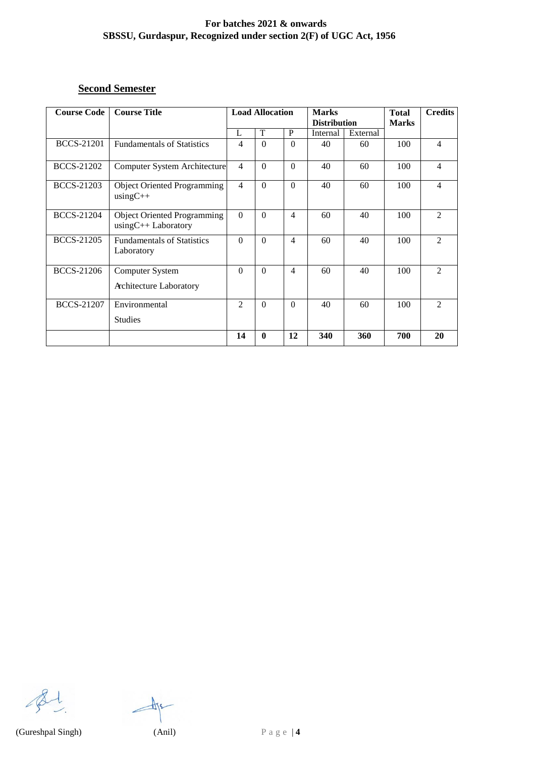## Second Semester

| Course Code | Course Title | Load Allocation | | | Marks Distribution | | Total Marks | Credits |
|---|---|---|---|---|---|---|---|---|
| | | L | T | P | Internal | External | | |
| BCCS-21201 | Fundamentals of Statistics | 4 | 0 | 0 | 40 | 60 | 100 | 4 |
| BCCS-21202 | Computer System Architecture | 4 | 0 | 0 | 40 | 60 | 100 | 4 |
| BCCS-21203 | Object Oriented Programming usingC++ | 4 | 0 | 0 | 40 | 60 | 100 | 4 |
| BCCS-21204 | Object Oriented Programming usingC++ Laboratory | 0 | 0 | 4 | 60 | 40 | 100 | 2 |
| BCCS-21205 | Fundamentals of Statistics Laboratory | 0 | 0 | 4 | 60 | 40 | 100 | 2 |
| BCCS-21206 | Computer System Architecture Laboratory | 0 | 0 | 4 | 60 | 40 | 100 | 2 |
| BCCS-21207 | Environmental Studies | 2 | 0 | 0 | 40 | 60 | 100 | 2 |
| | | **14** | **0** | **12** | **340** | **360** | **700** | **20** |

(Gureshpal Singh) (Anil)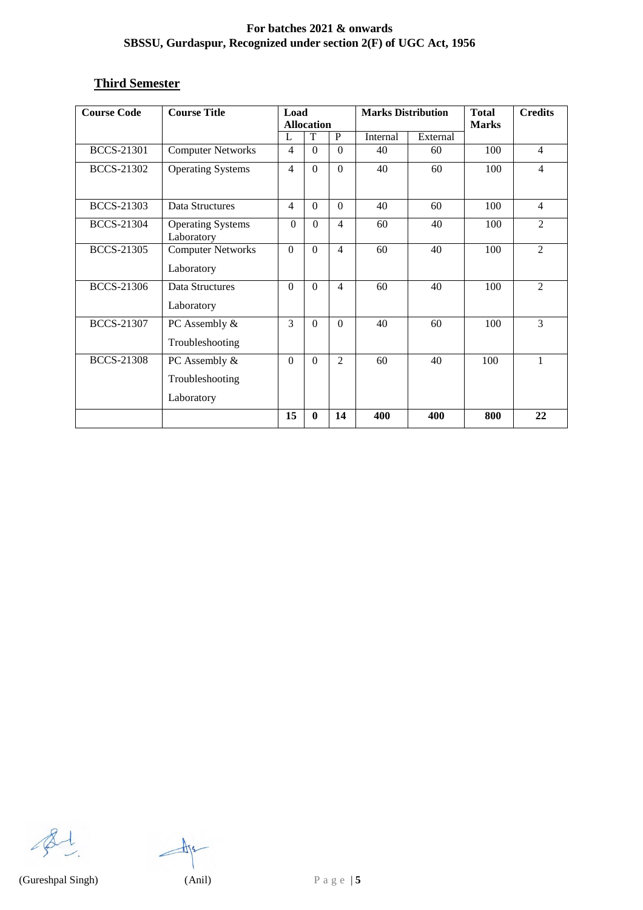## Third Semester

| Course Code | Course Title | Load Allocation | | | Marks Distribution | | Total Marks | Credits |
|---|---|---|---|---|---|---|---|---|
| | | L | T | P | Internal | External | | |
| BCCS-21301 | Computer Networks | 4 | 0 | 0 | 40 | 60 | 100 | 4 |
| BCCS-21302 | Operating Systems | 4 | 0 | 0 | 40 | 60 | 100 | 4 |
| BCCS-21303 | Data Structures | 4 | 0 | 0 | 40 | 60 | 100 | 4 |
| BCCS-21304 | Operating Systems Laboratory | 0 | 0 | 4 | 60 | 40 | 100 | 2 |
| BCCS-21305 | Computer Networks Laboratory | 0 | 0 | 4 | 60 | 40 | 100 | 2 |
| BCCS-21306 | Data Structures Laboratory | 0 | 0 | 4 | 60 | 40 | 100 | 2 |
| BCCS-21307 | PC Assembly & Troubleshooting | 3 | 0 | 0 | 40 | 60 | 100 | 3 |
| BCCS-21308 | PC Assembly & Troubleshooting Laboratory | 0 | 0 | 2 | 60 | 40 | 100 | 1 |
| | | **15** | **0** | **14** | **400** | **400** | **800** | **22** |

(Gureshpal Singh) (Anil)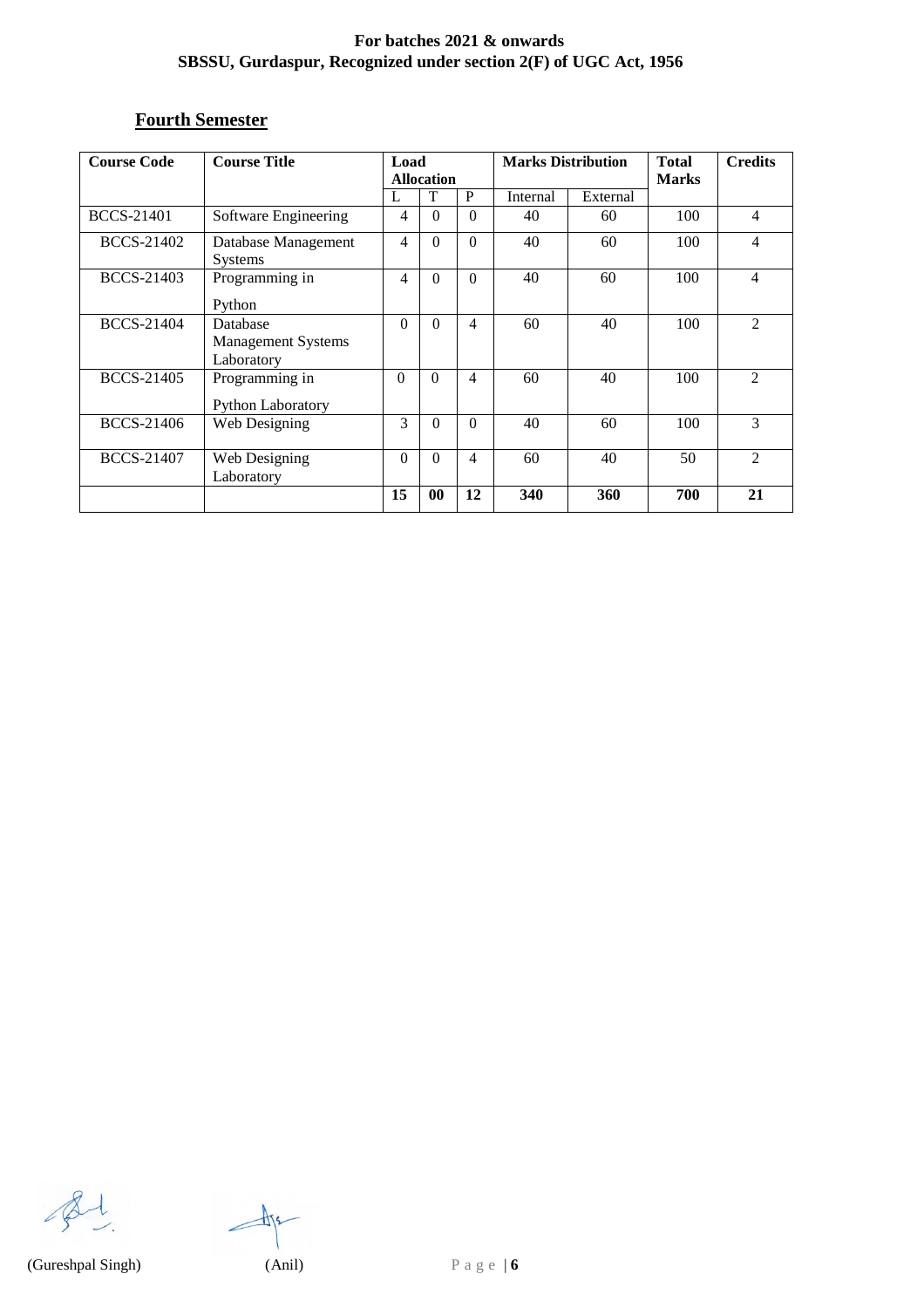**For batches 2021 & onwards**
**SBSSU, Gurdaspur, Recognized under section 2(F) of UGC Act, 1956**

## Fourth Semester

| Course Code | Course Title | Load Allocation | | | Marks Distribution | | Total Marks | Credits |
|---|---|---|---|---|---|---|---|---|
| | | L | T | P | Internal | External | | |
| BCCS-21401 | Software Engineering | 4 | 0 | 0 | 40 | 60 | 100 | 4 |
| BCCS-21402 | Database Management Systems | 4 | 0 | 0 | 40 | 60 | 100 | 4 |
| BCCS-21403 | Programming in Python | 4 | 0 | 0 | 40 | 60 | 100 | 4 |
| BCCS-21404 | Database Management Systems Laboratory | 0 | 0 | 4 | 60 | 40 | 100 | 2 |
| BCCS-21405 | Programming in Python Laboratory | 0 | 0 | 4 | 60 | 40 | 100 | 2 |
| BCCS-21406 | Web Designing | 3 | 0 | 0 | 40 | 60 | 100 | 3 |
| BCCS-21407 | Web Designing Laboratory | 0 | 0 | 4 | 60 | 40 | 50 | 2 |
| | | **15** | **00** | **12** | **340** | **360** | **700** | **21** |

(Gureshpal Singh) (Anil)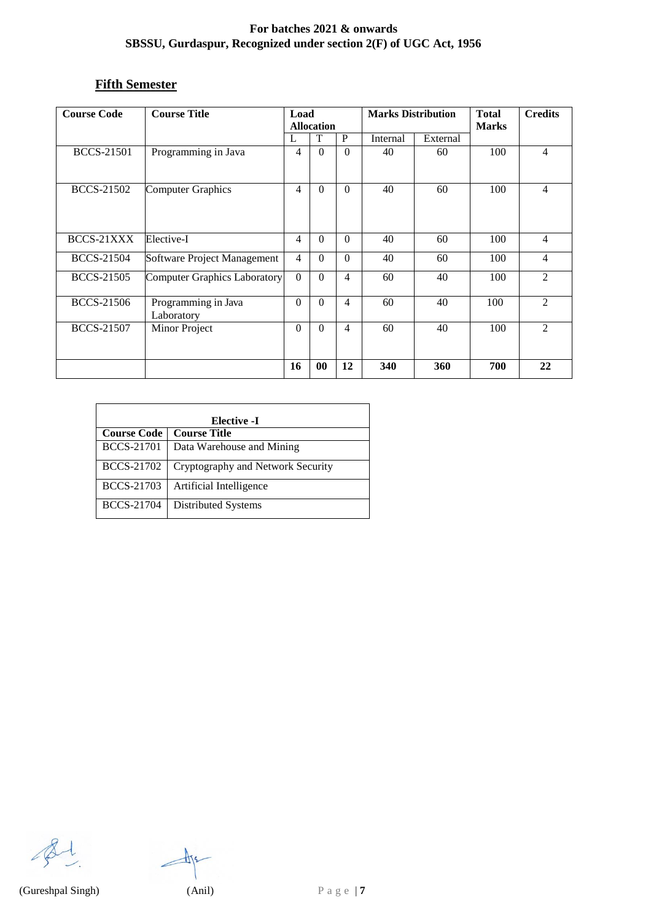## Fifth Semester

| Course Code | Course Title | Load Allocation | | | Marks Distribution | | Total Marks | Credits |
|---|---|---|---|---|---|---|---|---|
| | | L | T | P | Internal | External | | |
| BCCS-21501 | Programming in Java | 4 | 0 | 0 | 40 | 60 | 100 | 4 |
| BCCS-21502 | Computer Graphics | 4 | 0 | 0 | 40 | 60 | 100 | 4 |
| BCCS-21XXX | Elective-I | 4 | 0 | 0 | 40 | 60 | 100 | 4 |
| BCCS-21504 | Software Project Management | 4 | 0 | 0 | 40 | 60 | 100 | 4 |
| BCCS-21505 | Computer Graphics Laboratory | 0 | 0 | 4 | 60 | 40 | 100 | 2 |
| BCCS-21506 | Programming in Java Laboratory | 0 | 0 | 4 | 60 | 40 | 100 | 2 |
| BCCS-21507 | Minor Project | 0 | 0 | 4 | 60 | 40 | 100 | 2 |
| | | **16** | **00** | **12** | **340** | **360** | **700** | **22** |

| **Elective -I** | |
|---|---|
| **Course Code** | **Course Title** |
| BCCS-21701 | Data Warehouse and Mining |
| BCCS-21702 | Cryptography and Network Security |
| BCCS-21703 | Artificial Intelligence |
| BCCS-21704 | Distributed Systems |

(Gureshpal Singh) (Anil)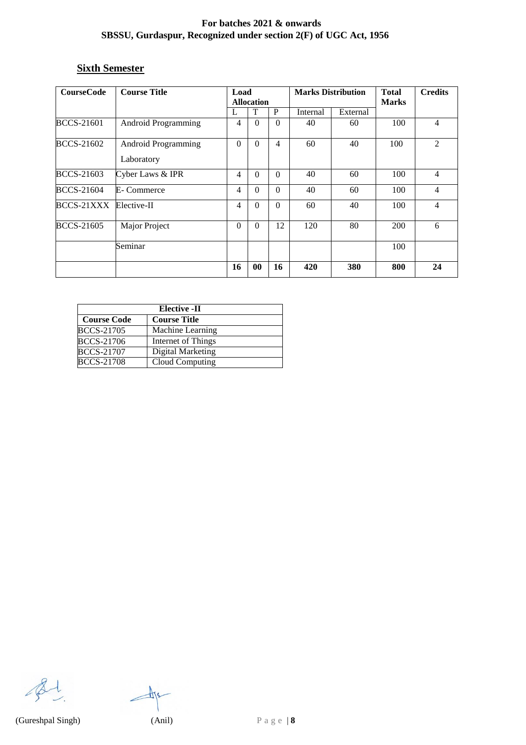For batches 2021 & onwards
SBSSU, Gurdaspur, Recognized under section 2(F) of UGC Act, 1956

## Sixth Semester

| CourseCode | Course Title | Load Allocation | | | Marks Distribution | | Total Marks | Credits |
|---|---|---|---|---|---|---|---|---|
| | | L | T | P | Internal | External | | |
| BCCS-21601 | Android Programming | 4 | 0 | 0 | 40 | 60 | 100 | 4 |
| BCCS-21602 | Android Programming Laboratory | 0 | 0 | 4 | 60 | 40 | 100 | 2 |
| BCCS-21603 | Cyber Laws & IPR | 4 | 0 | 0 | 40 | 60 | 100 | 4 |
| BCCS-21604 | E- Commerce | 4 | 0 | 0 | 40 | 60 | 100 | 4 |
| BCCS-21XXX | Elective-II | 4 | 0 | 0 | 60 | 40 | 100 | 4 |
| BCCS-21605 | Major Project | 0 | 0 | 12 | 120 | 80 | 200 | 6 |
| | Seminar | | | | | | 100 | |
| | | **16** | **00** | **16** | **420** | **380** | **800** | **24** |

| Elective -II | |
|---|---|
| **Course Code** | **Course Title** |
| BCCS-21705 | Machine Learning |
| BCCS-21706 | Internet of Things |
| BCCS-21707 | Digital Marketing |
| BCCS-21708 | Cloud Computing |

(Gureshpal Singh) (Anil)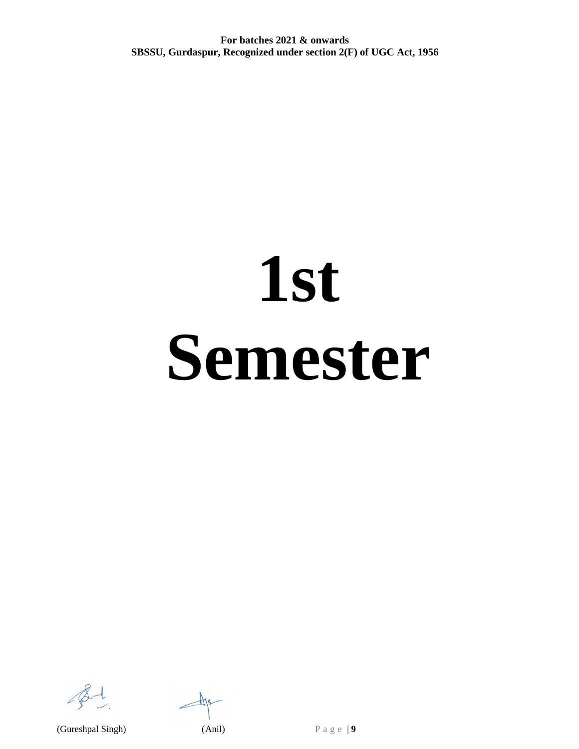# 1st Semester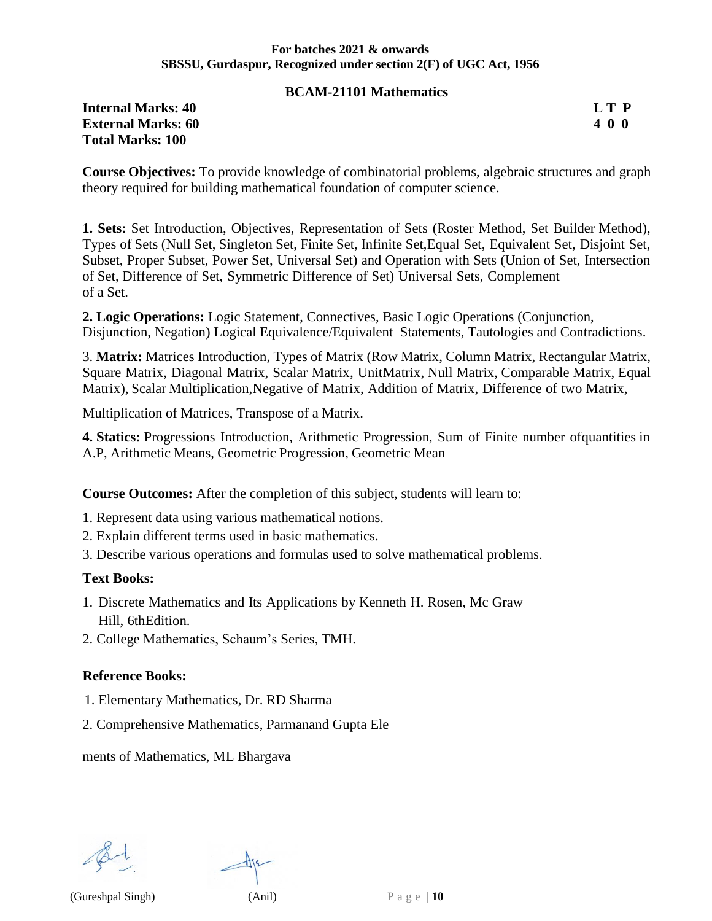**For batches 2021 & onwards**
**SBSSU, Gurdaspur, Recognized under section 2(F) of UGC Act, 1956**

## BCAM-21101 Mathematics

**Internal Marks: 40** **L T P**
**External Marks: 60** **4 0 0**
**Total Marks: 100**

**Course Objectives:** To provide knowledge of combinatorial problems, algebraic structures and graph theory required for building mathematical foundation of computer science.

**1. Sets:** Set Introduction, Objectives, Representation of Sets (Roster Method, Set Builder Method), Types of Sets (Null Set, Singleton Set, Finite Set, Infinite Set,Equal Set, Equivalent Set, Disjoint Set, Subset, Proper Subset, Power Set, Universal Set) and Operation with Sets (Union of Set, Intersection of Set, Difference of Set, Symmetric Difference of Set) Universal Sets, Complement of a Set.

**2. Logic Operations:** Logic Statement, Connectives, Basic Logic Operations (Conjunction, Disjunction, Negation) Logical Equivalence/Equivalent Statements, Tautologies and Contradictions.

3. **Matrix:** Matrices Introduction, Types of Matrix (Row Matrix, Column Matrix, Rectangular Matrix, Square Matrix, Diagonal Matrix, Scalar Matrix, UnitMatrix, Null Matrix, Comparable Matrix, Equal Matrix), Scalar Multiplication,Negative of Matrix, Addition of Matrix, Difference of two Matrix,

Multiplication of Matrices, Transpose of a Matrix.

**4. Statics:** Progressions Introduction, Arithmetic Progression, Sum of Finite number ofquantities in A.P, Arithmetic Means, Geometric Progression, Geometric Mean

**Course Outcomes:** After the completion of this subject, students will learn to:

1. Represent data using various mathematical notions.
2. Explain different terms used in basic mathematics.
3. Describe various operations and formulas used to solve mathematical problems.

**Text Books:**

1. Discrete Mathematics and Its Applications by Kenneth H. Rosen, Mc Graw Hill, 6thEdition.
2. College Mathematics, Schaum's Series, TMH.

**Reference Books:**

1. Elementary Mathematics, Dr. RD Sharma
2. Comprehensive Mathematics, Parmanand Gupta Ele

ments of Mathematics, ML Bhargava

(Gureshpal Singh) (Anil)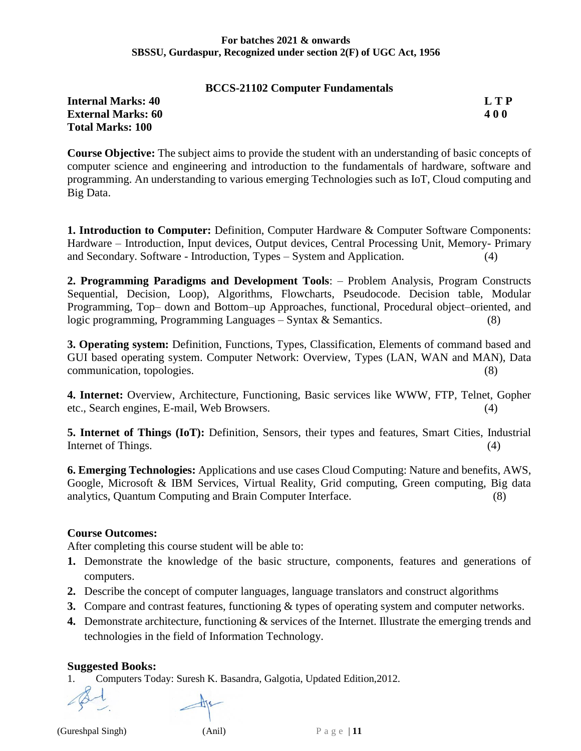**For batches 2021 & onwards**
**SBSSU, Gurdaspur, Recognized under section 2(F) of UGC Act, 1956**

## BCCS-21102 Computer Fundamentals

| | |
|---|---|
| **Internal Marks: 40** | **L T P** |
| **External Marks: 60** | **4 0 0** |
| **Total Marks: 100** | |

**Course Objective:** The subject aims to provide the student with an understanding of basic concepts of computer science and engineering and introduction to the fundamentals of hardware, software and programming. An understanding to various emerging Technologies such as IoT, Cloud computing and Big Data.

**1. Introduction to Computer:** Definition, Computer Hardware & Computer Software Components: Hardware – Introduction, Input devices, Output devices, Central Processing Unit, Memory- Primary and Secondary. Software - Introduction, Types – System and Application. (4)

**2. Programming Paradigms and Development Tools**: – Problem Analysis, Program Constructs Sequential, Decision, Loop), Algorithms, Flowcharts, Pseudocode. Decision table, Modular Programming, Top– down and Bottom–up Approaches, functional, Procedural object–oriented, and logic programming, Programming Languages – Syntax & Semantics. (8)

**3. Operating system:** Definition, Functions, Types, Classification, Elements of command based and GUI based operating system. Computer Network: Overview, Types (LAN, WAN and MAN), Data communication, topologies. (8)

**4. Internet:** Overview, Architecture, Functioning, Basic services like WWW, FTP, Telnet, Gopher etc., Search engines, E-mail, Web Browsers. (4)

**5. Internet of Things (IoT):** Definition, Sensors, their types and features, Smart Cities, Industrial Internet of Things. (4)

**6. Emerging Technologies:** Applications and use cases Cloud Computing: Nature and benefits, AWS, Google, Microsoft & IBM Services, Virtual Reality, Grid computing, Green computing, Big data analytics, Quantum Computing and Brain Computer Interface. (8)

### Course Outcomes:

After completing this course student will be able to:

1. Demonstrate the knowledge of the basic structure, components, features and generations of computers.
2. Describe the concept of computer languages, language translators and construct algorithms
3. Compare and contrast features, functioning & types of operating system and computer networks.
4. Demonstrate architecture, functioning & services of the Internet. Illustrate the emerging trends and technologies in the field of Information Technology.

### Suggested Books:

1. Computers Today: Suresh K. Basandra, Galgotia, Updated Edition,2012.

(Gureshpal Singh) (Anil)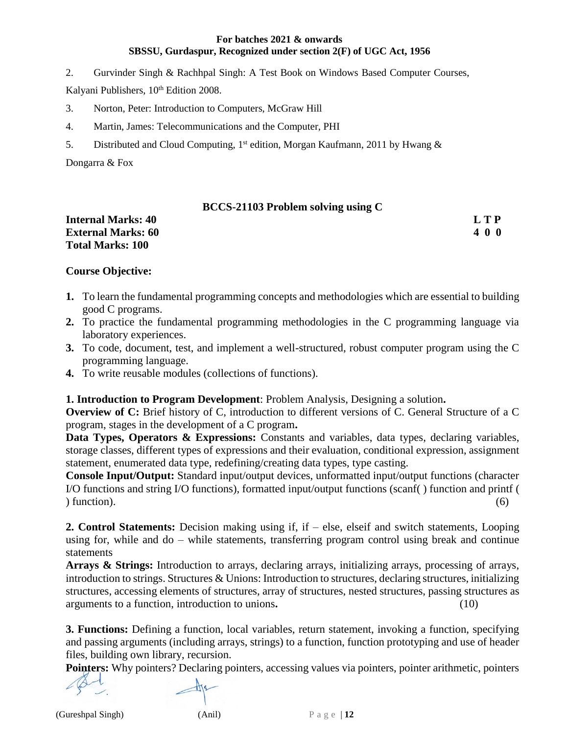2. Gurvinder Singh & Rachhpal Singh: A Test Book on Windows Based Computer Courses, Kalyani Publishers, 10th Edition 2008.

3. Norton, Peter: Introduction to Computers, McGraw Hill

4. Martin, James: Telecommunications and the Computer, PHI

5. Distributed and Cloud Computing, 1st edition, Morgan Kaufmann, 2011 by Hwang & Dongarra & Fox

## BCCS-21103 Problem solving using C

**Internal Marks: 40**
**External Marks: 60**
**Total Marks: 100**

**L T P**
**4 0 0**

### Course Objective:

1. To learn the fundamental programming concepts and methodologies which are essential to building good C programs.
2. To practice the fundamental programming methodologies in the C programming language via laboratory experiences.
3. To code, document, test, and implement a well-structured, robust computer program using the C programming language.
4. To write reusable modules (collections of functions).

**1. Introduction to Program Development**: Problem Analysis, Designing a solution**.**
**Overview of C:** Brief history of C, introduction to different versions of C. General Structure of a C program, stages in the development of a C program**.**
**Data Types, Operators & Expressions:** Constants and variables, data types, declaring variables, storage classes, different types of expressions and their evaluation, conditional expression, assignment statement, enumerated data type, redefining/creating data types, type casting.
**Console Input/Output:** Standard input/output devices, unformatted input/output functions (character I/O functions and string I/O functions), formatted input/output functions (scanf( ) function and printf ( ) function). (6)

**2. Control Statements:** Decision making using if, if – else, elseif and switch statements, Looping using for, while and do – while statements, transferring program control using break and continue statements
**Arrays & Strings:** Introduction to arrays, declaring arrays, initializing arrays, processing of arrays, introduction to strings. Structures & Unions: Introduction to structures, declaring structures, initializing structures, accessing elements of structures, array of structures, nested structures, passing structures as arguments to a function, introduction to unions**.** (10)

**3. Functions:** Defining a function, local variables, return statement, invoking a function, specifying and passing arguments (including arrays, strings) to a function, function prototyping and use of header files, building own library, recursion.
**Pointers:** Why pointers? Declaring pointers, accessing values via pointers, pointer arithmetic, pointers

(Gureshpal Singh) (Anil)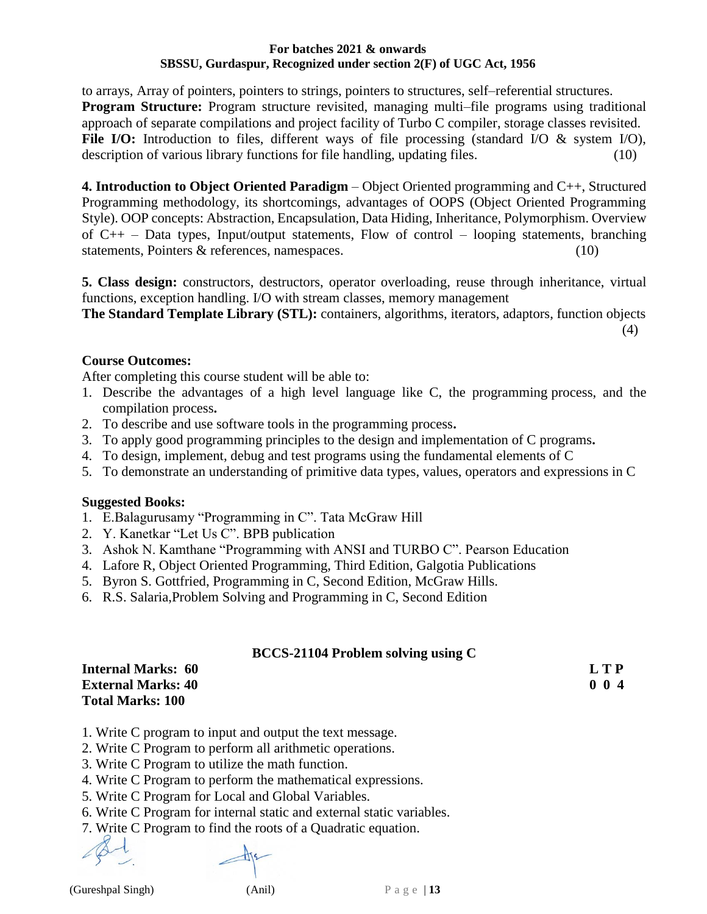to arrays, Array of pointers, pointers to strings, pointers to structures, self–referential structures.
**Program Structure:** Program structure revisited, managing multi–file programs using traditional approach of separate compilations and project facility of Turbo C compiler, storage classes revisited.
**File I/O:** Introduction to files, different ways of file processing (standard I/O & system I/O), description of various library functions for file handling, updating files. (10)

**4. Introduction to Object Oriented Paradigm** – Object Oriented programming and C++, Structured Programming methodology, its shortcomings, advantages of OOPS (Object Oriented Programming Style). OOP concepts: Abstraction, Encapsulation, Data Hiding, Inheritance, Polymorphism. Overview of C++ – Data types, Input/output statements, Flow of control – looping statements, branching statements, Pointers & references, namespaces. (10)

**5. Class design:** constructors, destructors, operator overloading, reuse through inheritance, virtual functions, exception handling. I/O with stream classes, memory management
**The Standard Template Library (STL):** containers, algorithms, iterators, adaptors, function objects (4)

**Course Outcomes:**

After completing this course student will be able to:

1. Describe the advantages of a high level language like C, the programming process, and the compilation process**.**
2. To describe and use software tools in the programming process**.**
3. To apply good programming principles to the design and implementation of C programs**.**
4. To design, implement, debug and test programs using the fundamental elements of C
5. To demonstrate an understanding of primitive data types, values, operators and expressions in C

**Suggested Books:**

1. E.Balagurusamy "Programming in C". Tata McGraw Hill
2. Y. Kanetkar "Let Us C". BPB publication
3. Ashok N. Kamthane "Programming with ANSI and TURBO C". Pearson Education
4. Lafore R, Object Oriented Programming, Third Edition, Galgotia Publications
5. Byron S. Gottfried, Programming in C, Second Edition, McGraw Hills.
6. R.S. Salaria,Problem Solving and Programming in C, Second Edition

## BCCS-21104 Problem solving using C

**Internal Marks: 60** **L T P**
**External Marks: 40** **0 0 4**
**Total Marks: 100**

1. Write C program to input and output the text message.
2. Write C Program to perform all arithmetic operations.
3. Write C Program to utilize the math function.
4. Write C Program to perform the mathematical expressions.
5. Write C Program for Local and Global Variables.
6. Write C Program for internal static and external static variables.
7. Write C Program to find the roots of a Quadratic equation.

(Gureshpal Singh) (Anil)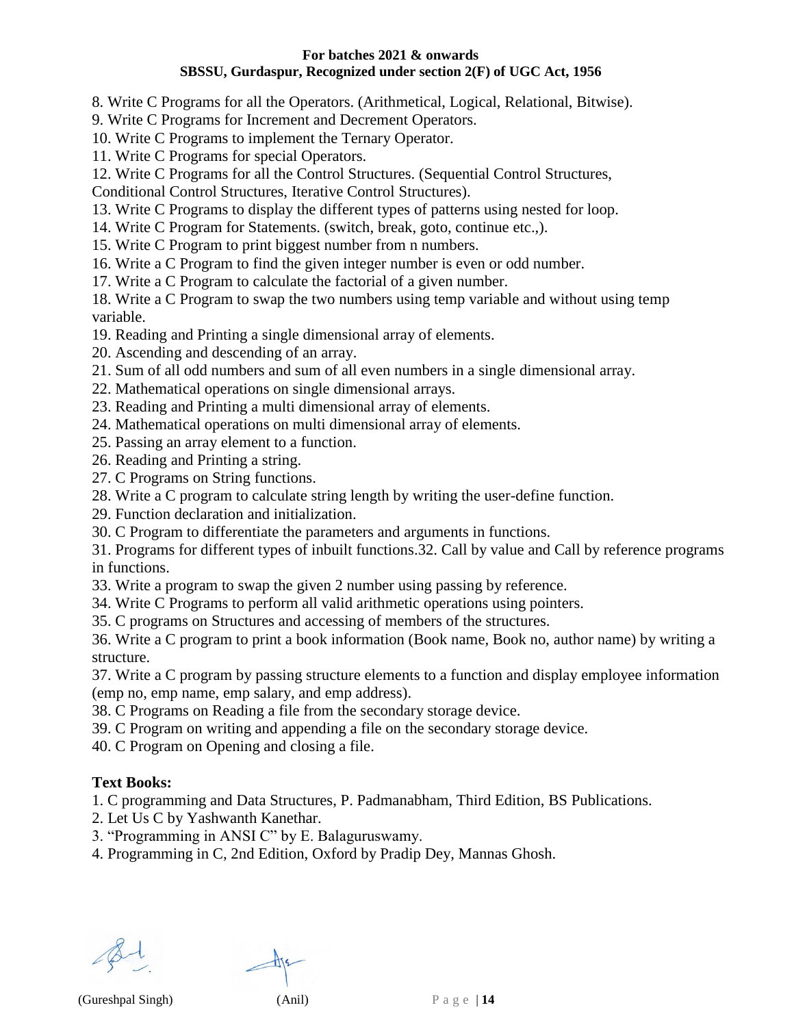8. Write C Programs for all the Operators. (Arithmetical, Logical, Relational, Bitwise).
9. Write C Programs for Increment and Decrement Operators.
10. Write C Programs to implement the Ternary Operator.
11. Write C Programs for special Operators.
12. Write C Programs for all the Control Structures. (Sequential Control Structures, Conditional Control Structures, Iterative Control Structures).
13. Write C Programs to display the different types of patterns using nested for loop.
14. Write C Program for Statements. (switch, break, goto, continue etc.,).
15. Write C Program to print biggest number from n numbers.
16. Write a C Program to find the given integer number is even or odd number.
17. Write a C Program to calculate the factorial of a given number.
18. Write a C Program to swap the two numbers using temp variable and without using temp variable.
19. Reading and Printing a single dimensional array of elements.
20. Ascending and descending of an array.
21. Sum of all odd numbers and sum of all even numbers in a single dimensional array.
22. Mathematical operations on single dimensional arrays.
23. Reading and Printing a multi dimensional array of elements.
24. Mathematical operations on multi dimensional array of elements.
25. Passing an array element to a function.
26. Reading and Printing a string.
27. C Programs on String functions.
28. Write a C program to calculate string length by writing the user-define function.
29. Function declaration and initialization.
30. C Program to differentiate the parameters and arguments in functions.
31. Programs for different types of inbuilt functions.32. Call by value and Call by reference programs in functions.
33. Write a program to swap the given 2 number using passing by reference.
34. Write C Programs to perform all valid arithmetic operations using pointers.
35. C programs on Structures and accessing of members of the structures.
36. Write a C program to print a book information (Book name, Book no, author name) by writing a structure.
37. Write a C program by passing structure elements to a function and display employee information (emp no, emp name, emp salary, and emp address).
38. C Programs on Reading a file from the secondary storage device.
39. C Program on writing and appending a file on the secondary storage device.
40. C Program on Opening and closing a file.

**Text Books:**

1. C programming and Data Structures, P. Padmanabham, Third Edition, BS Publications.
2. Let Us C by Yashwanth Kanethar.
3. "Programming in ANSI C" by E. Balaguruswamy.
4. Programming in C, 2nd Edition, Oxford by Pradip Dey, Mannas Ghosh.

(Gureshpal Singh) (Anil)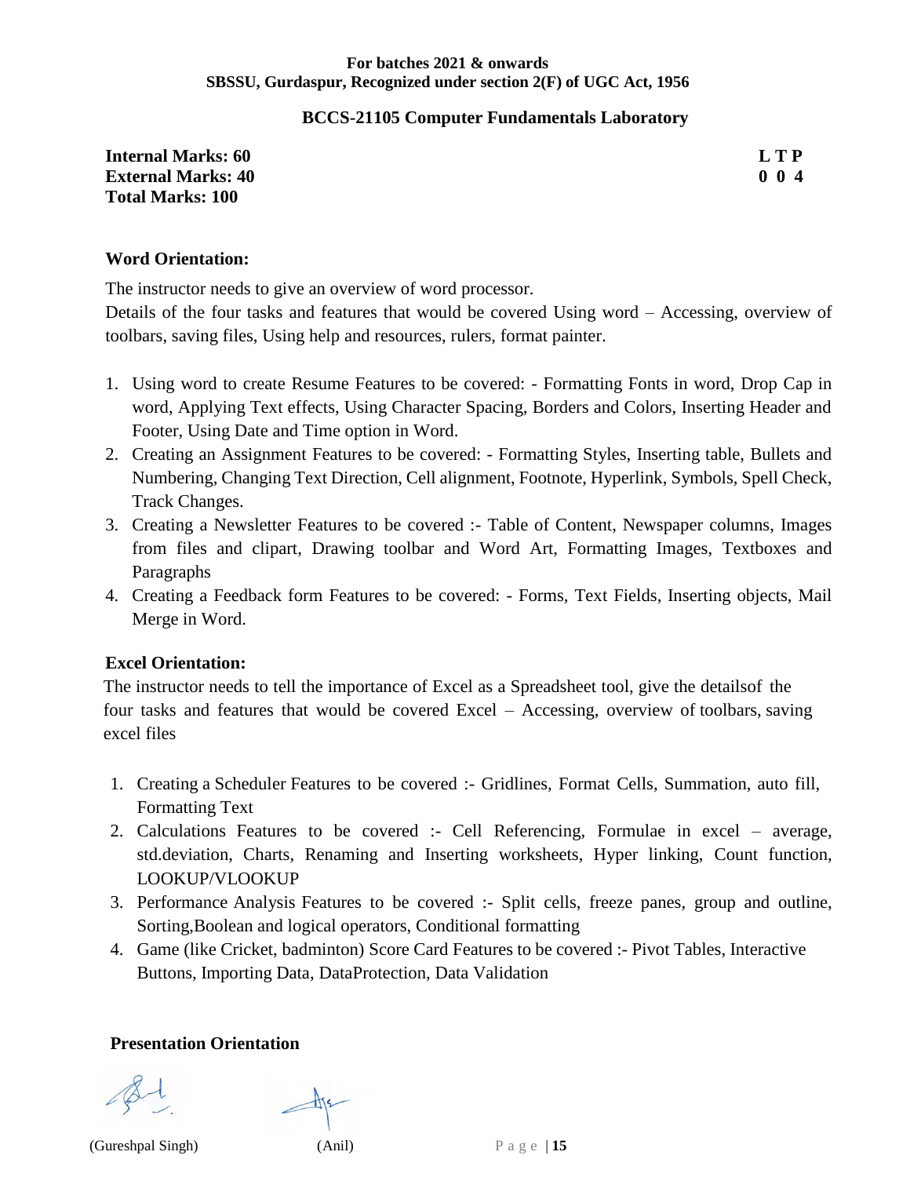**For batches 2021 & onwards**
**SBSSU, Gurdaspur, Recognized under section 2(F) of UGC Act, 1956**

## BCCS-21105 Computer Fundamentals Laboratory

| | |
|---|---|
| **Internal Marks: 60** | **L T P** |
| **External Marks: 40** | **0 0 4** |
| **Total Marks: 100** | |

### Word Orientation:

The instructor needs to give an overview of word processor.
Details of the four tasks and features that would be covered Using word – Accessing, overview of toolbars, saving files, Using help and resources, rulers, format painter.

1. Using word to create Resume Features to be covered: - Formatting Fonts in word, Drop Cap in word, Applying Text effects, Using Character Spacing, Borders and Colors, Inserting Header and Footer, Using Date and Time option in Word.
2. Creating an Assignment Features to be covered: - Formatting Styles, Inserting table, Bullets and Numbering, Changing Text Direction, Cell alignment, Footnote, Hyperlink, Symbols, Spell Check, Track Changes.
3. Creating a Newsletter Features to be covered :- Table of Content, Newspaper columns, Images from files and clipart, Drawing toolbar and Word Art, Formatting Images, Textboxes and Paragraphs
4. Creating a Feedback form Features to be covered: - Forms, Text Fields, Inserting objects, Mail Merge in Word.

### Excel Orientation:

The instructor needs to tell the importance of Excel as a Spreadsheet tool, give the detailsof the four tasks and features that would be covered Excel – Accessing, overview of toolbars, saving excel files

1. Creating a Scheduler Features to be covered :- Gridlines, Format Cells, Summation, auto fill, Formatting Text
2. Calculations Features to be covered :- Cell Referencing, Formulae in excel – average, std.deviation, Charts, Renaming and Inserting worksheets, Hyper linking, Count function, LOOKUP/VLOOKUP
3. Performance Analysis Features to be covered :- Split cells, freeze panes, group and outline, Sorting,Boolean and logical operators, Conditional formatting
4. Game (like Cricket, badminton) Score Card Features to be covered :- Pivot Tables, Interactive Buttons, Importing Data, DataProtection, Data Validation

### Presentation Orientation

(Gureshpal Singh) (Anil)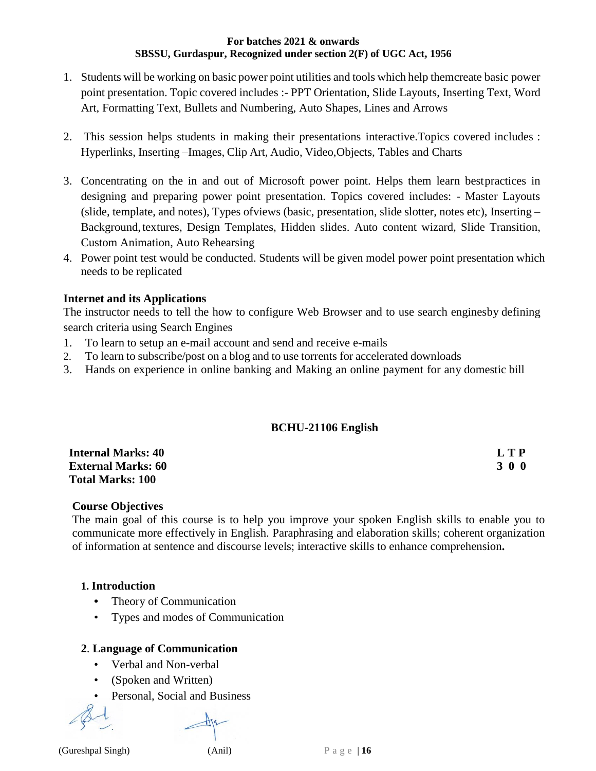1. Students will be working on basic power point utilities and tools which help themcreate basic power point presentation. Topic covered includes :- PPT Orientation, Slide Layouts, Inserting Text, Word Art, Formatting Text, Bullets and Numbering, Auto Shapes, Lines and Arrows

2. This session helps students in making their presentations interactive.Topics covered includes : Hyperlinks, Inserting –Images, Clip Art, Audio, Video,Objects, Tables and Charts

3. Concentrating on the in and out of Microsoft power point. Helps them learn bestpractices in designing and preparing power point presentation. Topics covered includes: - Master Layouts (slide, template, and notes), Types ofviews (basic, presentation, slide slotter, notes etc), Inserting – Background, textures, Design Templates, Hidden slides. Auto content wizard, Slide Transition, Custom Animation, Auto Rehearsing
4. Power point test would be conducted. Students will be given model power point presentation which needs to be replicated

**Internet and its Applications**

The instructor needs to tell the how to configure Web Browser and to use search enginesby defining search criteria using Search Engines

1. To learn to setup an e-mail account and send and receive e-mails
2. To learn to subscribe/post on a blog and to use torrents for accelerated downloads
3. Hands on experience in online banking and Making an online payment for any domestic bill

## BCHU-21106 English

**Internal Marks: 40**
**External Marks: 60**
**Total Marks: 100**

**L T P**
**3 0 0**

**Course Objectives**

The main goal of this course is to help you improve your spoken English skills to enable you to communicate more effectively in English. Paraphrasing and elaboration skills; coherent organization of information at sentence and discourse levels; interactive skills to enhance comprehension**.**

**1. Introduction**

- Theory of Communication
- Types and modes of Communication

**2**. **Language of Communication**

- Verbal and Non-verbal
- (Spoken and Written)
- Personal, Social and Business

(Gureshpal Singh) (Anil)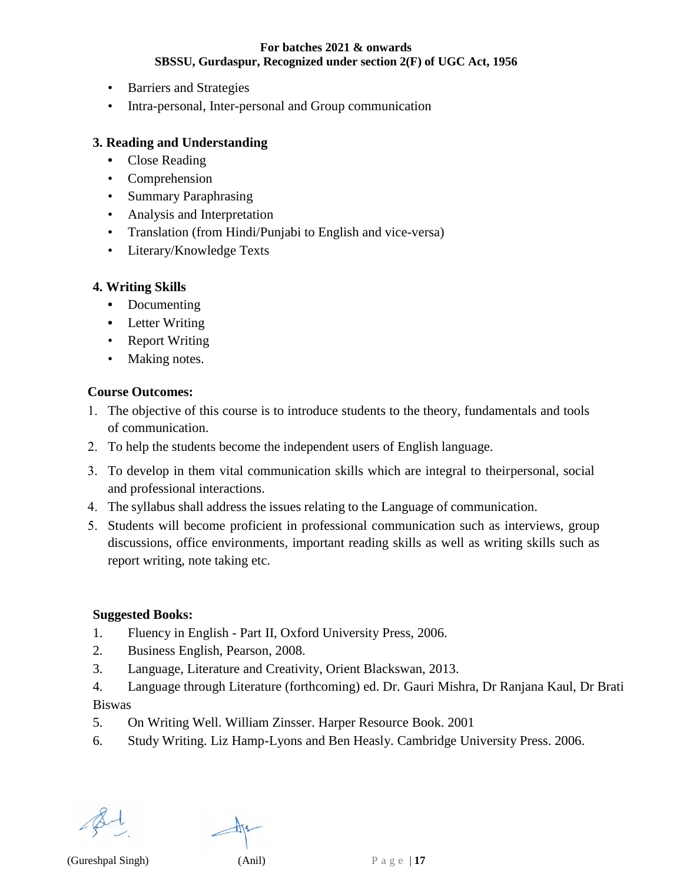- Barriers and Strategies
- Intra-personal, Inter-personal and Group communication

**3. Reading and Understanding**

- Close Reading
- Comprehension
- Summary Paraphrasing
- Analysis and Interpretation
- Translation (from Hindi/Punjabi to English and vice-versa)
- Literary/Knowledge Texts

**4. Writing Skills**

- Documenting
- Letter Writing
- Report Writing
- Making notes.

**Course Outcomes:**

1. The objective of this course is to introduce students to the theory, fundamentals and tools of communication.
2. To help the students become the independent users of English language.
3. To develop in them vital communication skills which are integral to theirpersonal, social and professional interactions.
4. The syllabus shall address the issues relating to the Language of communication.
5. Students will become proficient in professional communication such as interviews, group discussions, office environments, important reading skills as well as writing skills such as report writing, note taking etc.

**Suggested Books:**

1. Fluency in English - Part II, Oxford University Press, 2006.
2. Business English, Pearson, 2008.
3. Language, Literature and Creativity, Orient Blackswan, 2013.
4. Language through Literature (forthcoming) ed. Dr. Gauri Mishra, Dr Ranjana Kaul, Dr Brati Biswas
5. On Writing Well. William Zinsser. Harper Resource Book. 2001
6. Study Writing. Liz Hamp-Lyons and Ben Heasly. Cambridge University Press. 2006.

(Gureshpal Singh) (Anil)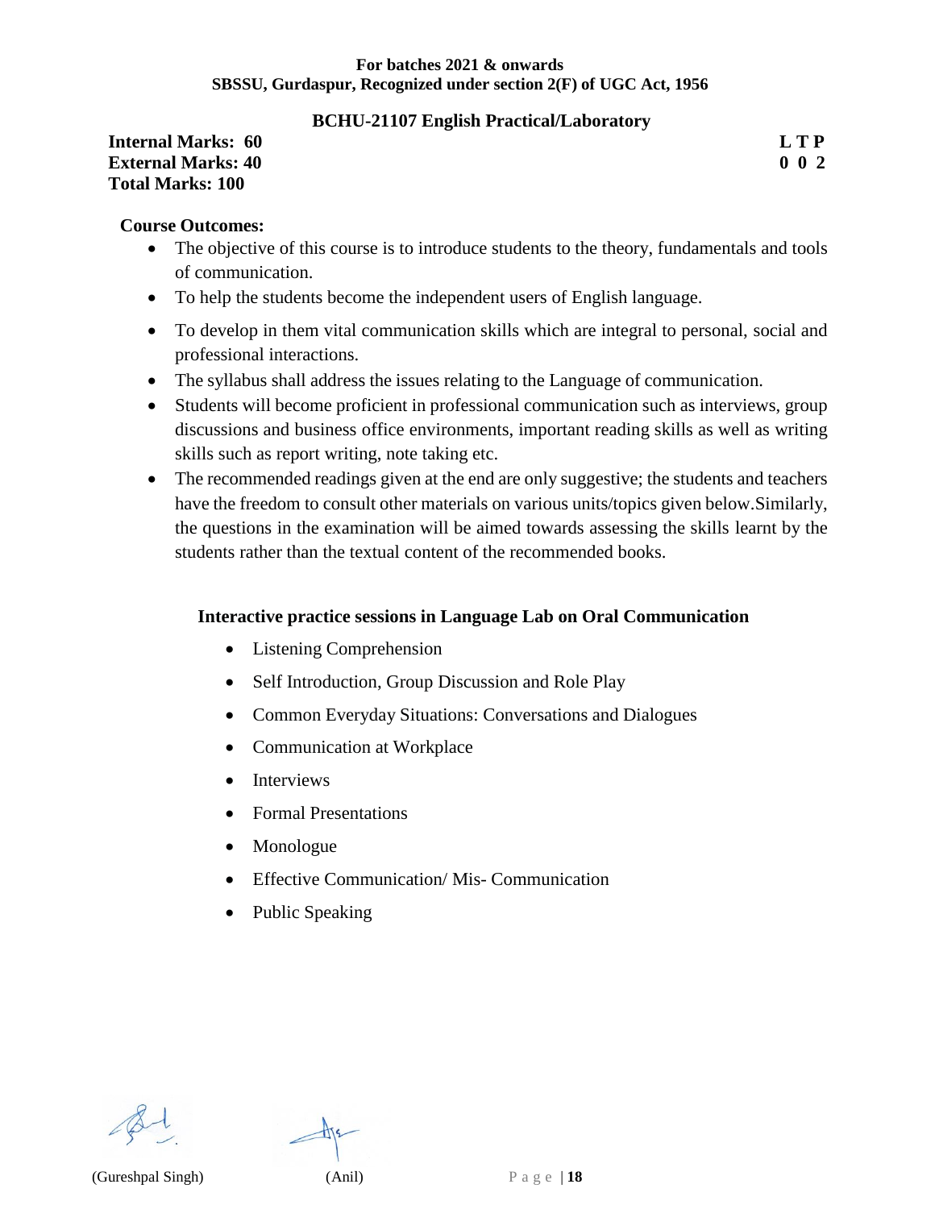## BCHU-21107 English Practical/Laboratory

**Internal Marks: 60** **L T P**
**External Marks: 40** **0 0 2**
**Total Marks: 100**

**Course Outcomes:**

- The objective of this course is to introduce students to the theory, fundamentals and tools of communication.
- To help the students become the independent users of English language.
- To develop in them vital communication skills which are integral to personal, social and professional interactions.
- The syllabus shall address the issues relating to the Language of communication.
- Students will become proficient in professional communication such as interviews, group discussions and business office environments, important reading skills as well as writing skills such as report writing, note taking etc.
- The recommended readings given at the end are only suggestive; the students and teachers have the freedom to consult other materials on various units/topics given below.Similarly, the questions in the examination will be aimed towards assessing the skills learnt by the students rather than the textual content of the recommended books.

**Interactive practice sessions in Language Lab on Oral Communication**

- Listening Comprehension
- Self Introduction, Group Discussion and Role Play
- Common Everyday Situations: Conversations and Dialogues
- Communication at Workplace
- Interviews
- Formal Presentations
- Monologue
- Effective Communication/ Mis- Communication
- Public Speaking

(Gureshpal Singh) (Anil)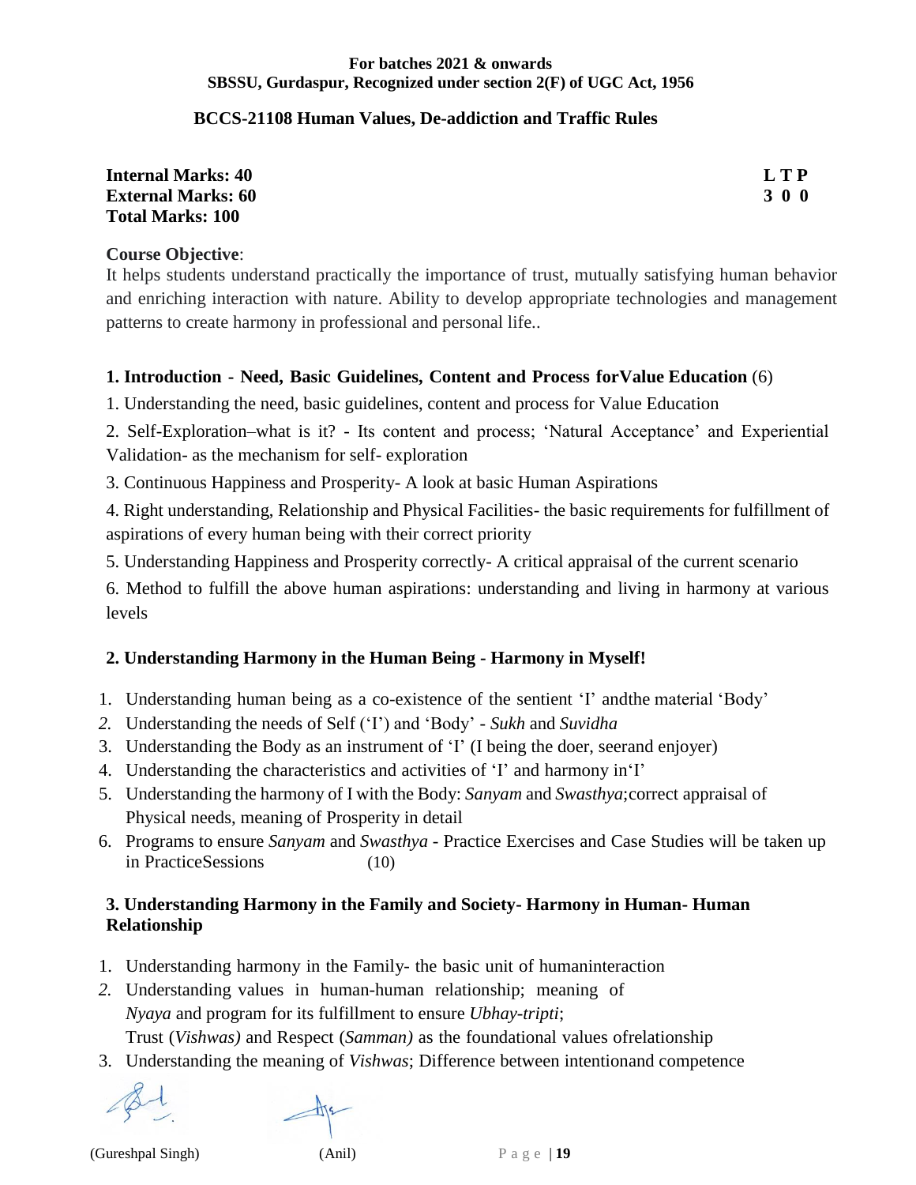**For batches 2021 & onwards**
**SBSSU, Gurdaspur, Recognized under section 2(F) of UGC Act, 1956**

## BCCS-21108 Human Values, De-addiction and Traffic Rules

**Internal Marks: 40**
**External Marks: 60**
**Total Marks: 100**

| L | T | P |
|---|---|---|
| 3 | 0 | 0 |

**Course Objective**:
It helps students understand practically the importance of trust, mutually satisfying human behavior and enriching interaction with nature. Ability to develop appropriate technologies and management patterns to create harmony in professional and personal life..

### 1. Introduction - Need, Basic Guidelines, Content and Process forValue Education (6)

1. Understanding the need, basic guidelines, content and process for Value Education
2. Self-Exploration–what is it? - Its content and process; 'Natural Acceptance' and Experiential Validation- as the mechanism for self- exploration
3. Continuous Happiness and Prosperity- A look at basic Human Aspirations
4. Right understanding, Relationship and Physical Facilities- the basic requirements for fulfillment of aspirations of every human being with their correct priority
5. Understanding Happiness and Prosperity correctly- A critical appraisal of the current scenario
6. Method to fulfill the above human aspirations: understanding and living in harmony at various levels

### 2. Understanding Harmony in the Human Being - Harmony in Myself!

1. Understanding human being as a co-existence of the sentient 'I' andthe material 'Body'
2. Understanding the needs of Self ('I') and 'Body' - *Sukh* and *Suvidha*
3. Understanding the Body as an instrument of 'I' (I being the doer, seerand enjoyer)
4. Understanding the characteristics and activities of 'I' and harmony in'I'
5. Understanding the harmony of I with the Body: *Sanyam* and *Swasthya*;correct appraisal of Physical needs, meaning of Prosperity in detail
6. Programs to ensure *Sanyam* and *Swasthya* - Practice Exercises and Case Studies will be taken up in PracticeSessions (10)

### 3. Understanding Harmony in the Family and Society- Harmony in Human- Human Relationship

1. Understanding harmony in the Family- the basic unit of humaninteraction
2. Understanding values in human-human relationship; meaning of *Nyaya* and program for its fulfillment to ensure *Ubhay-tripti*; Trust (*Vishwas)* and Respect (*Samman)* as the foundational values ofrelationship
3. Understanding the meaning of *Vishwas*; Difference between intentionand competence

(Gureshpal Singh) (Anil)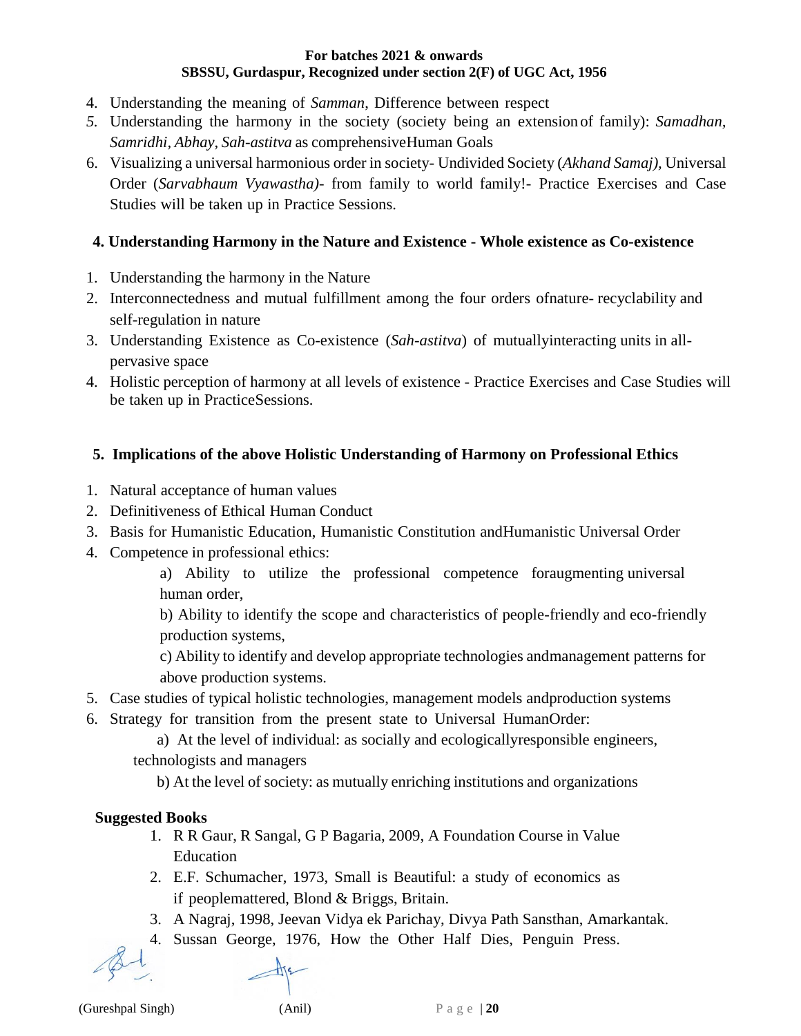4. Understanding the meaning of *Samman*, Difference between respect
5. Understanding the harmony in the society (society being an extension of family): *Samadhan, Samridhi, Abhay, Sah-astitva* as comprehensiveHuman Goals
6. Visualizing a universal harmonious order in society- Undivided Society (*Akhand Samaj),* Universal Order (*Sarvabhaum Vyawastha)*- from family to world family!- Practice Exercises and Case Studies will be taken up in Practice Sessions.

**4. Understanding Harmony in the Nature and Existence - Whole existence as Co-existence**

1. Understanding the harmony in the Nature
2. Interconnectedness and mutual fulfillment among the four orders ofnature- recyclability and self-regulation in nature
3. Understanding Existence as Co-existence (*Sah-astitva*) of mutuallyinteracting units in all-pervasive space
4. Holistic perception of harmony at all levels of existence - Practice Exercises and Case Studies will be taken up in PracticeSessions.

**5. Implications of the above Holistic Understanding of Harmony on Professional Ethics**

1. Natural acceptance of human values
2. Definitiveness of Ethical Human Conduct
3. Basis for Humanistic Education, Humanistic Constitution andHumanistic Universal Order
4. Competence in professional ethics:
   a) Ability to utilize the professional competence foraugmenting universal human order,
   b) Ability to identify the scope and characteristics of people-friendly and eco-friendly production systems,
   c) Ability to identify and develop appropriate technologies andmanagement patterns for above production systems.
5. Case studies of typical holistic technologies, management models andproduction systems
6. Strategy for transition from the present state to Universal HumanOrder:
   a) At the level of individual: as socially and ecologicallyresponsible engineers, technologists and managers
   b) At the level of society: as mutually enriching institutions and organizations

**Suggested Books**

1. R R Gaur, R Sangal, G P Bagaria, 2009, A Foundation Course in Value Education
2. E.F. Schumacher, 1973, Small is Beautiful: a study of economics as if peoplemattered, Blond & Briggs, Britain.
3. A Nagraj, 1998, Jeevan Vidya ek Parichay, Divya Path Sansthan, Amarkantak.
4. Sussan George, 1976, How the Other Half Dies, Penguin Press.

(Gureshpal Singh) (Anil)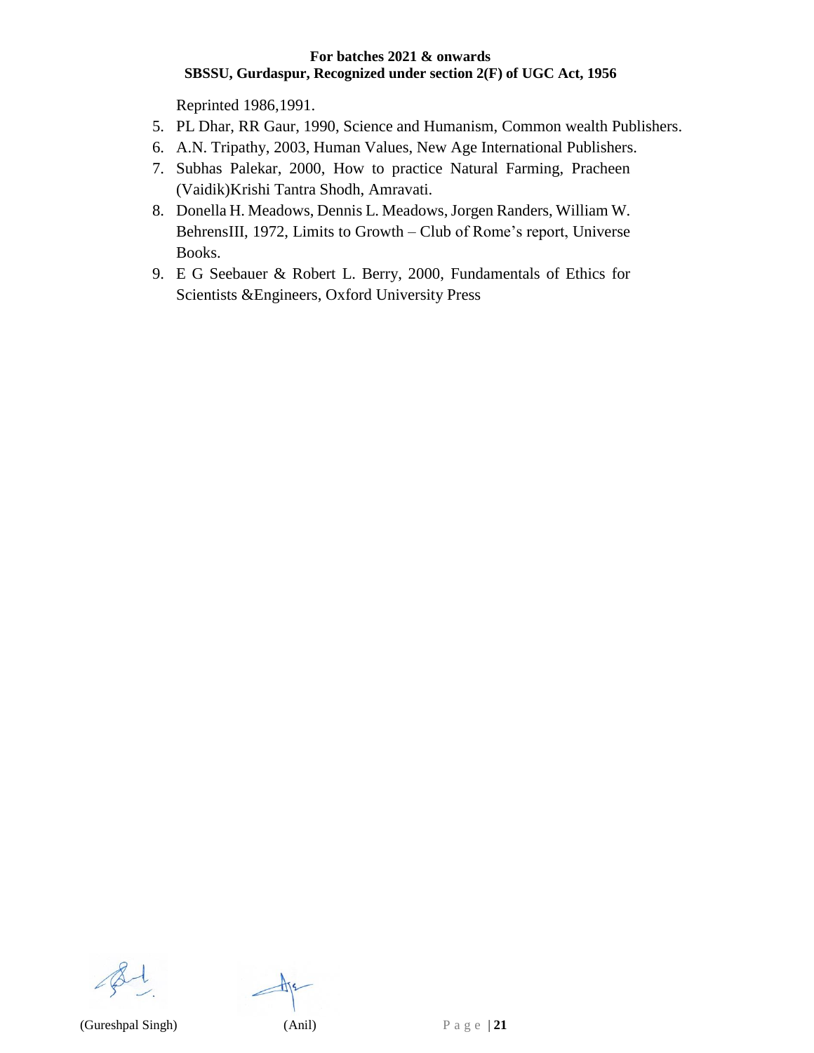Reprinted 1986,1991.

5. PL Dhar, RR Gaur, 1990, Science and Humanism, Common wealth Publishers.
6. A.N. Tripathy, 2003, Human Values, New Age International Publishers.
7. Subhas Palekar, 2000, How to practice Natural Farming, Pracheen (Vaidik)Krishi Tantra Shodh, Amravati.
8. Donella H. Meadows, Dennis L. Meadows, Jorgen Randers, William W. BehrensIII, 1972, Limits to Growth – Club of Rome's report, Universe Books.
9. E G Seebauer & Robert L. Berry, 2000, Fundamentals of Ethics for Scientists &Engineers, Oxford University Press

(Gureshpal Singh) (Anil)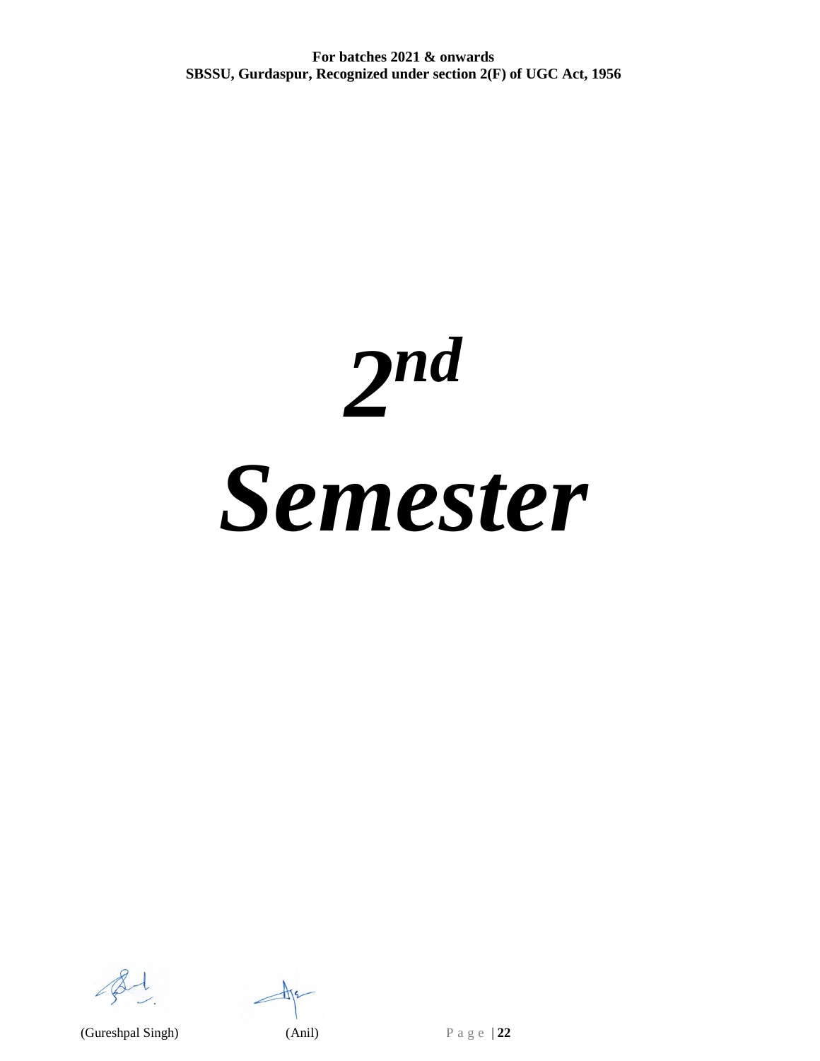# *2nd Semester*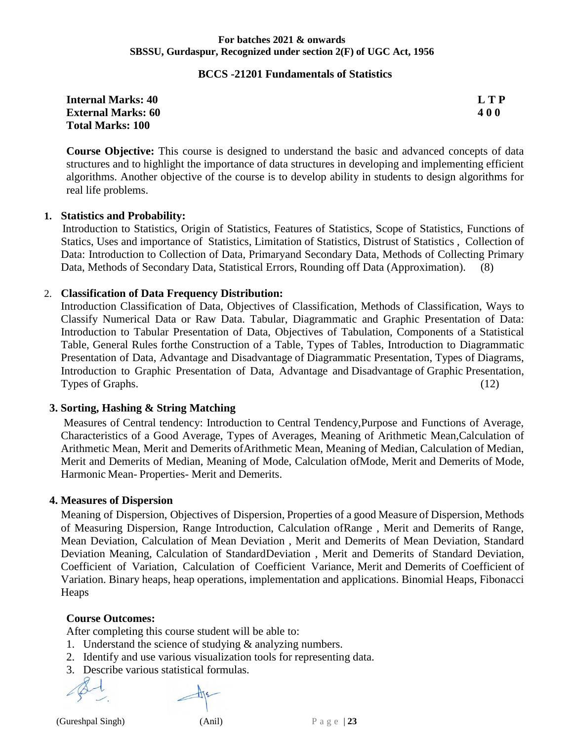**For batches 2021 & onwards**
**SBSSU, Gurdaspur, Recognized under section 2(F) of UGC Act, 1956**

## BCCS -21201 Fundamentals of Statistics

**Internal Marks: 40** **L T P**
**External Marks: 60** **4 0 0**
**Total Marks: 100**

**Course Objective:** This course is designed to understand the basic and advanced concepts of data structures and to highlight the importance of data structures in developing and implementing efficient algorithms. Another objective of the course is to develop ability in students to design algorithms for real life problems.

### 1. Statistics and Probability:

Introduction to Statistics, Origin of Statistics, Features of Statistics, Scope of Statistics, Functions of Statics, Uses and importance of Statistics, Limitation of Statistics, Distrust of Statistics , Collection of Data: Introduction to Collection of Data, Primaryand Secondary Data, Methods of Collecting Primary Data, Methods of Secondary Data, Statistical Errors, Rounding off Data (Approximation). (8)

### 2. Classification of Data Frequency Distribution:

Introduction Classification of Data, Objectives of Classification, Methods of Classification, Ways to Classify Numerical Data or Raw Data. Tabular, Diagrammatic and Graphic Presentation of Data: Introduction to Tabular Presentation of Data, Objectives of Tabulation, Components of a Statistical Table, General Rules forthe Construction of a Table, Types of Tables, Introduction to Diagrammatic Presentation of Data, Advantage and Disadvantage of Diagrammatic Presentation, Types of Diagrams, Introduction to Graphic Presentation of Data, Advantage and Disadvantage of Graphic Presentation, Types of Graphs. (12)

### 3. Sorting, Hashing & String Matching

Measures of Central tendency: Introduction to Central Tendency,Purpose and Functions of Average, Characteristics of a Good Average, Types of Averages, Meaning of Arithmetic Mean,Calculation of Arithmetic Mean, Merit and Demerits ofArithmetic Mean, Meaning of Median, Calculation of Median, Merit and Demerits of Median, Meaning of Mode, Calculation ofMode, Merit and Demerits of Mode, Harmonic Mean- Properties- Merit and Demerits.

### 4. Measures of Dispersion

Meaning of Dispersion, Objectives of Dispersion, Properties of a good Measure of Dispersion, Methods of Measuring Dispersion, Range Introduction, Calculation ofRange , Merit and Demerits of Range, Mean Deviation, Calculation of Mean Deviation , Merit and Demerits of Mean Deviation, Standard Deviation Meaning, Calculation of StandardDeviation , Merit and Demerits of Standard Deviation, Coefficient of Variation, Calculation of Coefficient Variance, Merit and Demerits of Coefficient of Variation. Binary heaps, heap operations, implementation and applications. Binomial Heaps, Fibonacci Heaps

**Course Outcomes:**

After completing this course student will be able to:

1. Understand the science of studying & analyzing numbers.
2. Identify and use various visualization tools for representing data.
3. Describe various statistical formulas.

(Gureshpal Singh) (Anil)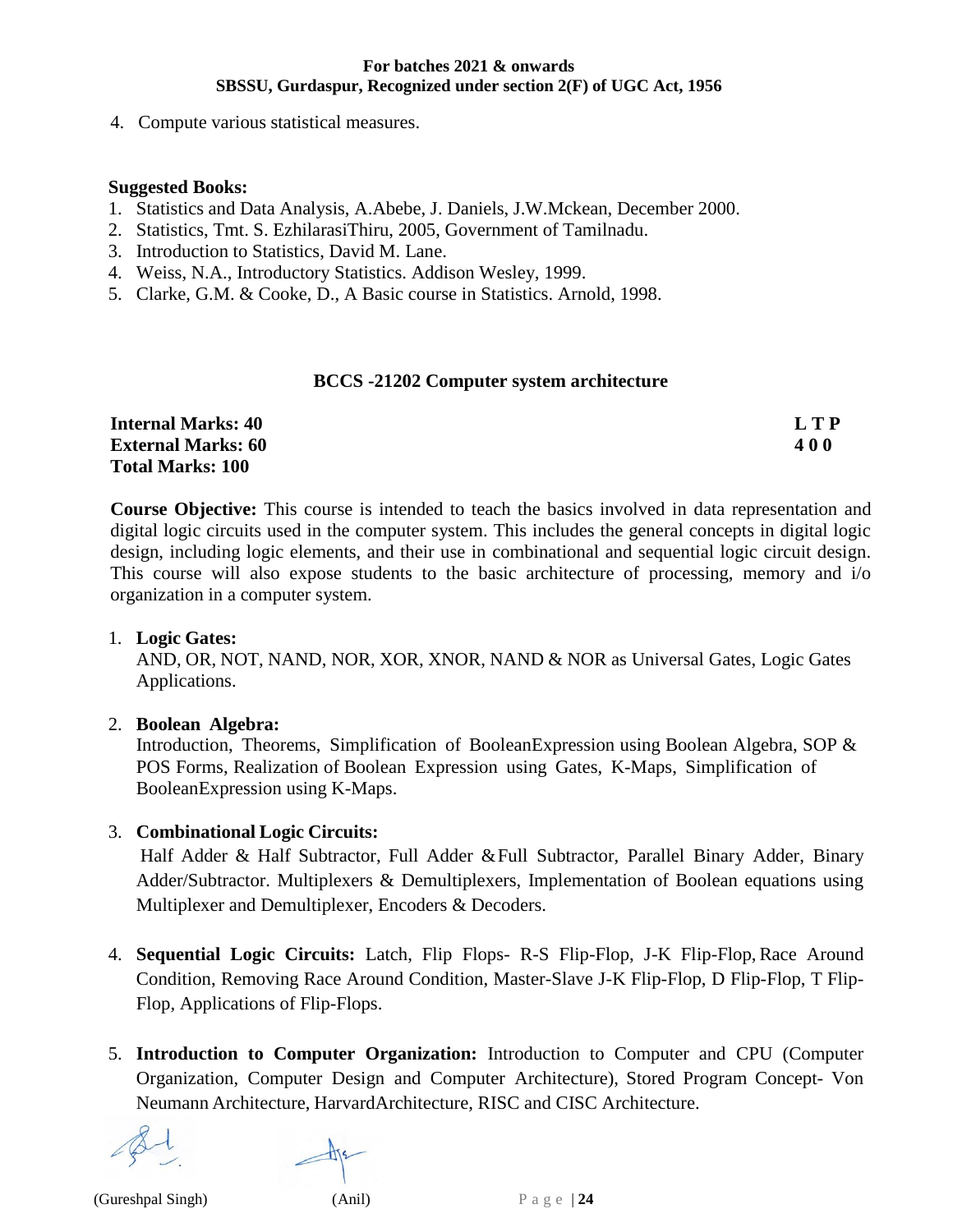4. Compute various statistical measures.

**Suggested Books:**

1. Statistics and Data Analysis, A.Abebe, J. Daniels, J.W.Mckean, December 2000.
2. Statistics, Tmt. S. EzhilarasiThiru, 2005, Government of Tamilnadu.
3. Introduction to Statistics, David M. Lane.
4. Weiss, N.A., Introductory Statistics. Addison Wesley, 1999.
5. Clarke, G.M. & Cooke, D., A Basic course in Statistics. Arnold, 1998.

## BCCS -21202 Computer system architecture

| | |
|---|---|
| **Internal Marks: 40** | **L T P** |
| **External Marks: 60** | **4 0 0** |
| **Total Marks: 100** | |

**Course Objective:** This course is intended to teach the basics involved in data representation and digital logic circuits used in the computer system. This includes the general concepts in digital logic design, including logic elements, and their use in combinational and sequential logic circuit design. This course will also expose students to the basic architecture of processing, memory and i/o organization in a computer system.

1. **Logic Gates:**
   AND, OR, NOT, NAND, NOR, XOR, XNOR, NAND & NOR as Universal Gates, Logic Gates Applications.

2. **Boolean Algebra:**
   Introduction, Theorems, Simplification of BooleanExpression using Boolean Algebra, SOP & POS Forms, Realization of Boolean Expression using Gates, K-Maps, Simplification of BooleanExpression using K-Maps.

3. **Combinational Logic Circuits:**
   Half Adder & Half Subtractor, Full Adder & Full Subtractor, Parallel Binary Adder, Binary Adder/Subtractor. Multiplexers & Demultiplexers, Implementation of Boolean equations using Multiplexer and Demultiplexer, Encoders & Decoders.

4. **Sequential Logic Circuits:** Latch, Flip Flops- R-S Flip-Flop, J-K Flip-Flop, Race Around Condition, Removing Race Around Condition, Master-Slave J-K Flip-Flop, D Flip-Flop, T Flip-Flop, Applications of Flip-Flops.

5. **Introduction to Computer Organization:** Introduction to Computer and CPU (Computer Organization, Computer Design and Computer Architecture), Stored Program Concept- Von Neumann Architecture, HarvardArchitecture, RISC and CISC Architecture.

(Gureshpal Singh) (Anil)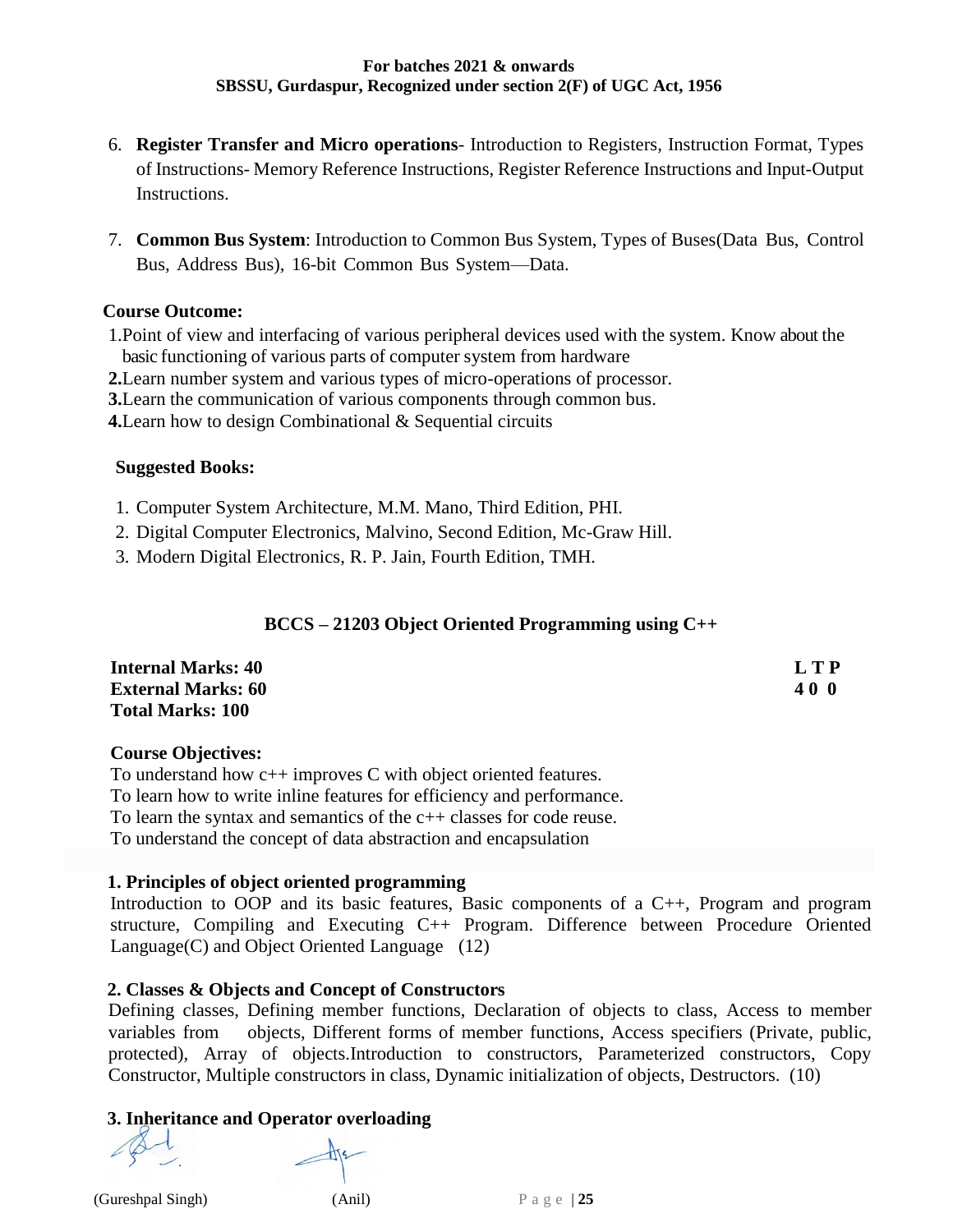6. **Register Transfer and Micro operations**- Introduction to Registers, Instruction Format, Types of Instructions- Memory Reference Instructions, Register Reference Instructions and Input-Output Instructions.

7. **Common Bus System**: Introduction to Common Bus System, Types of Buses(Data Bus, Control Bus, Address Bus), 16-bit Common Bus System—Data.

**Course Outcome:**

1.Point of view and interfacing of various peripheral devices used with the system. Know about the basic functioning of various parts of computer system from hardware

**2.**Learn number system and various types of micro-operations of processor.

**3.**Learn the communication of various components through common bus.

**4.**Learn how to design Combinational & Sequential circuits

**Suggested Books:**

1. Computer System Architecture, M.M. Mano, Third Edition, PHI.
2. Digital Computer Electronics, Malvino, Second Edition, Mc-Graw Hill.
3. Modern Digital Electronics, R. P. Jain, Fourth Edition, TMH.

## BCCS – 21203 Object Oriented Programming using C++

**Internal Marks: 40**
**External Marks: 60**
**Total Marks: 100**

**L T P**
**4 0 0**

**Course Objectives:**

To understand how c++ improves C with object oriented features.
To learn how to write inline features for efficiency and performance.
To learn the syntax and semantics of the c++ classes for code reuse.
To understand the concept of data abstraction and encapsulation

**1. Principles of object oriented programming**

Introduction to OOP and its basic features, Basic components of a C++, Program and program structure, Compiling and Executing C++ Program. Difference between Procedure Oriented Language(C) and Object Oriented Language (12)

**2. Classes & Objects and Concept of Constructors**

Defining classes, Defining member functions, Declaration of objects to class, Access to member variables from objects, Different forms of member functions, Access specifiers (Private, public, protected), Array of objects.Introduction to constructors, Parameterized constructors, Copy Constructor, Multiple constructors in class, Dynamic initialization of objects, Destructors. (10)

**3. Inheritance and Operator overloading**

(Gureshpal Singh) (Anil)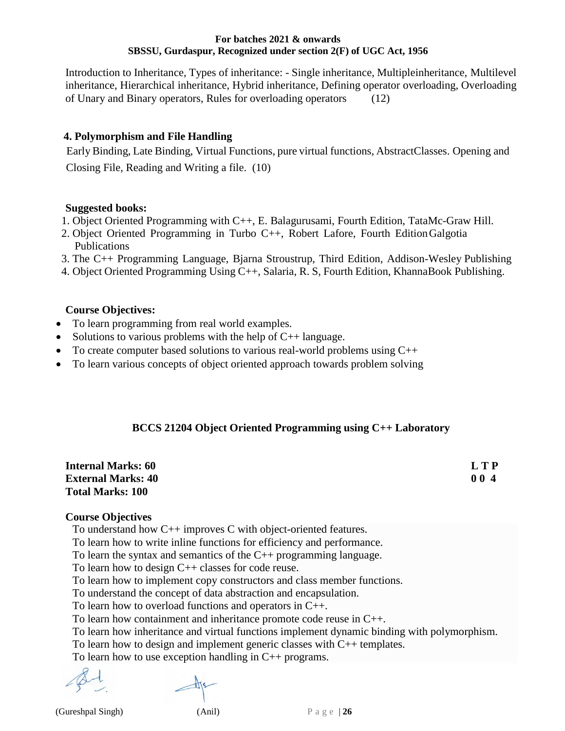Introduction to Inheritance, Types of inheritance: - Single inheritance, Multipleinheritance, Multilevel inheritance, Hierarchical inheritance, Hybrid inheritance, Defining operator overloading, Overloading of Unary and Binary operators, Rules for overloading operators (12)

**4. Polymorphism and File Handling**

Early Binding, Late Binding, Virtual Functions, pure virtual functions, AbstractClasses. Opening and Closing File, Reading and Writing a file. (10)

**Suggested books:**

1. Object Oriented Programming with C++, E. Balagurusami, Fourth Edition, TataMc-Graw Hill.
2. Object Oriented Programming in Turbo C++, Robert Lafore, Fourth Edition Galgotia Publications
3. The C++ Programming Language, Bjarna Stroustrup, Third Edition, Addison-Wesley Publishing
4. Object Oriented Programming Using C++, Salaria, R. S, Fourth Edition, KhannaBook Publishing.

**Course Objectives:**

- To learn programming from real world examples.
- Solutions to various problems with the help of C++ language.
- To create computer based solutions to various real-world problems using C++
- To learn various concepts of object oriented approach towards problem solving

## BCCS 21204 Object Oriented Programming using C++ Laboratory

**Internal Marks: 60** **L T P**
**External Marks: 40** **0 0 4**
**Total Marks: 100**

**Course Objectives**

To understand how C++ improves C with object-oriented features.
To learn how to write inline functions for efficiency and performance.
To learn the syntax and semantics of the C++ programming language.
To learn how to design C++ classes for code reuse.
To learn how to implement copy constructors and class member functions.
To understand the concept of data abstraction and encapsulation.
To learn how to overload functions and operators in C++.
To learn how containment and inheritance promote code reuse in C++.
To learn how inheritance and virtual functions implement dynamic binding with polymorphism.
To learn how to design and implement generic classes with C++ templates.
To learn how to use exception handling in C++ programs.

(Gureshpal Singh) (Anil)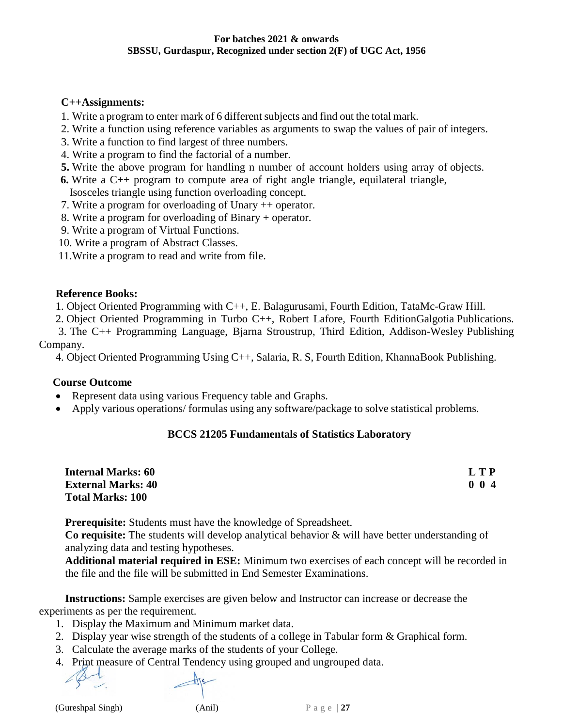**C++Assignments:**

1. Write a program to enter mark of 6 different subjects and find out the total mark.
2. Write a function using reference variables as arguments to swap the values of pair of integers.
3. Write a function to find largest of three numbers.
4. Write a program to find the factorial of a number.
5. Write the above program for handling n number of account holders using array of objects.
6. Write a C++ program to compute area of right angle triangle, equilateral triangle, Isosceles triangle using function overloading concept.
7. Write a program for overloading of Unary ++ operator.
8. Write a program for overloading of Binary + operator.
9. Write a program of Virtual Functions.
10. Write a program of Abstract Classes.
11. Write a program to read and write from file.

**Reference Books:**

1. Object Oriented Programming with C++, E. Balagurusami, Fourth Edition, TataMc-Graw Hill.
2. Object Oriented Programming in Turbo C++, Robert Lafore, Fourth EditionGalgotia Publications.
3. The C++ Programming Language, Bjarna Stroustrup, Third Edition, Addison-Wesley Publishing Company.
4. Object Oriented Programming Using C++, Salaria, R. S, Fourth Edition, KhannaBook Publishing.

**Course Outcome**

- Represent data using various Frequency table and Graphs.
- Apply various operations/ formulas using any software/package to solve statistical problems.

## BCCS 21205 Fundamentals of Statistics Laboratory

**Internal Marks: 60** **L T P**
**External Marks: 40** **0 0 4**
**Total Marks: 100**

**Prerequisite:** Students must have the knowledge of Spreadsheet.
**Co requisite:** The students will develop analytical behavior & will have better understanding of analyzing data and testing hypotheses.
**Additional material required in ESE:** Minimum two exercises of each concept will be recorded in the file and the file will be submitted in End Semester Examinations.

**Instructions:** Sample exercises are given below and Instructor can increase or decrease the experiments as per the requirement.

1. Display the Maximum and Minimum market data.
2. Display year wise strength of the students of a college in Tabular form & Graphical form.
3. Calculate the average marks of the students of your College.
4. Print measure of Central Tendency using grouped and ungrouped data.

(Gureshpal Singh) (Anil)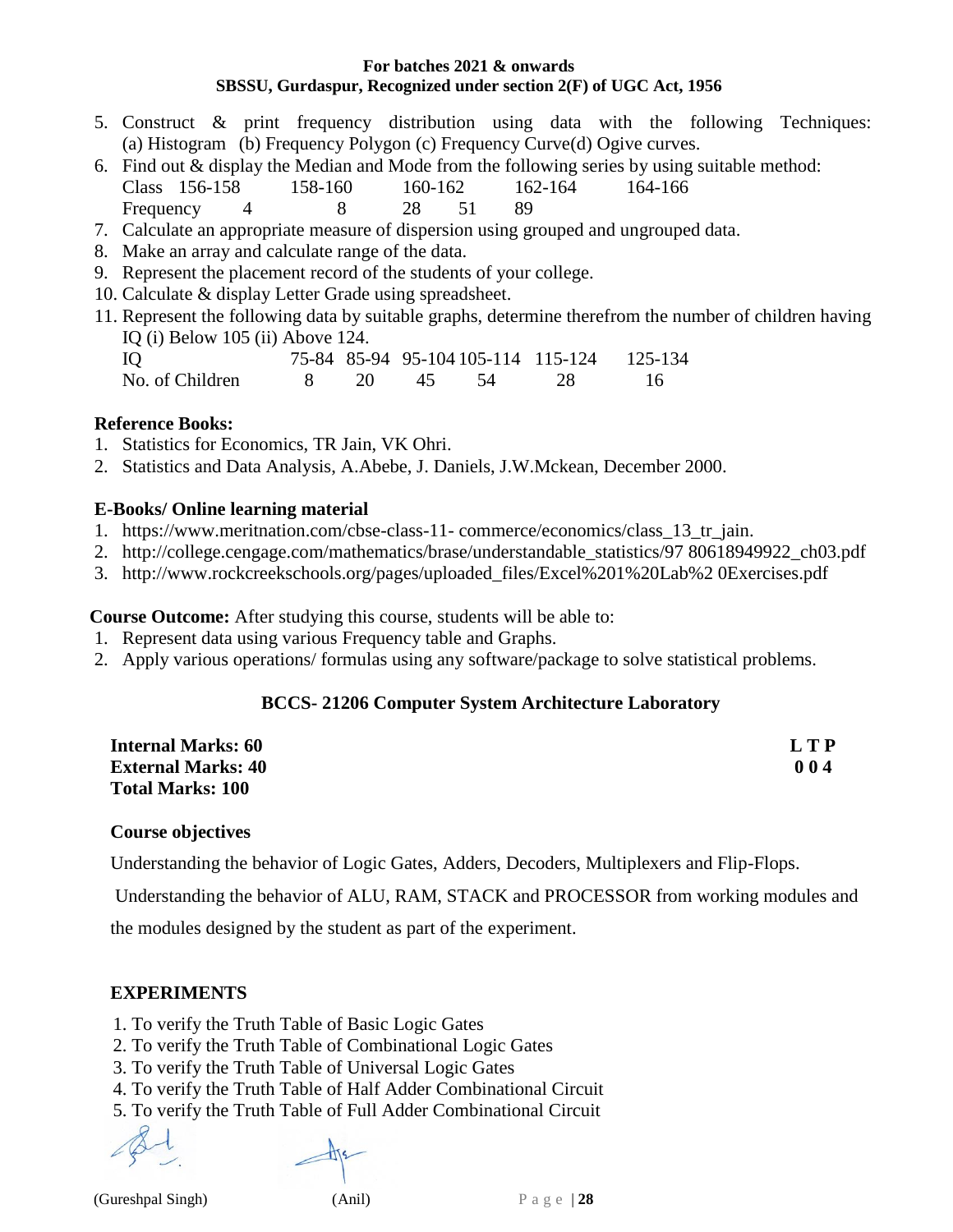5. Construct & print frequency distribution using data with the following Techniques: (a) Histogram (b) Frequency Polygon (c) Frequency Curve(d) Ogive curves.
6. Find out & display the Median and Mode from the following series by using suitable method:

| Class | 156-158 | 158-160 | 160-162 | 162-164 | 164-166 |
|---|---|---|---|---|---|
| Frequency | 4 | 8 | 28 | 51 | 89 |

7. Calculate an appropriate measure of dispersion using grouped and ungrouped data.
8. Make an array and calculate range of the data.
9. Represent the placement record of the students of your college.
10. Calculate & display Letter Grade using spreadsheet.
11. Represent the following data by suitable graphs, determine therefrom the number of children having IQ (i) Below 105 (ii) Above 124.

| IQ | 75-84 | 85-94 | 95-104 | 105-114 | 115-124 | 125-134 |
|---|---|---|---|---|---|---|
| No. of Children | 8 | 20 | 45 | 54 | 28 | 16 |

**Reference Books:**

1. Statistics for Economics, TR Jain, VK Ohri.
2. Statistics and Data Analysis, A.Abebe, J. Daniels, J.W.Mckean, December 2000.

**E-Books/ Online learning material**

1. https://www.meritnation.com/cbse-class-11- commerce/economics/class_13_tr_jain.
2. http://college.cengage.com/mathematics/brase/understandable_statistics/97 80618949922_ch03.pdf
3. http://www.rockcreekschools.org/pages/uploaded_files/Excel%201%20Lab%2 0Exercises.pdf

**Course Outcome:** After studying this course, students will be able to:

1. Represent data using various Frequency table and Graphs.
2. Apply various operations/ formulas using any software/package to solve statistical problems.

## BCCS- 21206 Computer System Architecture Laboratory

| | |
|---|---|
| **Internal Marks: 60** | **L T P** |
| **External Marks: 40** | **0 0 4** |
| **Total Marks: 100** | |

**Course objectives**

Understanding the behavior of Logic Gates, Adders, Decoders, Multiplexers and Flip-Flops.

Understanding the behavior of ALU, RAM, STACK and PROCESSOR from working modules and the modules designed by the student as part of the experiment.

**EXPERIMENTS**

1. To verify the Truth Table of Basic Logic Gates
2. To verify the Truth Table of Combinational Logic Gates
3. To verify the Truth Table of Universal Logic Gates
4. To verify the Truth Table of Half Adder Combinational Circuit
5. To verify the Truth Table of Full Adder Combinational Circuit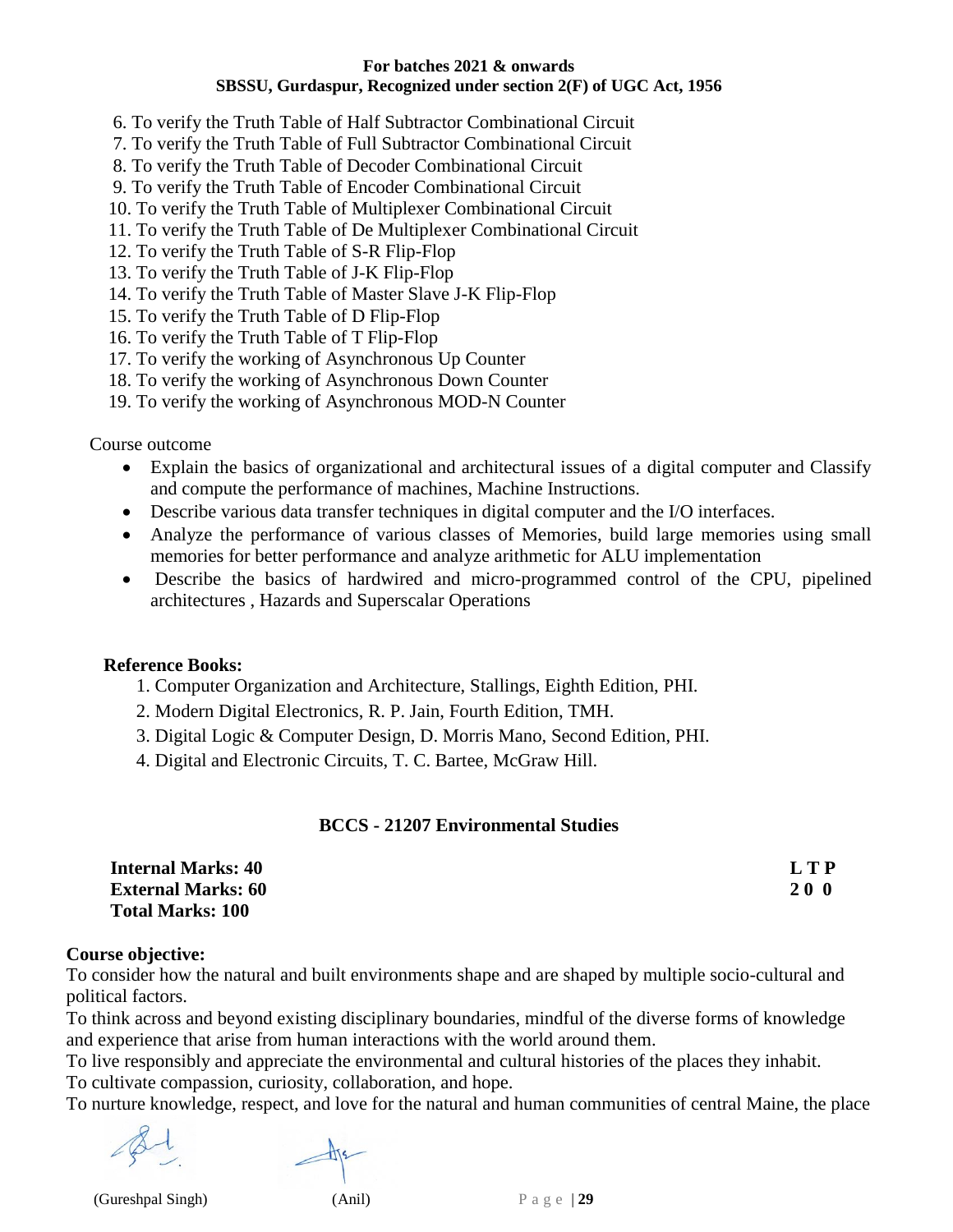6. To verify the Truth Table of Half Subtractor Combinational Circuit
7. To verify the Truth Table of Full Subtractor Combinational Circuit
8. To verify the Truth Table of Decoder Combinational Circuit
9. To verify the Truth Table of Encoder Combinational Circuit
10. To verify the Truth Table of Multiplexer Combinational Circuit
11. To verify the Truth Table of De Multiplexer Combinational Circuit
12. To verify the Truth Table of S-R Flip-Flop
13. To verify the Truth Table of J-K Flip-Flop
14. To verify the Truth Table of Master Slave J-K Flip-Flop
15. To verify the Truth Table of D Flip-Flop
16. To verify the Truth Table of T Flip-Flop
17. To verify the working of Asynchronous Up Counter
18. To verify the working of Asynchronous Down Counter
19. To verify the working of Asynchronous MOD-N Counter

Course outcome

- Explain the basics of organizational and architectural issues of a digital computer and Classify and compute the performance of machines, Machine Instructions.
- Describe various data transfer techniques in digital computer and the I/O interfaces.
- Analyze the performance of various classes of Memories, build large memories using small memories for better performance and analyze arithmetic for ALU implementation
- Describe the basics of hardwired and micro-programmed control of the CPU, pipelined architectures , Hazards and Superscalar Operations

**Reference Books:**

1. Computer Organization and Architecture, Stallings, Eighth Edition, PHI.
2. Modern Digital Electronics, R. P. Jain, Fourth Edition, TMH.
3. Digital Logic & Computer Design, D. Morris Mano, Second Edition, PHI.
4. Digital and Electronic Circuits, T. C. Bartee, McGraw Hill.

## BCCS - 21207 Environmental Studies

**Internal Marks: 40** — **L T P**
**External Marks: 60** — **2 0 0**
**Total Marks: 100**

**Course objective:**

To consider how the natural and built environments shape and are shaped by multiple socio-cultural and political factors.

To think across and beyond existing disciplinary boundaries, mindful of the diverse forms of knowledge and experience that arise from human interactions with the world around them.

To live responsibly and appreciate the environmental and cultural histories of the places they inhabit.

To cultivate compassion, curiosity, collaboration, and hope.

To nurture knowledge, respect, and love for the natural and human communities of central Maine, the place

(Gureshpal Singh) (Anil)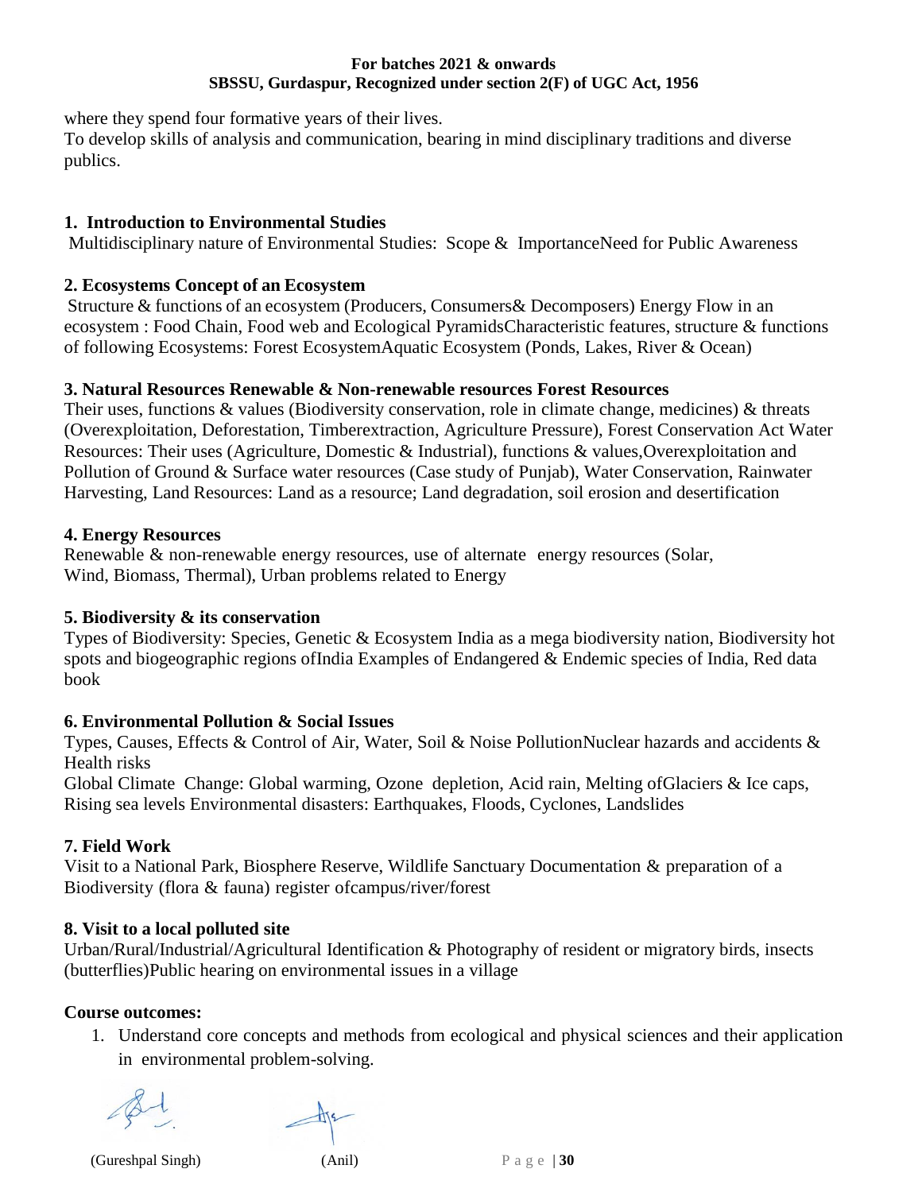where they spend four formative years of their lives.
To develop skills of analysis and communication, bearing in mind disciplinary traditions and diverse publics.

**1. Introduction to Environmental Studies**

Multidisciplinary nature of Environmental Studies: Scope & ImportanceNeed for Public Awareness

**2. Ecosystems Concept of an Ecosystem**

Structure & functions of an ecosystem (Producers, Consumers& Decomposers) Energy Flow in an ecosystem : Food Chain, Food web and Ecological PyramidsCharacteristic features, structure & functions of following Ecosystems: Forest EcosystemAquatic Ecosystem (Ponds, Lakes, River & Ocean)

**3. Natural Resources Renewable & Non-renewable resources Forest Resources**

Their uses, functions & values (Biodiversity conservation, role in climate change, medicines) & threats (Overexploitation, Deforestation, Timberextraction, Agriculture Pressure), Forest Conservation Act Water Resources: Their uses (Agriculture, Domestic & Industrial), functions & values,Overexploitation and Pollution of Ground & Surface water resources (Case study of Punjab), Water Conservation, Rainwater Harvesting, Land Resources: Land as a resource; Land degradation, soil erosion and desertification

**4. Energy Resources**

Renewable & non-renewable energy resources, use of alternate energy resources (Solar, Wind, Biomass, Thermal), Urban problems related to Energy

**5. Biodiversity & its conservation**

Types of Biodiversity: Species, Genetic & Ecosystem India as a mega biodiversity nation, Biodiversity hot spots and biogeographic regions ofIndia Examples of Endangered & Endemic species of India, Red data book

**6. Environmental Pollution & Social Issues**

Types, Causes, Effects & Control of Air, Water, Soil & Noise PollutionNuclear hazards and accidents & Health risks

Global Climate Change: Global warming, Ozone depletion, Acid rain, Melting ofGlaciers & Ice caps, Rising sea levels Environmental disasters: Earthquakes, Floods, Cyclones, Landslides

**7. Field Work**

Visit to a National Park, Biosphere Reserve, Wildlife Sanctuary Documentation & preparation of a Biodiversity (flora & fauna) register ofcampus/river/forest

**8. Visit to a local polluted site**

Urban/Rural/Industrial/Agricultural Identification & Photography of resident or migratory birds, insects (butterflies)Public hearing on environmental issues in a village

**Course outcomes:**

1. Understand core concepts and methods from ecological and physical sciences and their application in environmental problem-solving.

(Gureshpal Singh) (Anil)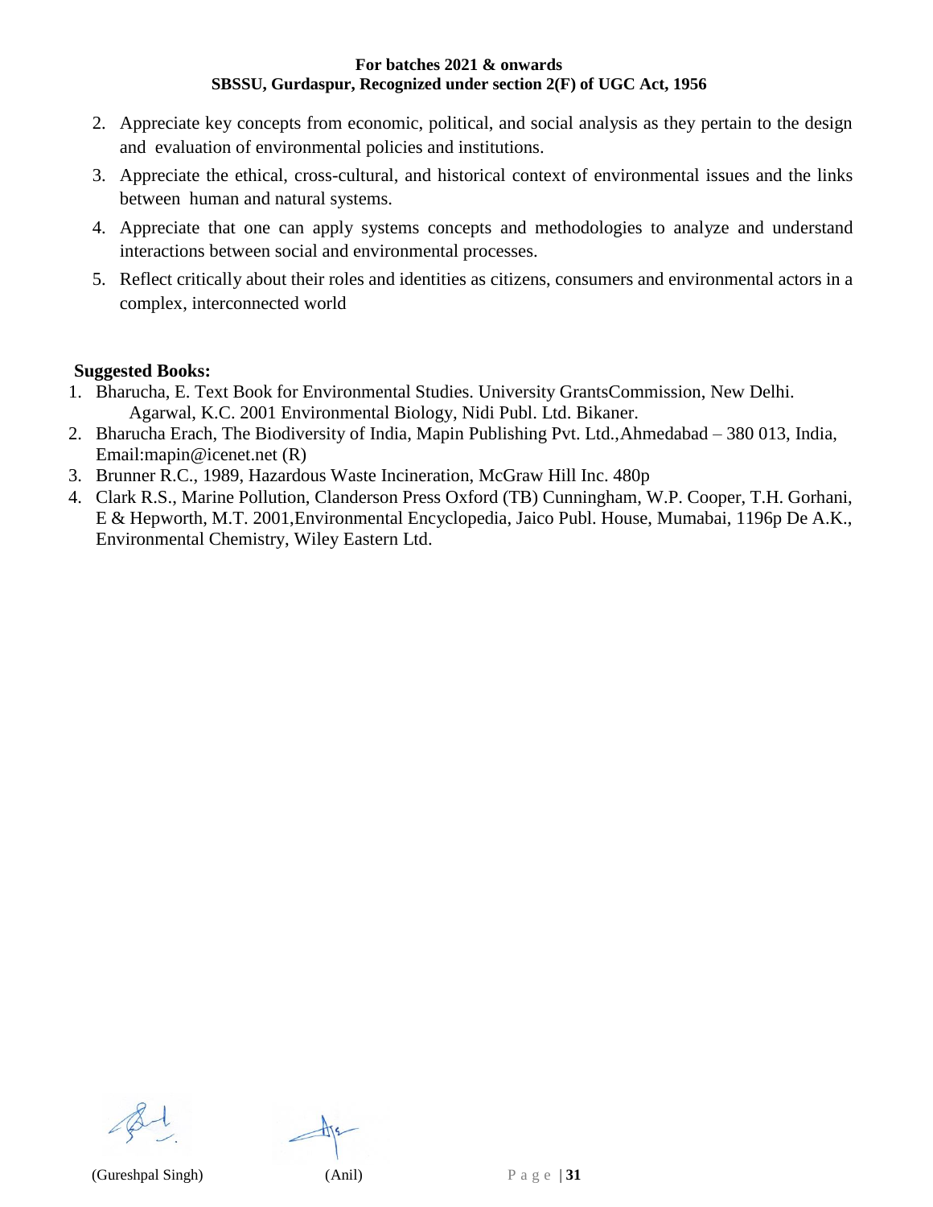2. Appreciate key concepts from economic, political, and social analysis as they pertain to the design and evaluation of environmental policies and institutions.
3. Appreciate the ethical, cross-cultural, and historical context of environmental issues and the links between human and natural systems.
4. Appreciate that one can apply systems concepts and methodologies to analyze and understand interactions between social and environmental processes.
5. Reflect critically about their roles and identities as citizens, consumers and environmental actors in a complex, interconnected world

**Suggested Books:**

1. Bharucha, E. Text Book for Environmental Studies. University GrantsCommission, New Delhi. Agarwal, K.C. 2001 Environmental Biology, Nidi Publ. Ltd. Bikaner.
2. Bharucha Erach, The Biodiversity of India, Mapin Publishing Pvt. Ltd.,Ahmedabad – 380 013, India, Email:mapin@icenet.net (R)
3. Brunner R.C., 1989, Hazardous Waste Incineration, McGraw Hill Inc. 480p
4. Clark R.S., Marine Pollution, Clanderson Press Oxford (TB) Cunningham, W.P. Cooper, T.H. Gorhani, E & Hepworth, M.T. 2001,Environmental Encyclopedia, Jaico Publ. House, Mumabai, 1196p De A.K., Environmental Chemistry, Wiley Eastern Ltd.

(Gureshpal Singh) (Anil)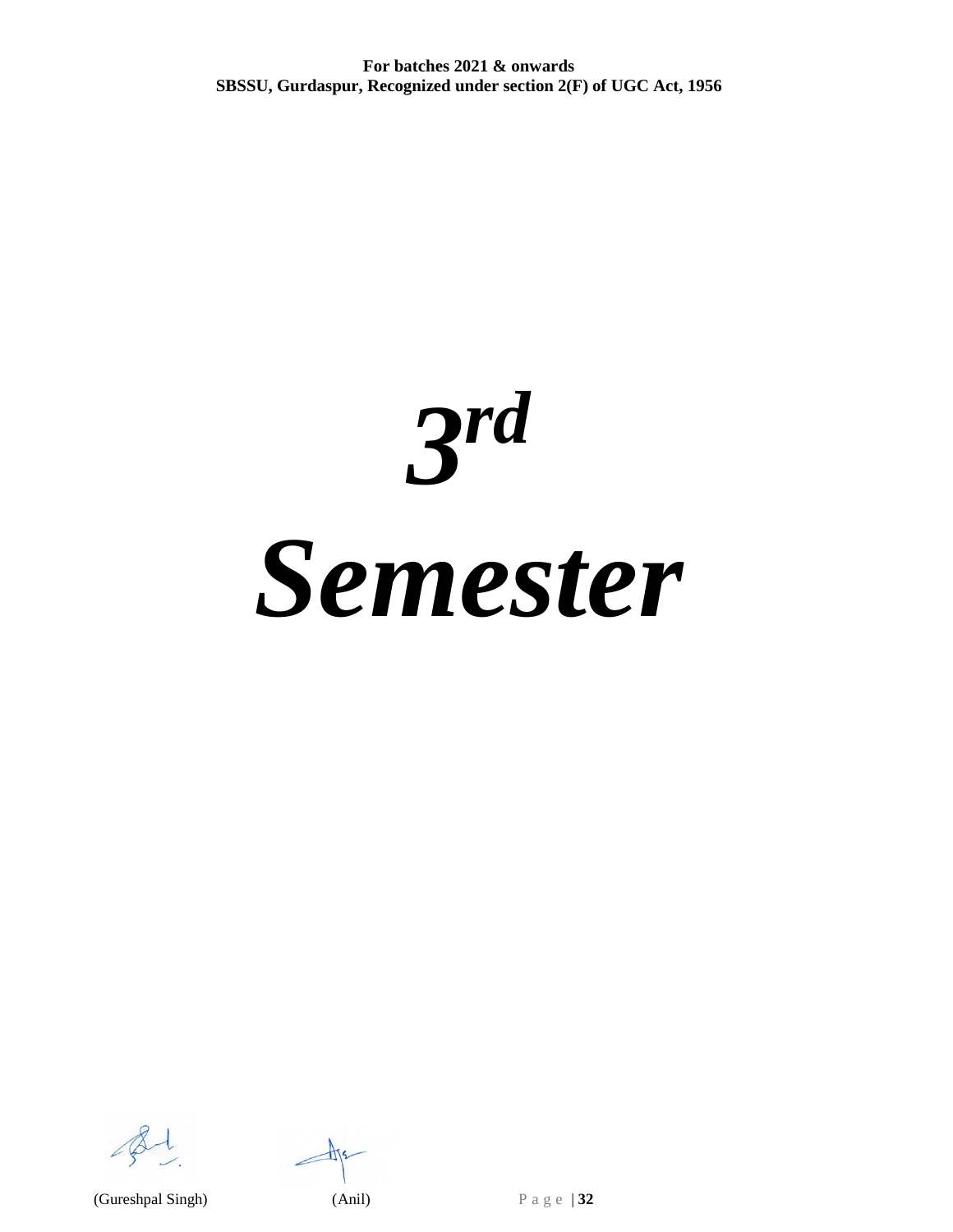# *3rd Semester*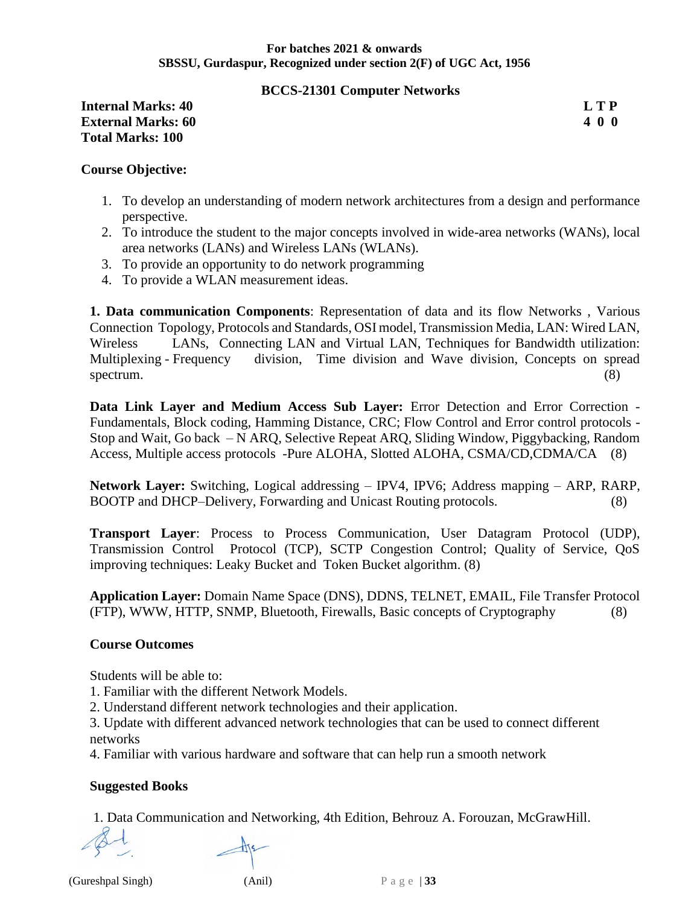**For batches 2021 & onwards**
**SBSSU, Gurdaspur, Recognized under section 2(F) of UGC Act, 1956**

## BCCS-21301 Computer Networks

**Internal Marks: 40**
**External Marks: 60**
**Total Marks: 100**

| L | T | P |
|---|---|---|
| 4 | 0 | 0 |

### Course Objective:

1. To develop an understanding of modern network architectures from a design and performance perspective.
2. To introduce the student to the major concepts involved in wide-area networks (WANs), local area networks (LANs) and Wireless LANs (WLANs).
3. To provide an opportunity to do network programming
4. To provide a WLAN measurement ideas.

**1. Data communication Components**: Representation of data and its flow Networks , Various Connection Topology, Protocols and Standards, OSI model, Transmission Media, LAN: Wired LAN, Wireless LANs, Connecting LAN and Virtual LAN, Techniques for Bandwidth utilization: Multiplexing - Frequency division, Time division and Wave division, Concepts on spread spectrum. (8)

**Data Link Layer and Medium Access Sub Layer:** Error Detection and Error Correction - Fundamentals, Block coding, Hamming Distance, CRC; Flow Control and Error control protocols - Stop and Wait, Go back – N ARQ, Selective Repeat ARQ, Sliding Window, Piggybacking, Random Access, Multiple access protocols -Pure ALOHA, Slotted ALOHA, CSMA/CD,CDMA/CA (8)

**Network Layer:** Switching, Logical addressing – IPV4, IPV6; Address mapping – ARP, RARP, BOOTP and DHCP–Delivery, Forwarding and Unicast Routing protocols. (8)

**Transport Layer**: Process to Process Communication, User Datagram Protocol (UDP), Transmission Control Protocol (TCP), SCTP Congestion Control; Quality of Service, QoS improving techniques: Leaky Bucket and Token Bucket algorithm. (8)

**Application Layer:** Domain Name Space (DNS), DDNS, TELNET, EMAIL, File Transfer Protocol (FTP), WWW, HTTP, SNMP, Bluetooth, Firewalls, Basic concepts of Cryptography (8)

### Course Outcomes

Students will be able to:

1. Familiar with the different Network Models.
2. Understand different network technologies and their application.
3. Update with different advanced network technologies that can be used to connect different networks
4. Familiar with various hardware and software that can help run a smooth network

### Suggested Books

1. Data Communication and Networking, 4th Edition, Behrouz A. Forouzan, McGrawHill.

(Gureshpal Singh) (Anil)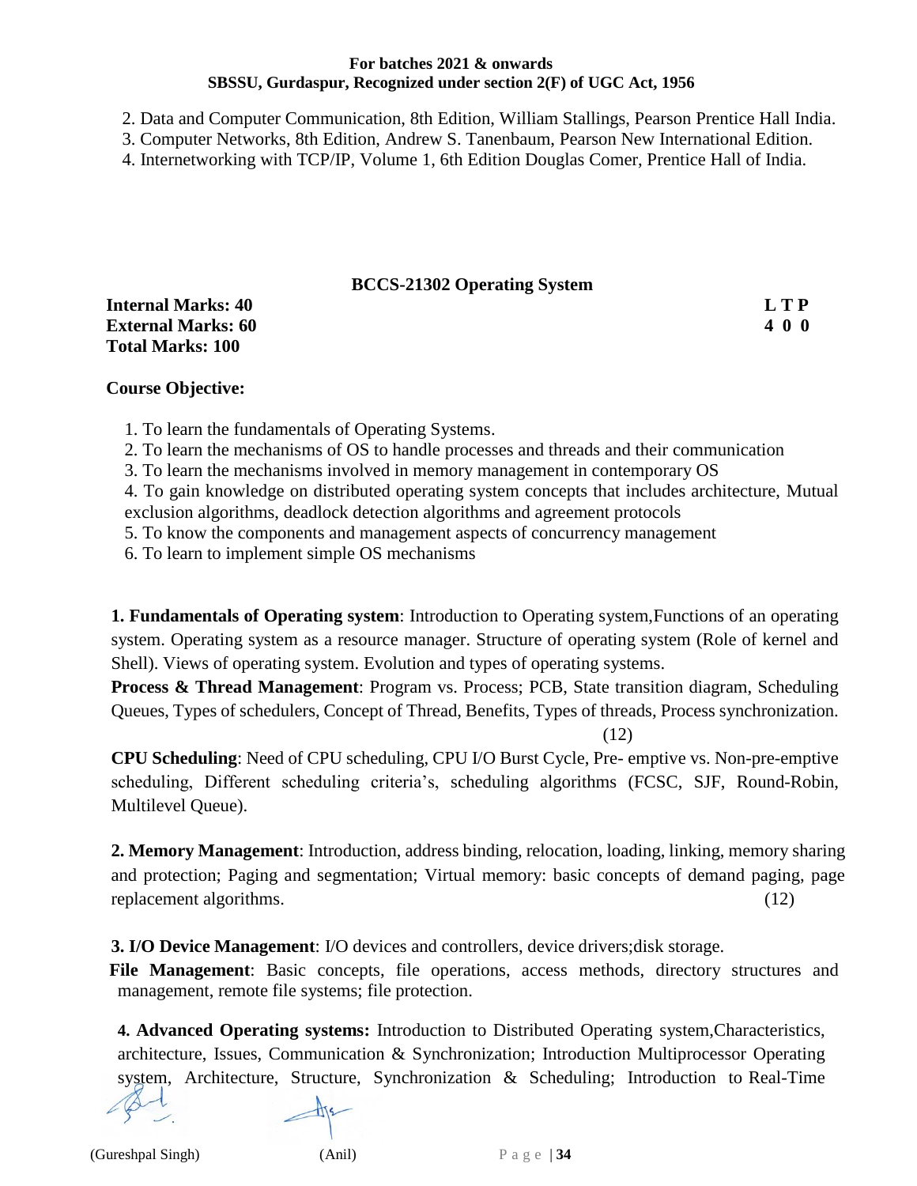2. Data and Computer Communication, 8th Edition, William Stallings, Pearson Prentice Hall India.
3. Computer Networks, 8th Edition, Andrew S. Tanenbaum, Pearson New International Edition.
4. Internetworking with TCP/IP, Volume 1, 6th Edition Douglas Comer, Prentice Hall of India.

## BCCS-21302 Operating System

**Internal Marks: 40** **L T P**
**External Marks: 60** **4 0 0**
**Total Marks: 100**

**Course Objective:**

1. To learn the fundamentals of Operating Systems.
2. To learn the mechanisms of OS to handle processes and threads and their communication
3. To learn the mechanisms involved in memory management in contemporary OS
4. To gain knowledge on distributed operating system concepts that includes architecture, Mutual exclusion algorithms, deadlock detection algorithms and agreement protocols
5. To know the components and management aspects of concurrency management
6. To learn to implement simple OS mechanisms

**1. Fundamentals of Operating system**: Introduction to Operating system,Functions of an operating system. Operating system as a resource manager. Structure of operating system (Role of kernel and Shell). Views of operating system. Evolution and types of operating systems.

**Process & Thread Management**: Program vs. Process; PCB, State transition diagram, Scheduling Queues, Types of schedulers, Concept of Thread, Benefits, Types of threads, Process synchronization. (12)

**CPU Scheduling**: Need of CPU scheduling, CPU I/O Burst Cycle, Pre- emptive vs. Non-pre-emptive scheduling, Different scheduling criteria's, scheduling algorithms (FCSC, SJF, Round-Robin, Multilevel Queue).

**2. Memory Management**: Introduction, address binding, relocation, loading, linking, memory sharing and protection; Paging and segmentation; Virtual memory: basic concepts of demand paging, page replacement algorithms. (12)

**3. I/O Device Management**: I/O devices and controllers, device drivers;disk storage.

**File Management**: Basic concepts, file operations, access methods, directory structures and management, remote file systems; file protection.

**4. Advanced Operating systems:** Introduction to Distributed Operating system,Characteristics, architecture, Issues, Communication & Synchronization; Introduction Multiprocessor Operating system, Architecture, Structure, Synchronization & Scheduling; Introduction to Real-Time

(Gureshpal Singh) (Anil)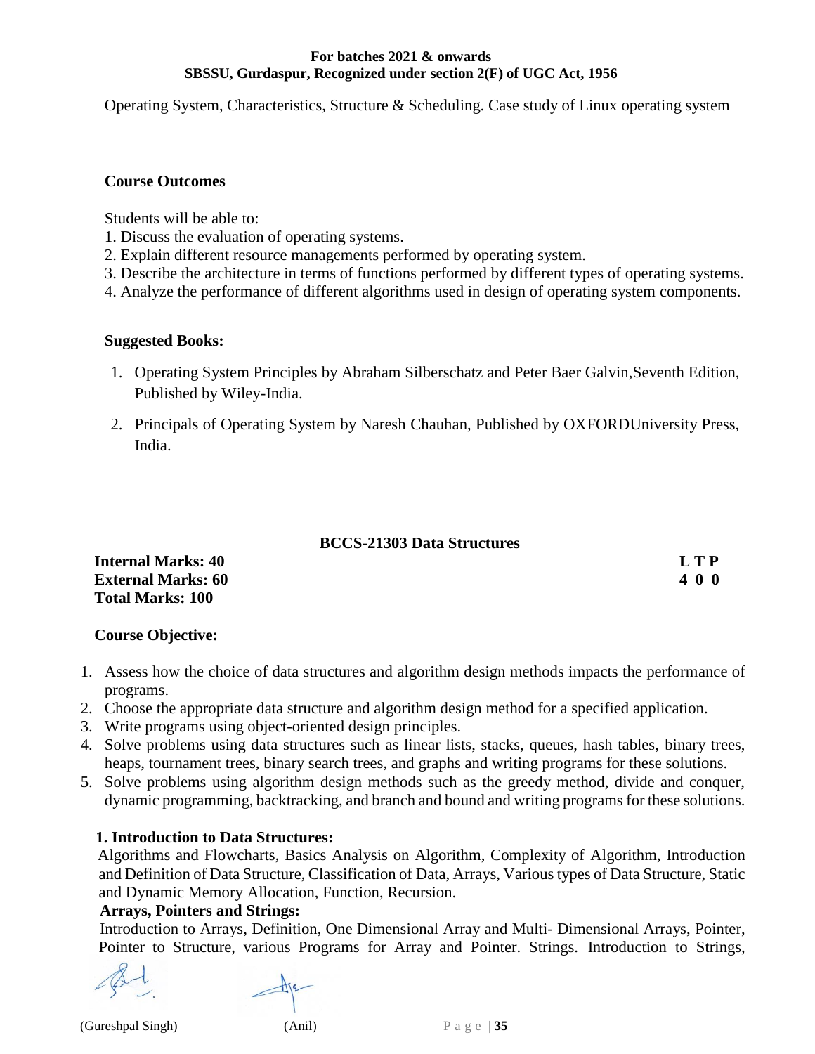Operating System, Characteristics, Structure & Scheduling. Case study of Linux operating system

**Course Outcomes**

Students will be able to:
1. Discuss the evaluation of operating systems.
2. Explain different resource managements performed by operating system.
3. Describe the architecture in terms of functions performed by different types of operating systems.
4. Analyze the performance of different algorithms used in design of operating system components.

**Suggested Books:**

1. Operating System Principles by Abraham Silberschatz and Peter Baer Galvin,Seventh Edition, Published by Wiley-India.
2. Principals of Operating System by Naresh Chauhan, Published by OXFORDUniversity Press, India.

## BCCS-21303 Data Structures

**Internal Marks: 40**
**External Marks: 60**
**Total Marks: 100**

| L | T | P |
|---|---|---|
| 4 | 0 | 0 |

**Course Objective:**

1. Assess how the choice of data structures and algorithm design methods impacts the performance of programs.
2. Choose the appropriate data structure and algorithm design method for a specified application.
3. Write programs using object-oriented design principles.
4. Solve problems using data structures such as linear lists, stacks, queues, hash tables, binary trees, heaps, tournament trees, binary search trees, and graphs and writing programs for these solutions.
5. Solve problems using algorithm design methods such as the greedy method, divide and conquer, dynamic programming, backtracking, and branch and bound and writing programs for these solutions.

**1. Introduction to Data Structures:**

Algorithms and Flowcharts, Basics Analysis on Algorithm, Complexity of Algorithm, Introduction and Definition of Data Structure, Classification of Data, Arrays, Various types of Data Structure, Static and Dynamic Memory Allocation, Function, Recursion.

**Arrays, Pointers and Strings:**

Introduction to Arrays, Definition, One Dimensional Array and Multi- Dimensional Arrays, Pointer, Pointer to Structure, various Programs for Array and Pointer. Strings. Introduction to Strings,

(Gureshpal Singh) (Anil)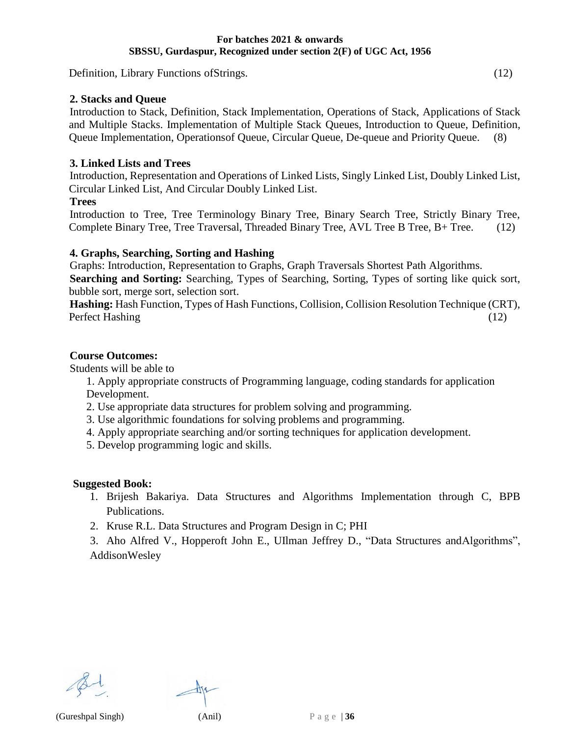Definition, Library Functions ofStrings. (12)

**2. Stacks and Queue**

Introduction to Stack, Definition, Stack Implementation, Operations of Stack, Applications of Stack and Multiple Stacks. Implementation of Multiple Stack Queues, Introduction to Queue, Definition, Queue Implementation, Operationsof Queue, Circular Queue, De-queue and Priority Queue. (8)

**3. Linked Lists and Trees**

Introduction, Representation and Operations of Linked Lists, Singly Linked List, Doubly Linked List, Circular Linked List, And Circular Doubly Linked List.

**Trees**

Introduction to Tree, Tree Terminology Binary Tree, Binary Search Tree, Strictly Binary Tree, Complete Binary Tree, Tree Traversal, Threaded Binary Tree, AVL Tree B Tree, B+ Tree. (12)

**4. Graphs, Searching, Sorting and Hashing**

Graphs: Introduction, Representation to Graphs, Graph Traversals Shortest Path Algorithms.

**Searching and Sorting:** Searching, Types of Searching, Sorting, Types of sorting like quick sort, bubble sort, merge sort, selection sort.

**Hashing:** Hash Function, Types of Hash Functions, Collision, Collision Resolution Technique (CRT), Perfect Hashing (12)

**Course Outcomes:**

Students will be able to

1. Apply appropriate constructs of Programming language, coding standards for application Development.
2. Use appropriate data structures for problem solving and programming.
3. Use algorithmic foundations for solving problems and programming.
4. Apply appropriate searching and/or sorting techniques for application development.
5. Develop programming logic and skills.

**Suggested Book:**

1. Brijesh Bakariya. Data Structures and Algorithms Implementation through C, BPB Publications.
2. Kruse R.L. Data Structures and Program Design in C; PHI
3. Aho Alfred V., Hopperoft John E., UIlman Jeffrey D., "Data Structures andAlgorithms", AddisonWesley

(Gureshpal Singh) (Anil)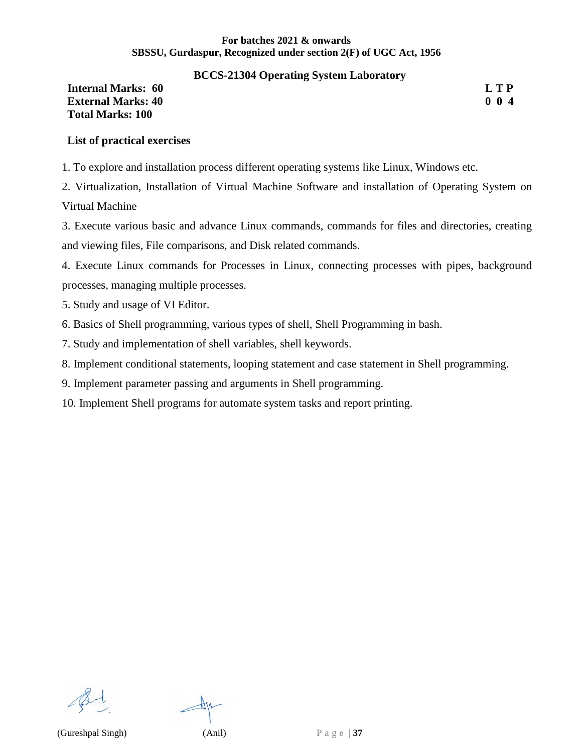**For batches 2021 & onwards**
**SBSSU, Gurdaspur, Recognized under section 2(F) of UGC Act, 1956**

## BCCS-21304 Operating System Laboratory

| | |
|---|---|
| **Internal Marks: 60** | **L T P** |
| **External Marks: 40** | **0 0 4** |
| **Total Marks: 100** | |

**List of practical exercises**

1. To explore and installation process different operating systems like Linux, Windows etc.
2. Virtualization, Installation of Virtual Machine Software and installation of Operating System on Virtual Machine
3. Execute various basic and advance Linux commands, commands for files and directories, creating and viewing files, File comparisons, and Disk related commands.
4. Execute Linux commands for Processes in Linux, connecting processes with pipes, background processes, managing multiple processes.
5. Study and usage of VI Editor.
6. Basics of Shell programming, various types of shell, Shell Programming in bash.
7. Study and implementation of shell variables, shell keywords.
8. Implement conditional statements, looping statement and case statement in Shell programming.
9. Implement parameter passing and arguments in Shell programming.
10. Implement Shell programs for automate system tasks and report printing.

(Gureshpal Singh) (Anil)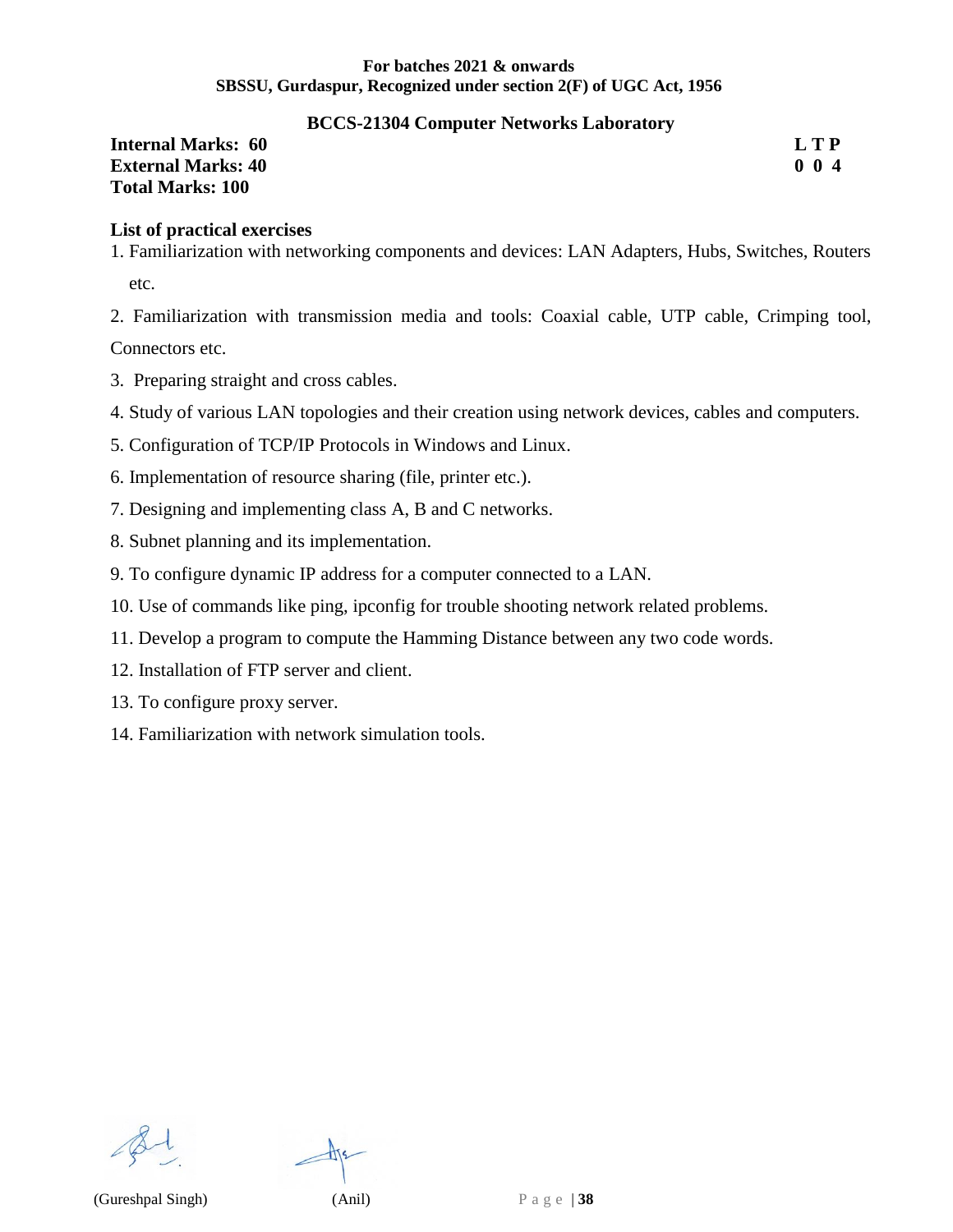**For batches 2021 & onwards**
**SBSSU, Gurdaspur, Recognized under section 2(F) of UGC Act, 1956**

## BCCS-21304 Computer Networks Laboratory

**Internal Marks: 60** — **L T P**
**External Marks: 40** — **0 0 4**
**Total Marks: 100**

**List of practical exercises**

1. Familiarization with networking components and devices: LAN Adapters, Hubs, Switches, Routers etc.
2. Familiarization with transmission media and tools: Coaxial cable, UTP cable, Crimping tool, Connectors etc.
3. Preparing straight and cross cables.
4. Study of various LAN topologies and their creation using network devices, cables and computers.
5. Configuration of TCP/IP Protocols in Windows and Linux.
6. Implementation of resource sharing (file, printer etc.).
7. Designing and implementing class A, B and C networks.
8. Subnet planning and its implementation.
9. To configure dynamic IP address for a computer connected to a LAN.
10. Use of commands like ping, ipconfig for trouble shooting network related problems.
11. Develop a program to compute the Hamming Distance between any two code words.
12. Installation of FTP server and client.
13. To configure proxy server.
14. Familiarization with network simulation tools.

(Gureshpal Singh) (Anil)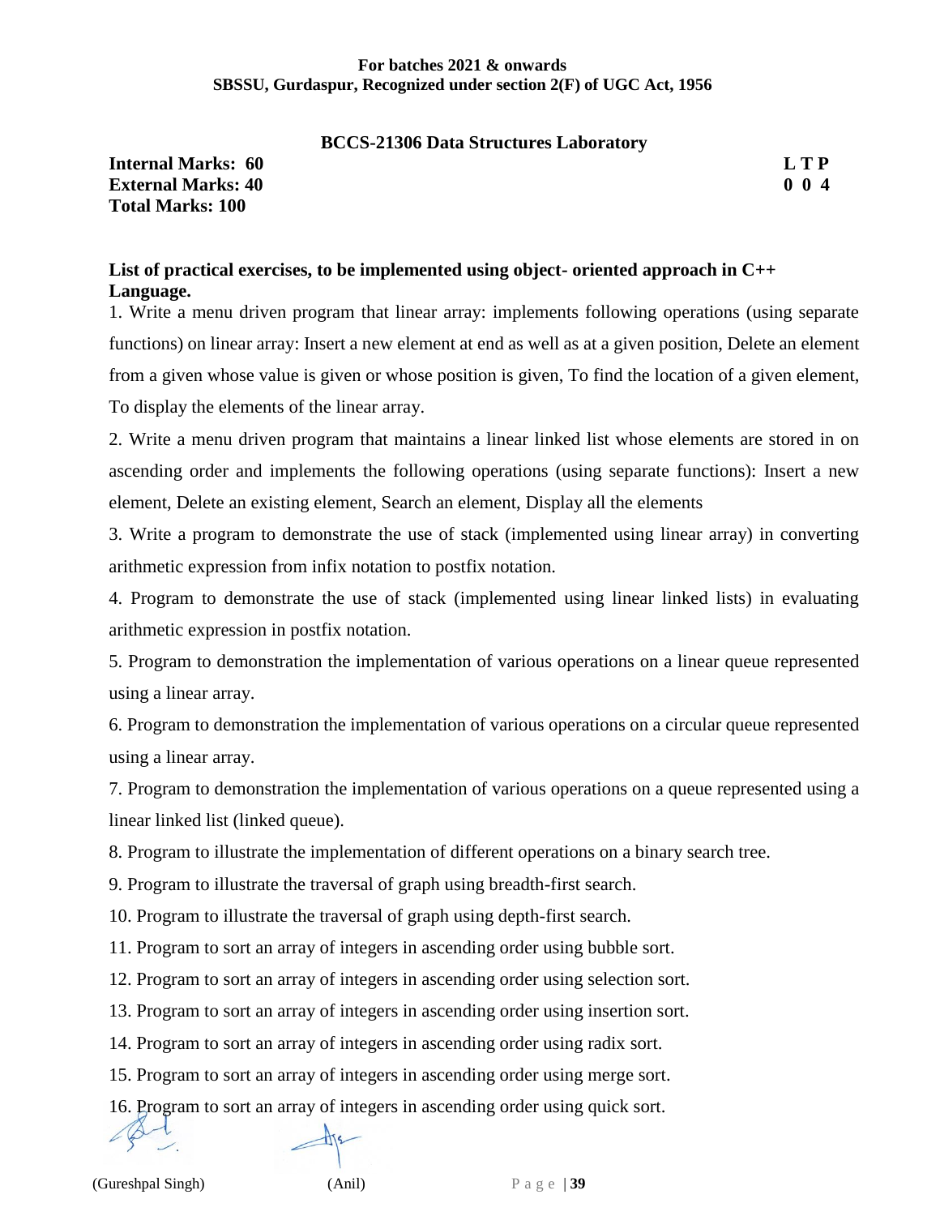**For batches 2021 & onwards**
**SBSSU, Gurdaspur, Recognized under section 2(F) of UGC Act, 1956**

## BCCS-21306 Data Structures Laboratory

| **Internal Marks: 60** | **L T P** |
|---|---|
| **External Marks: 40** | **0 0 4** |
| **Total Marks: 100** | |

**List of practical exercises, to be implemented using object- oriented approach in C++ Language.**

1. Write a menu driven program that linear array: implements following operations (using separate functions) on linear array: Insert a new element at end as well as at a given position, Delete an element from a given whose value is given or whose position is given, To find the location of a given element, To display the elements of the linear array.
2. Write a menu driven program that maintains a linear linked list whose elements are stored in on ascending order and implements the following operations (using separate functions): Insert a new element, Delete an existing element, Search an element, Display all the elements
3. Write a program to demonstrate the use of stack (implemented using linear array) in converting arithmetic expression from infix notation to postfix notation.
4. Program to demonstrate the use of stack (implemented using linear linked lists) in evaluating arithmetic expression in postfix notation.
5. Program to demonstration the implementation of various operations on a linear queue represented using a linear array.
6. Program to demonstration the implementation of various operations on a circular queue represented using a linear array.
7. Program to demonstration the implementation of various operations on a queue represented using a linear linked list (linked queue).
8. Program to illustrate the implementation of different operations on a binary search tree.
9. Program to illustrate the traversal of graph using breadth-first search.
10. Program to illustrate the traversal of graph using depth-first search.
11. Program to sort an array of integers in ascending order using bubble sort.
12. Program to sort an array of integers in ascending order using selection sort.
13. Program to sort an array of integers in ascending order using insertion sort.
14. Program to sort an array of integers in ascending order using radix sort.
15. Program to sort an array of integers in ascending order using merge sort.
16. Program to sort an array of integers in ascending order using quick sort.

(Gureshpal Singh) (Anil)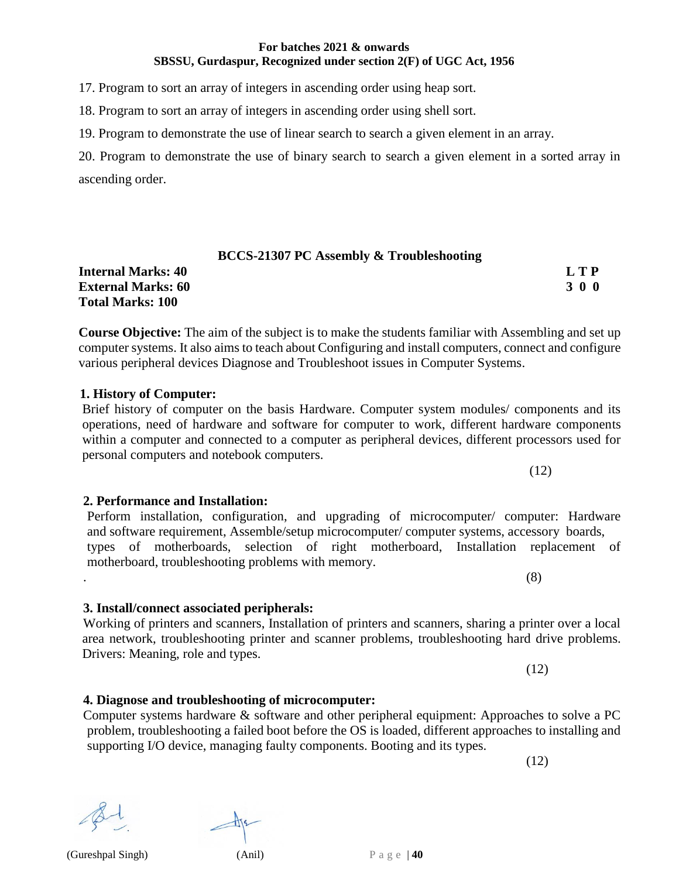17. Program to sort an array of integers in ascending order using heap sort.

18. Program to sort an array of integers in ascending order using shell sort.

19. Program to demonstrate the use of linear search to search a given element in an array.

20. Program to demonstrate the use of binary search to search a given element in a sorted array in ascending order.

## BCCS-21307 PC Assembly & Troubleshooting

**Internal Marks: 40**
**External Marks: 60**
**Total Marks: 100**

**L T P**
**3 0 0**

**Course Objective:** The aim of the subject is to make the students familiar with Assembling and set up computer systems. It also aims to teach about Configuring and install computers, connect and configure various peripheral devices Diagnose and Troubleshoot issues in Computer Systems.

**1. History of Computer:**

Brief history of computer on the basis Hardware. Computer system modules/ components and its operations, need of hardware and software for computer to work, different hardware components within a computer and connected to a computer as peripheral devices, different processors used for personal computers and notebook computers.

(12)

**2. Performance and Installation:**

Perform installation, configuration, and upgrading of microcomputer/ computer: Hardware and software requirement, Assemble/setup microcomputer/ computer systems, accessory boards, types of motherboards, selection of right motherboard, Installation replacement of motherboard, troubleshooting problems with memory.

(8)

**3. Install/connect associated peripherals:**

Working of printers and scanners, Installation of printers and scanners, sharing a printer over a local area network, troubleshooting printer and scanner problems, troubleshooting hard drive problems. Drivers: Meaning, role and types.

(12)

**4. Diagnose and troubleshooting of microcomputer:**

Computer systems hardware & software and other peripheral equipment: Approaches to solve a PC problem, troubleshooting a failed boot before the OS is loaded, different approaches to installing and supporting I/O device, managing faulty components. Booting and its types.

(12)

(Gureshpal Singh) (Anil)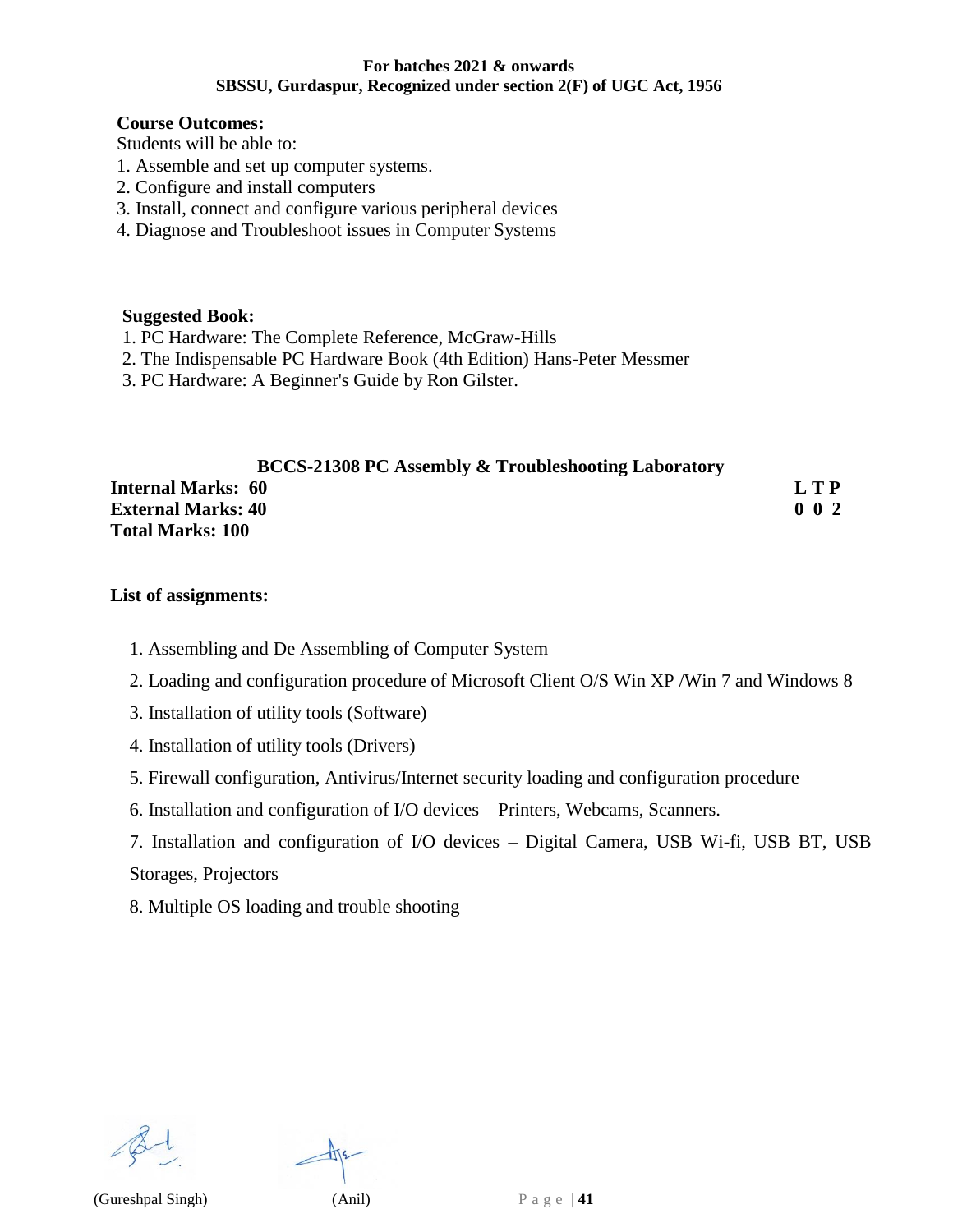**Course Outcomes:**

Students will be able to:

1. Assemble and set up computer systems.
2. Configure and install computers
3. Install, connect and configure various peripheral devices
4. Diagnose and Troubleshoot issues in Computer Systems

**Suggested Book:**

1. PC Hardware: The Complete Reference, McGraw-Hills
2. The Indispensable PC Hardware Book (4th Edition) Hans-Peter Messmer
3. PC Hardware: A Beginner's Guide by Ron Gilster.

## BCCS-21308 PC Assembly & Troubleshooting Laboratory

**Internal Marks: 60**
**External Marks: 40**
**Total Marks: 100**

| L | T | P |
|---|---|---|
| 0 | 0 | 2 |

**List of assignments:**

1. Assembling and De Assembling of Computer System
2. Loading and configuration procedure of Microsoft Client O/S Win XP /Win 7 and Windows 8
3. Installation of utility tools (Software)
4. Installation of utility tools (Drivers)
5. Firewall configuration, Antivirus/Internet security loading and configuration procedure
6. Installation and configuration of I/O devices – Printers, Webcams, Scanners.
7. Installation and configuration of I/O devices – Digital Camera, USB Wi-fi, USB BT, USB Storages, Projectors
8. Multiple OS loading and trouble shooting

(Gureshpal Singh) (Anil)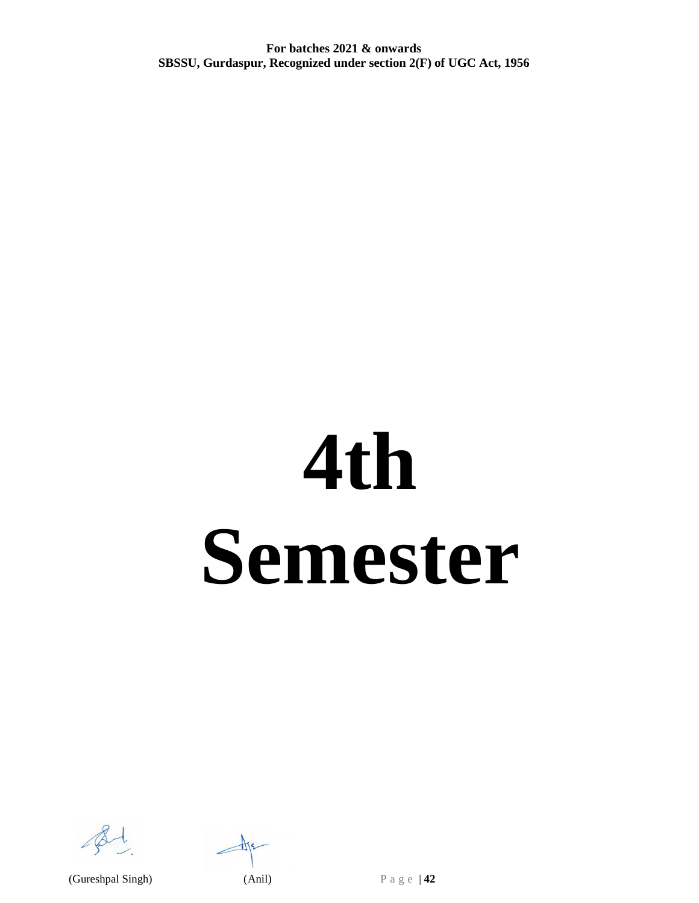# 4th Semester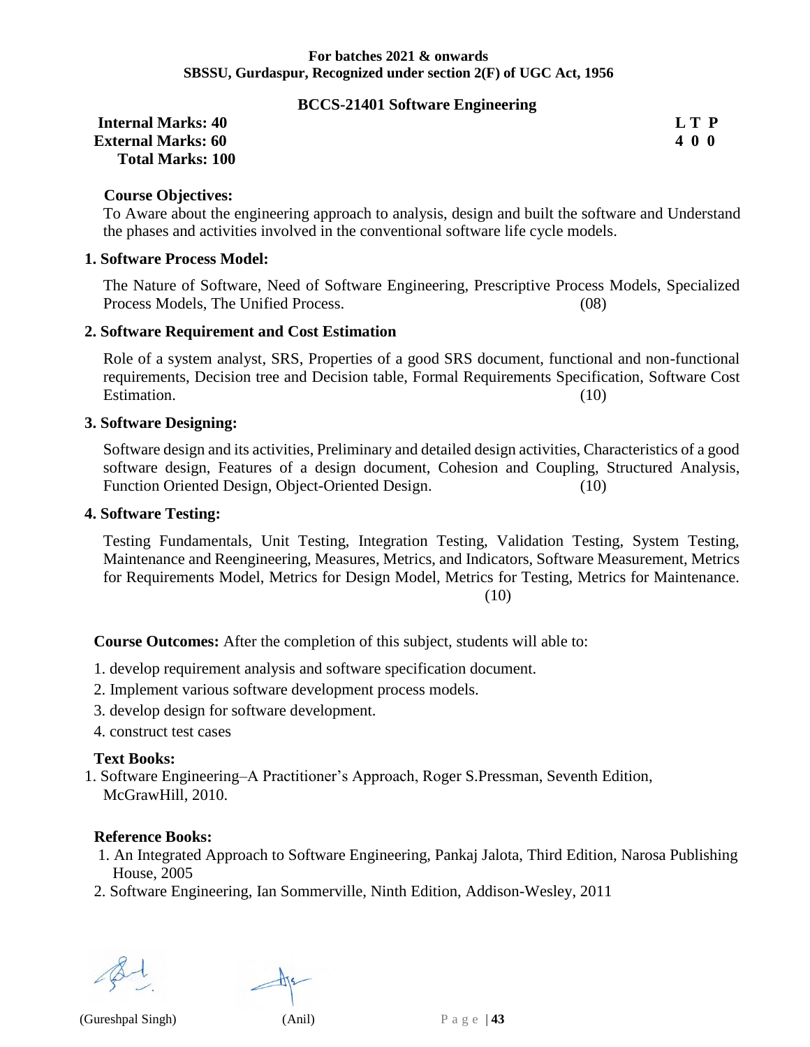**For batches 2021 & onwards**
**SBSSU, Gurdaspur, Recognized under section 2(F) of UGC Act, 1956**

## BCCS-21401 Software Engineering

| | L T P |
|---|---|
| **Internal Marks: 40** | **4 0 0** |
| **External Marks: 60** | |
| **Total Marks: 100** | |

### Course Objectives:

To Aware about the engineering approach to analysis, design and built the software and Understand the phases and activities involved in the conventional software life cycle models.

### 1. Software Process Model:

The Nature of Software, Need of Software Engineering, Prescriptive Process Models, Specialized Process Models, The Unified Process. (08)

### 2. Software Requirement and Cost Estimation

Role of a system analyst, SRS, Properties of a good SRS document, functional and non-functional requirements, Decision tree and Decision table, Formal Requirements Specification, Software Cost Estimation. (10)

### 3. Software Designing:

Software design and its activities, Preliminary and detailed design activities, Characteristics of a good software design, Features of a design document, Cohesion and Coupling, Structured Analysis, Function Oriented Design, Object-Oriented Design. (10)

### 4. Software Testing:

Testing Fundamentals, Unit Testing, Integration Testing, Validation Testing, System Testing, Maintenance and Reengineering, Measures, Metrics, and Indicators, Software Measurement, Metrics for Requirements Model, Metrics for Design Model, Metrics for Testing, Metrics for Maintenance. (10)

**Course Outcomes:** After the completion of this subject, students will able to:

1. develop requirement analysis and software specification document.
2. Implement various software development process models.
3. develop design for software development.
4. construct test cases

### Text Books:

1. Software Engineering–A Practitioner's Approach, Roger S.Pressman, Seventh Edition, McGrawHill, 2010.

### Reference Books:

1. An Integrated Approach to Software Engineering, Pankaj Jalota, Third Edition, Narosa Publishing House, 2005
2. Software Engineering, Ian Sommerville, Ninth Edition, Addison-Wesley, 2011

(Gureshpal Singh) (Anil)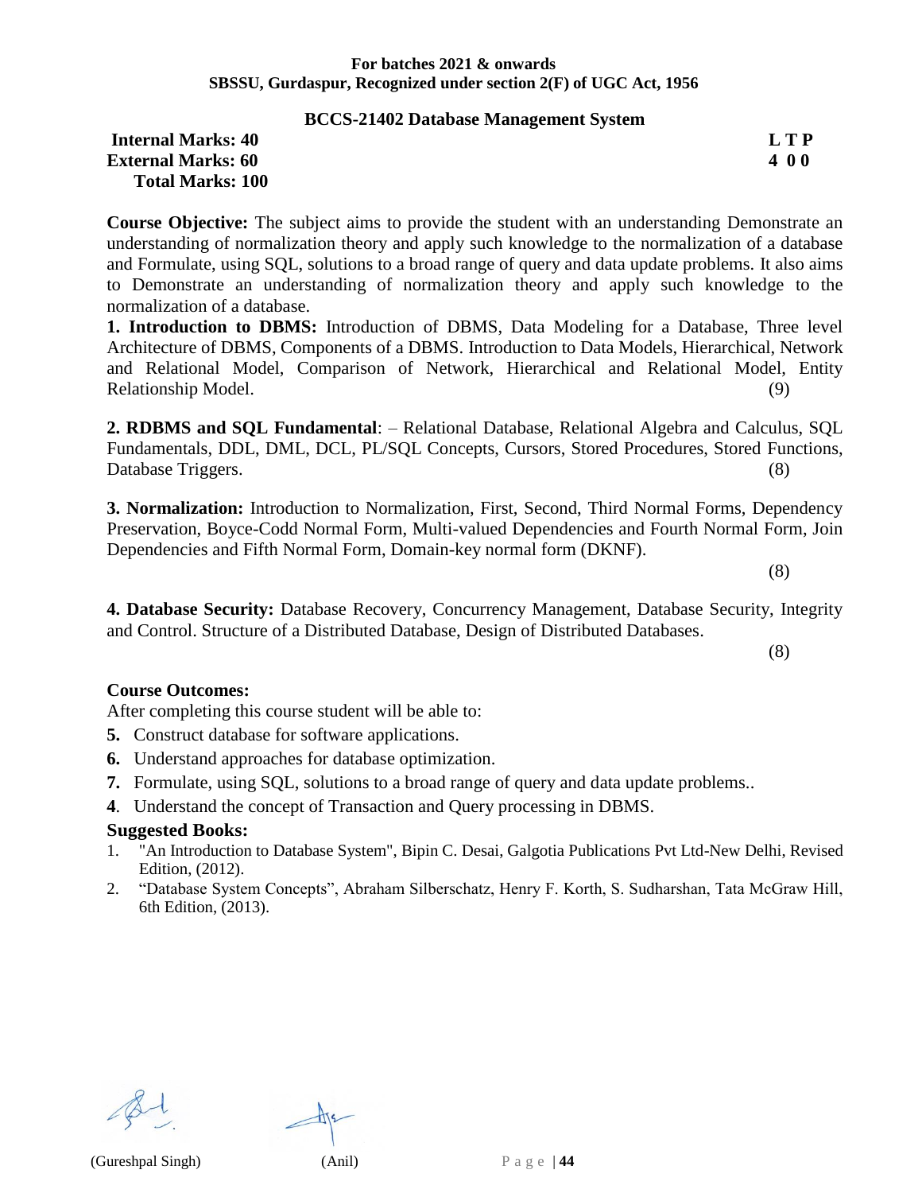**For batches 2021 & onwards**
**SBSSU, Gurdaspur, Recognized under section 2(F) of UGC Act, 1956**

## BCCS-21402 Database Management System

| | |
|---|---|
| **Internal Marks: 40** | **L T P** |
| **External Marks: 60** | **4 0 0** |
| **Total Marks: 100** | |

**Course Objective:** The subject aims to provide the student with an understanding Demonstrate an understanding of normalization theory and apply such knowledge to the normalization of a database and Formulate, using SQL, solutions to a broad range of query and data update problems. It also aims to Demonstrate an understanding of normalization theory and apply such knowledge to the normalization of a database.

**1. Introduction to DBMS:** Introduction of DBMS, Data Modeling for a Database, Three level Architecture of DBMS, Components of a DBMS. Introduction to Data Models, Hierarchical, Network and Relational Model, Comparison of Network, Hierarchical and Relational Model, Entity Relationship Model. (9)

**2. RDBMS and SQL Fundamental**: – Relational Database, Relational Algebra and Calculus, SQL Fundamentals, DDL, DML, DCL, PL/SQL Concepts, Cursors, Stored Procedures, Stored Functions, Database Triggers. (8)

**3. Normalization:** Introduction to Normalization, First, Second, Third Normal Forms, Dependency Preservation, Boyce-Codd Normal Form, Multi-valued Dependencies and Fourth Normal Form, Join Dependencies and Fifth Normal Form, Domain-key normal form (DKNF). (8)

**4. Database Security:** Database Recovery, Concurrency Management, Database Security, Integrity and Control. Structure of a Distributed Database, Design of Distributed Databases. (8)

### Course Outcomes:

After completing this course student will be able to:

**5.** Construct database for software applications.

**6.** Understand approaches for database optimization.

**7.** Formulate, using SQL, solutions to a broad range of query and data update problems..

**4**. Understand the concept of Transaction and Query processing in DBMS.

### Suggested Books:

1. "An Introduction to Database System", Bipin C. Desai, Galgotia Publications Pvt Ltd-New Delhi, Revised Edition, (2012).
2. "Database System Concepts", Abraham Silberschatz, Henry F. Korth, S. Sudharshan, Tata McGraw Hill, 6th Edition, (2013).

(Gureshpal Singh) (Anil)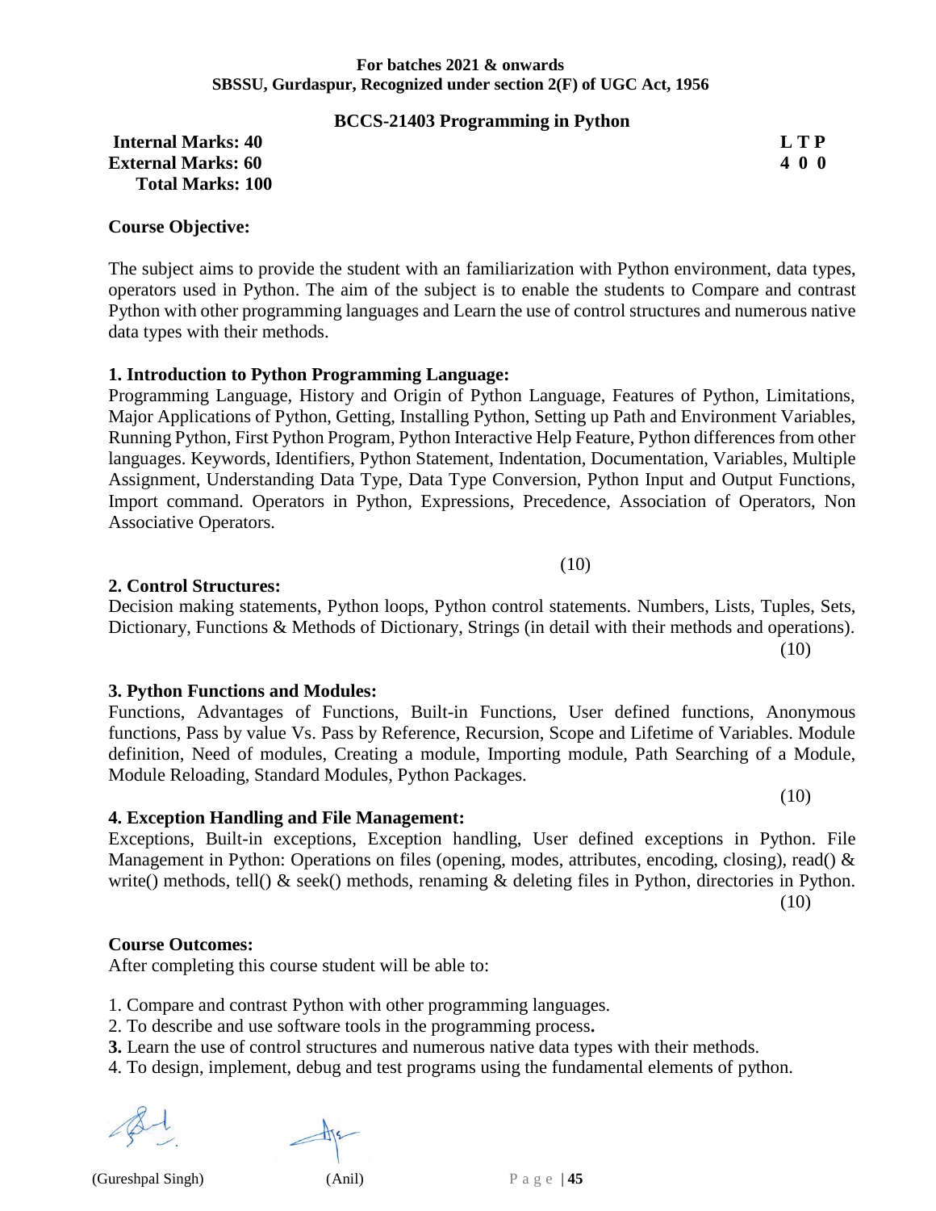**For batches 2021 & onwards**
**SBSSU, Gurdaspur, Recognized under section 2(F) of UGC Act, 1956**

## BCCS-21403 Programming in Python

| | L T P |
|---|---|
| **Internal Marks: 40** | **L T P** |
| **External Marks: 60** | **4 0 0** |
| **Total Marks: 100** | |

### Course Objective:

The subject aims to provide the student with an familiarization with Python environment, data types, operators used in Python. The aim of the subject is to enable the students to Compare and contrast Python with other programming languages and Learn the use of control structures and numerous native data types with their methods.

**1. Introduction to Python Programming Language:**
Programming Language, History and Origin of Python Language, Features of Python, Limitations, Major Applications of Python, Getting, Installing Python, Setting up Path and Environment Variables, Running Python, First Python Program, Python Interactive Help Feature, Python differences from other languages. Keywords, Identifiers, Python Statement, Indentation, Documentation, Variables, Multiple Assignment, Understanding Data Type, Data Type Conversion, Python Input and Output Functions, Import command. Operators in Python, Expressions, Precedence, Association of Operators, Non Associative Operators.

(10)

**2. Control Structures:**
Decision making statements, Python loops, Python control statements. Numbers, Lists, Tuples, Sets, Dictionary, Functions & Methods of Dictionary, Strings (in detail with their methods and operations).
(10)

**3. Python Functions and Modules:**
Functions, Advantages of Functions, Built-in Functions, User defined functions, Anonymous functions, Pass by value Vs. Pass by Reference, Recursion, Scope and Lifetime of Variables. Module definition, Need of modules, Creating a module, Importing module, Path Searching of a Module, Module Reloading, Standard Modules, Python Packages.
(10)

**4. Exception Handling and File Management:**
Exceptions, Built-in exceptions, Exception handling, User defined exceptions in Python. File Management in Python: Operations on files (opening, modes, attributes, encoding, closing), read() & write() methods, tell() & seek() methods, renaming & deleting files in Python, directories in Python.
(10)

### Course Outcomes:

After completing this course student will be able to:

1. Compare and contrast Python with other programming languages.
2. To describe and use software tools in the programming process**.**
3. Learn the use of control structures and numerous native data types with their methods.
4. To design, implement, debug and test programs using the fundamental elements of python.

(Gureshpal Singh) (Anil)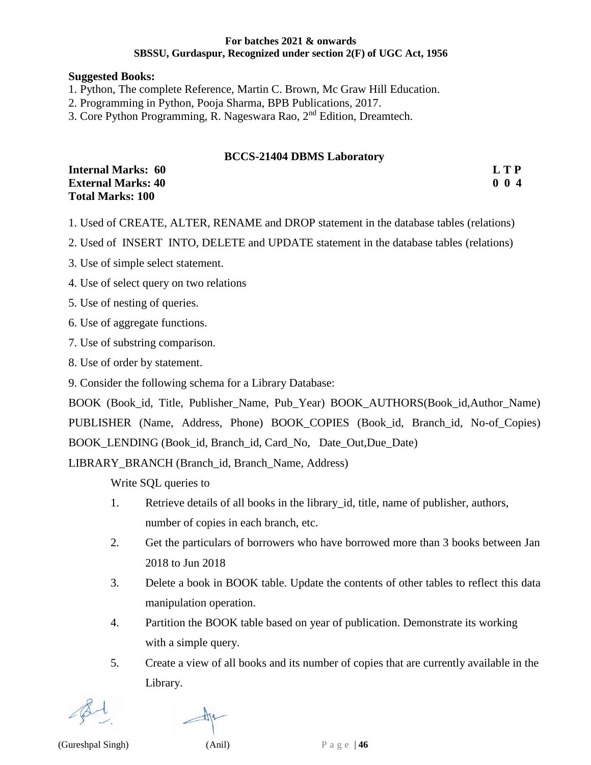**Suggested Books:**

1. Python, The complete Reference, Martin C. Brown, Mc Graw Hill Education.
2. Programming in Python, Pooja Sharma, BPB Publications, 2017.
3. Core Python Programming, R. Nageswara Rao, 2nd Edition, Dreamtech.

## BCCS-21404 DBMS Laboratory

**Internal Marks: 60** **L T P**
**External Marks: 40** **0 0 4**
**Total Marks: 100**

1. Used of CREATE, ALTER, RENAME and DROP statement in the database tables (relations)
2. Used of INSERT INTO, DELETE and UPDATE statement in the database tables (relations)
3. Use of simple select statement.
4. Use of select query on two relations
5. Use of nesting of queries.
6. Use of aggregate functions.
7. Use of substring comparison.
8. Use of order by statement.
9. Consider the following schema for a Library Database:

BOOK (Book_id, Title, Publisher_Name, Pub_Year) BOOK_AUTHORS(Book_id,Author_Name) PUBLISHER (Name, Address, Phone) BOOK_COPIES (Book_id, Branch_id, No-of_Copies) BOOK_LENDING (Book_id, Branch_id, Card_No, Date_Out,Due_Date)

LIBRARY_BRANCH (Branch_id, Branch_Name, Address)

Write SQL queries to

1. Retrieve details of all books in the library_id, title, name of publisher, authors, number of copies in each branch, etc.
2. Get the particulars of borrowers who have borrowed more than 3 books between Jan 2018 to Jun 2018
3. Delete a book in BOOK table. Update the contents of other tables to reflect this data manipulation operation.
4. Partition the BOOK table based on year of publication. Demonstrate its working with a simple query.
5. Create a view of all books and its number of copies that are currently available in the Library.

(Gureshpal Singh) (Anil)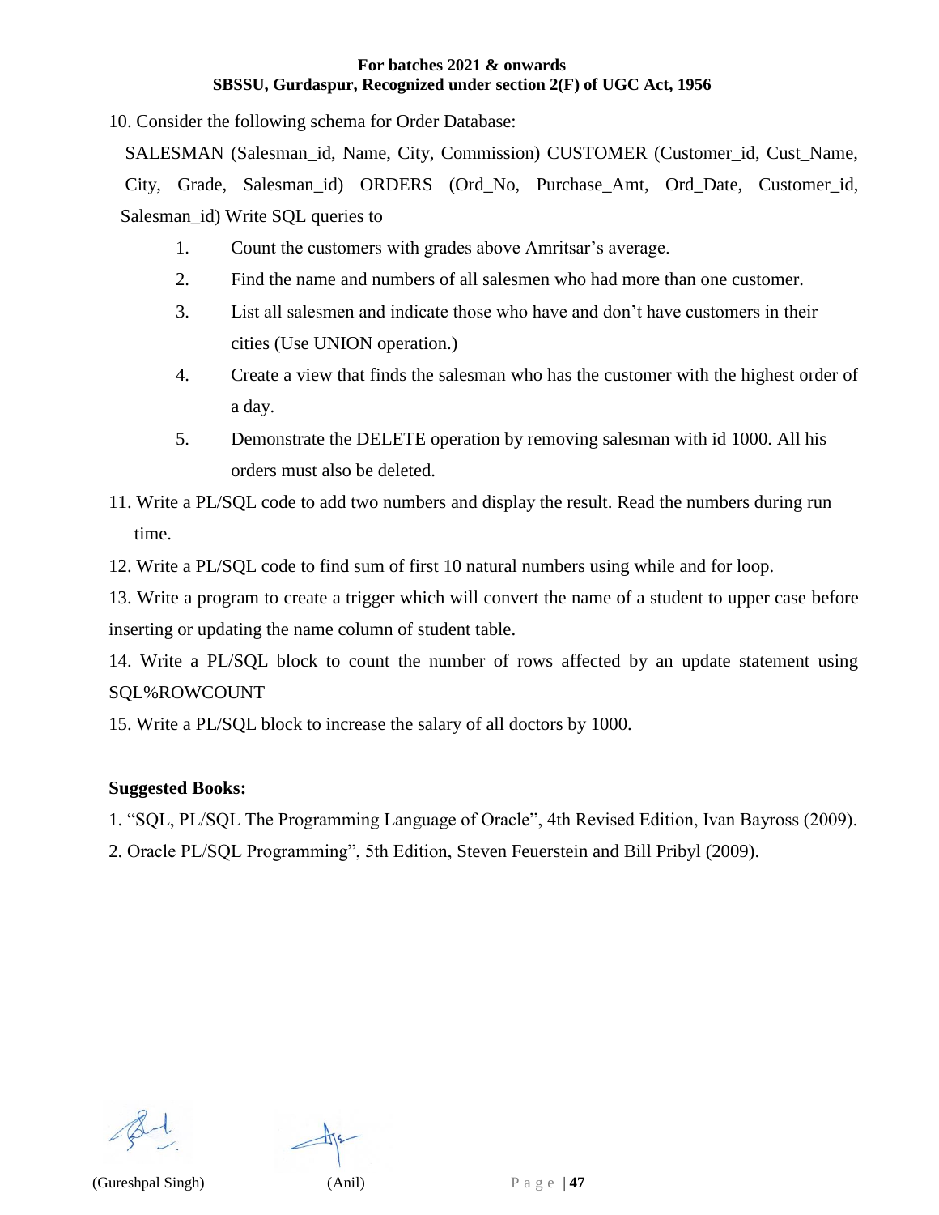10. Consider the following schema for Order Database:

SALESMAN (Salesman_id, Name, City, Commission) CUSTOMER (Customer_id, Cust_Name, City, Grade, Salesman_id) ORDERS (Ord_No, Purchase_Amt, Ord_Date, Customer_id, Salesman_id) Write SQL queries to

1. Count the customers with grades above Amritsar's average.
2. Find the name and numbers of all salesmen who had more than one customer.
3. List all salesmen and indicate those who have and don't have customers in their cities (Use UNION operation.)
4. Create a view that finds the salesman who has the customer with the highest order of a day.
5. Demonstrate the DELETE operation by removing salesman with id 1000. All his orders must also be deleted.

11. Write a PL/SQL code to add two numbers and display the result. Read the numbers during run time.

12. Write a PL/SQL code to find sum of first 10 natural numbers using while and for loop.

13. Write a program to create a trigger which will convert the name of a student to upper case before inserting or updating the name column of student table.

14. Write a PL/SQL block to count the number of rows affected by an update statement using SQL%ROWCOUNT

15. Write a PL/SQL block to increase the salary of all doctors by 1000.

**Suggested Books:**

1. "SQL, PL/SQL The Programming Language of Oracle", 4th Revised Edition, Ivan Bayross (2009).
2. Oracle PL/SQL Programming", 5th Edition, Steven Feuerstein and Bill Pribyl (2009).

(Gureshpal Singh) (Anil)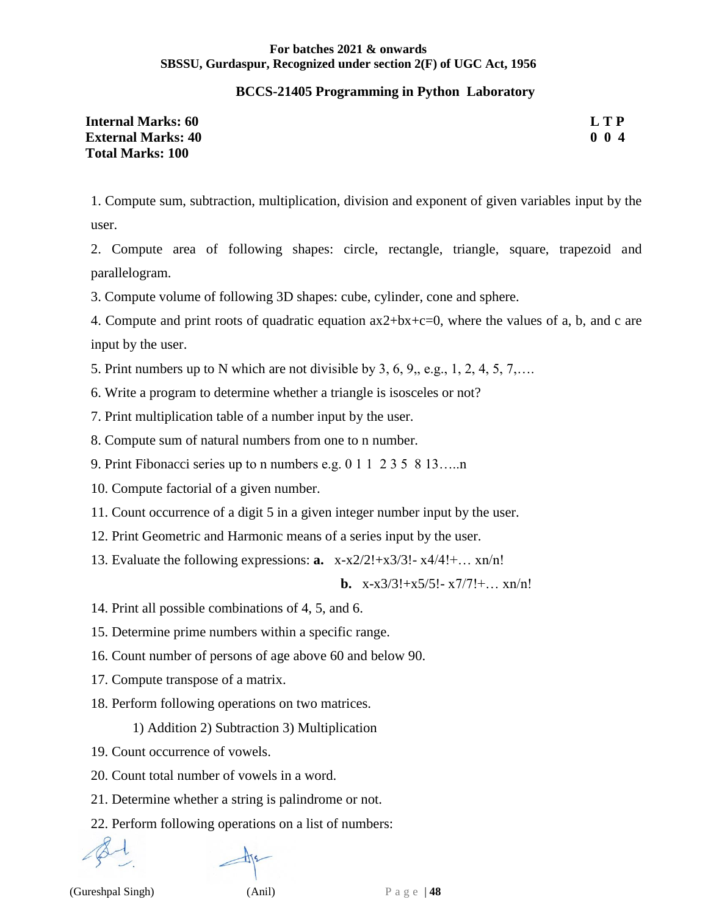**For batches 2021 & onwards**
**SBSSU, Gurdaspur, Recognized under section 2(F) of UGC Act, 1956**

## BCCS-21405 Programming in Python Laboratory

| **Internal Marks: 60** | **L T P** |
|---|---|
| **External Marks: 40** | **0 0 4** |
| **Total Marks: 100** | |

1. Compute sum, subtraction, multiplication, division and exponent of given variables input by the user.
2. Compute area of following shapes: circle, rectangle, triangle, square, trapezoid and parallelogram.
3. Compute volume of following 3D shapes: cube, cylinder, cone and sphere.
4. Compute and print roots of quadratic equation $ax^2+bx+c=0$, where the values of a, b, and c are input by the user.
5. Print numbers up to N which are not divisible by 3, 6, 9,, e.g., 1, 2, 4, 5, 7,….
6. Write a program to determine whether a triangle is isosceles or not?
7. Print multiplication table of a number input by the user.
8. Compute sum of natural numbers from one to n number.
9. Print Fibonacci series up to n numbers e.g. 0 1 1 2 3 5 8 13…..n
10. Compute factorial of a given number.
11. Count occurrence of a digit 5 in a given integer number input by the user.
12. Print Geometric and Harmonic means of a series input by the user.
13. Evaluate the following expressions: **a.** $x - x^2/2! + x^3/3! - x^4/4! + \ldots x^n/n!$

    **b.** $x - x^3/3! + x^5/5! - x^7/7! + \ldots x^n/n!$
14. Print all possible combinations of 4, 5, and 6.
15. Determine prime numbers within a specific range.
16. Count number of persons of age above 60 and below 90.
17. Compute transpose of a matrix.
18. Perform following operations on two matrices.

    1) Addition 2) Subtraction 3) Multiplication
19. Count occurrence of vowels.
20. Count total number of vowels in a word.
21. Determine whether a string is palindrome or not.
22. Perform following operations on a list of numbers:

(Gureshpal Singh) (Anil)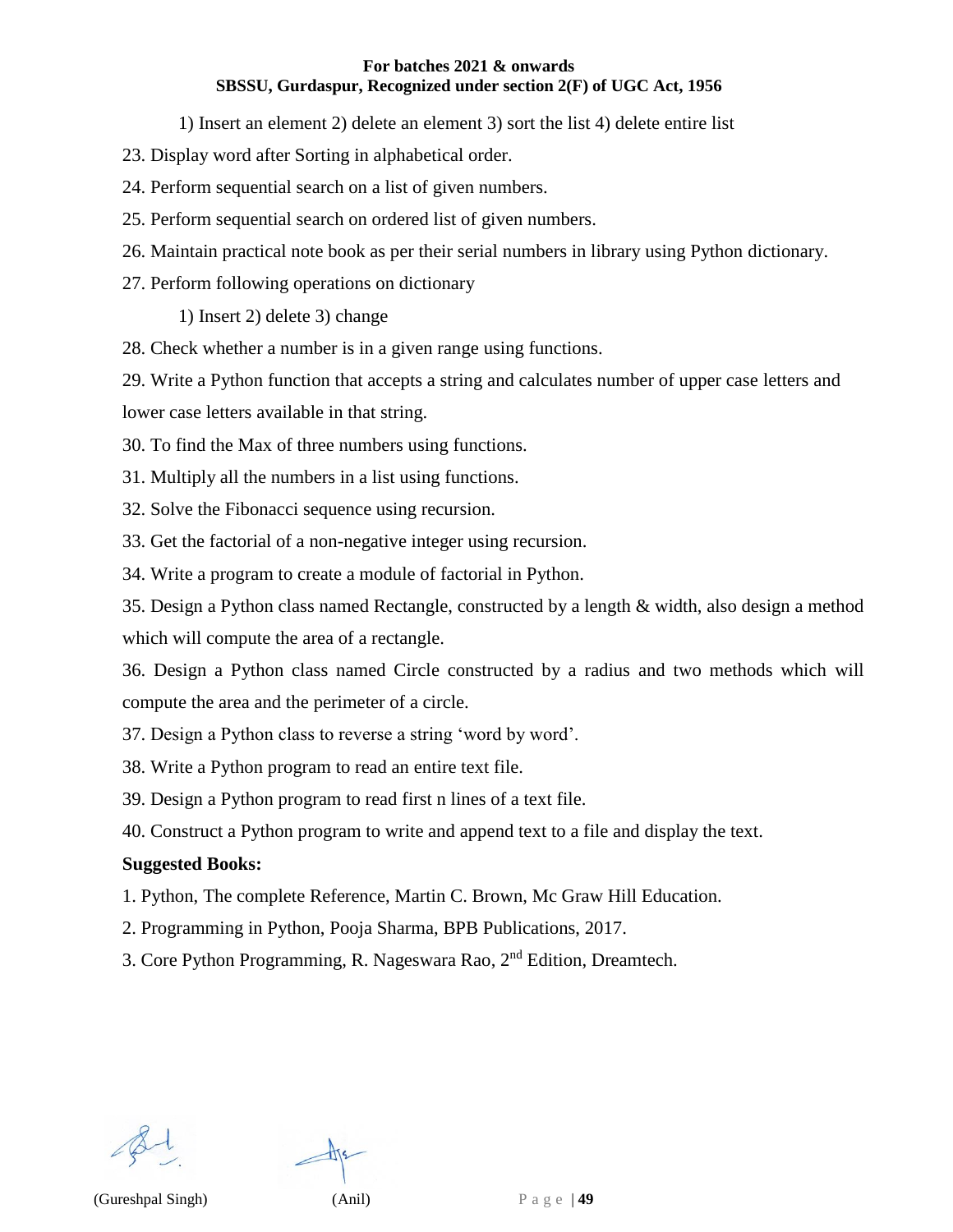1) Insert an element 2) delete an element 3) sort the list 4) delete entire list

23. Display word after Sorting in alphabetical order.

24. Perform sequential search on a list of given numbers.

25. Perform sequential search on ordered list of given numbers.

26. Maintain practical note book as per their serial numbers in library using Python dictionary.

27. Perform following operations on dictionary

    1) Insert 2) delete 3) change

28. Check whether a number is in a given range using functions.

29. Write a Python function that accepts a string and calculates number of upper case letters and lower case letters available in that string.

30. To find the Max of three numbers using functions.

31. Multiply all the numbers in a list using functions.

32. Solve the Fibonacci sequence using recursion.

33. Get the factorial of a non-negative integer using recursion.

34. Write a program to create a module of factorial in Python.

35. Design a Python class named Rectangle, constructed by a length & width, also design a method which will compute the area of a rectangle.

36. Design a Python class named Circle constructed by a radius and two methods which will compute the area and the perimeter of a circle.

37. Design a Python class to reverse a string 'word by word'.

38. Write a Python program to read an entire text file.

39. Design a Python program to read first n lines of a text file.

40. Construct a Python program to write and append text to a file and display the text.

**Suggested Books:**

1. Python, The complete Reference, Martin C. Brown, Mc Graw Hill Education.
2. Programming in Python, Pooja Sharma, BPB Publications, 2017.
3. Core Python Programming, R. Nageswara Rao, 2nd Edition, Dreamtech.

(Gureshpal Singh) (Anil)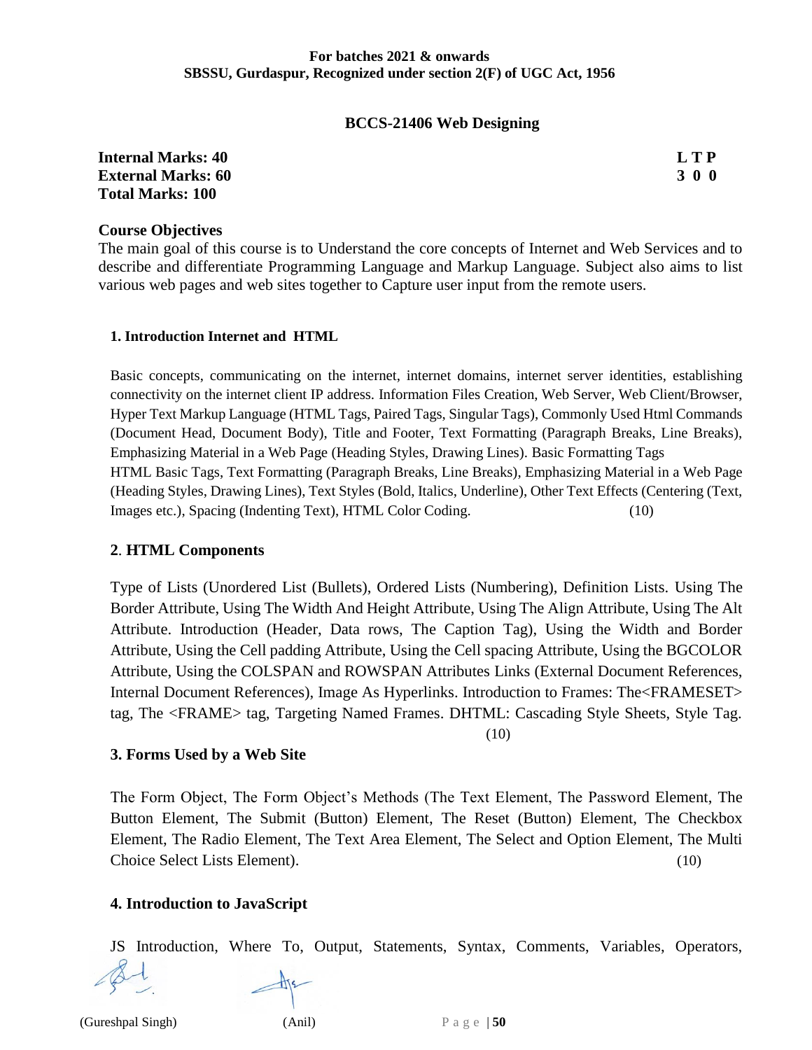**BCCS-21406 Web Designing**

| **Internal Marks: 40** | **L T P** |
|---|---|
| **External Marks: 60** | **3 0 0** |
| **Total Marks: 100** | |

**Course Objectives**

The main goal of this course is to Understand the core concepts of Internet and Web Services and to describe and differentiate Programming Language and Markup Language. Subject also aims to list various web pages and web sites together to Capture user input from the remote users.

**1. Introduction Internet and HTML**

Basic concepts, communicating on the internet, internet domains, internet server identities, establishing connectivity on the internet client IP address. Information Files Creation, Web Server, Web Client/Browser, Hyper Text Markup Language (HTML Tags, Paired Tags, Singular Tags), Commonly Used Html Commands (Document Head, Document Body), Title and Footer, Text Formatting (Paragraph Breaks, Line Breaks), Emphasizing Material in a Web Page (Heading Styles, Drawing Lines). Basic Formatting Tags
HTML Basic Tags, Text Formatting (Paragraph Breaks, Line Breaks), Emphasizing Material in a Web Page (Heading Styles, Drawing Lines), Text Styles (Bold, Italics, Underline), Other Text Effects (Centering (Text, Images etc.), Spacing (Indenting Text), HTML Color Coding. (10)

**2. HTML Components**

Type of Lists (Unordered List (Bullets), Ordered Lists (Numbering), Definition Lists. Using The Border Attribute, Using The Width And Height Attribute, Using The Align Attribute, Using The Alt Attribute. Introduction (Header, Data rows, The Caption Tag), Using the Width and Border Attribute, Using the Cell padding Attribute, Using the Cell spacing Attribute, Using the BGCOLOR Attribute, Using the COLSPAN and ROWSPAN Attributes Links (External Document References, Internal Document References), Image As Hyperlinks. Introduction to Frames: The<FRAMESET> tag, The <FRAME> tag, Targeting Named Frames. DHTML: Cascading Style Sheets, Style Tag. (10)

**3. Forms Used by a Web Site**

The Form Object, The Form Object's Methods (The Text Element, The Password Element, The Button Element, The Submit (Button) Element, The Reset (Button) Element, The Checkbox Element, The Radio Element, The Text Area Element, The Select and Option Element, The Multi Choice Select Lists Element). (10)

**4. Introduction to JavaScript**

JS Introduction, Where To, Output, Statements, Syntax, Comments, Variables, Operators,

(Gureshpal Singh) (Anil)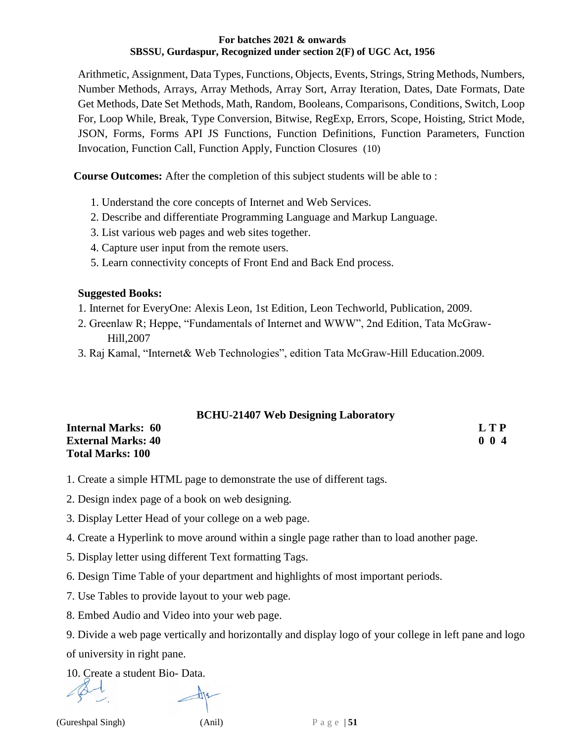Arithmetic, Assignment, Data Types, Functions, Objects, Events, Strings, String Methods, Numbers, Number Methods, Arrays, Array Methods, Array Sort, Array Iteration, Dates, Date Formats, Date Get Methods, Date Set Methods, Math, Random, Booleans, Comparisons, Conditions, Switch, Loop For, Loop While, Break, Type Conversion, Bitwise, RegExp, Errors, Scope, Hoisting, Strict Mode, JSON, Forms, Forms API JS Functions, Function Definitions, Function Parameters, Function Invocation, Function Call, Function Apply, Function Closures (10)

**Course Outcomes:** After the completion of this subject students will be able to :

1. Understand the core concepts of Internet and Web Services.
2. Describe and differentiate Programming Language and Markup Language.
3. List various web pages and web sites together.
4. Capture user input from the remote users.
5. Learn connectivity concepts of Front End and Back End process.

**Suggested Books:**

1. Internet for EveryOne: Alexis Leon, 1st Edition, Leon Techworld, Publication, 2009.
2. Greenlaw R; Heppe, "Fundamentals of Internet and WWW", 2nd Edition, Tata McGraw-Hill,2007
3. Raj Kamal, "Internet& Web Technologies", edition Tata McGraw-Hill Education.2009.

## BCHU-21407 Web Designing Laboratory

**Internal Marks: 60**
**External Marks: 40**
**Total Marks: 100**

| L | T | P |
|---|---|---|
| 0 | 0 | 4 |

1. Create a simple HTML page to demonstrate the use of different tags.
2. Design index page of a book on web designing.
3. Display Letter Head of your college on a web page.
4. Create a Hyperlink to move around within a single page rather than to load another page.
5. Display letter using different Text formatting Tags.
6. Design Time Table of your department and highlights of most important periods.
7. Use Tables to provide layout to your web page.
8. Embed Audio and Video into your web page.
9. Divide a web page vertically and horizontally and display logo of your college in left pane and logo of university in right pane.
10. Create a student Bio- Data.

(Gureshpal Singh) (Anil)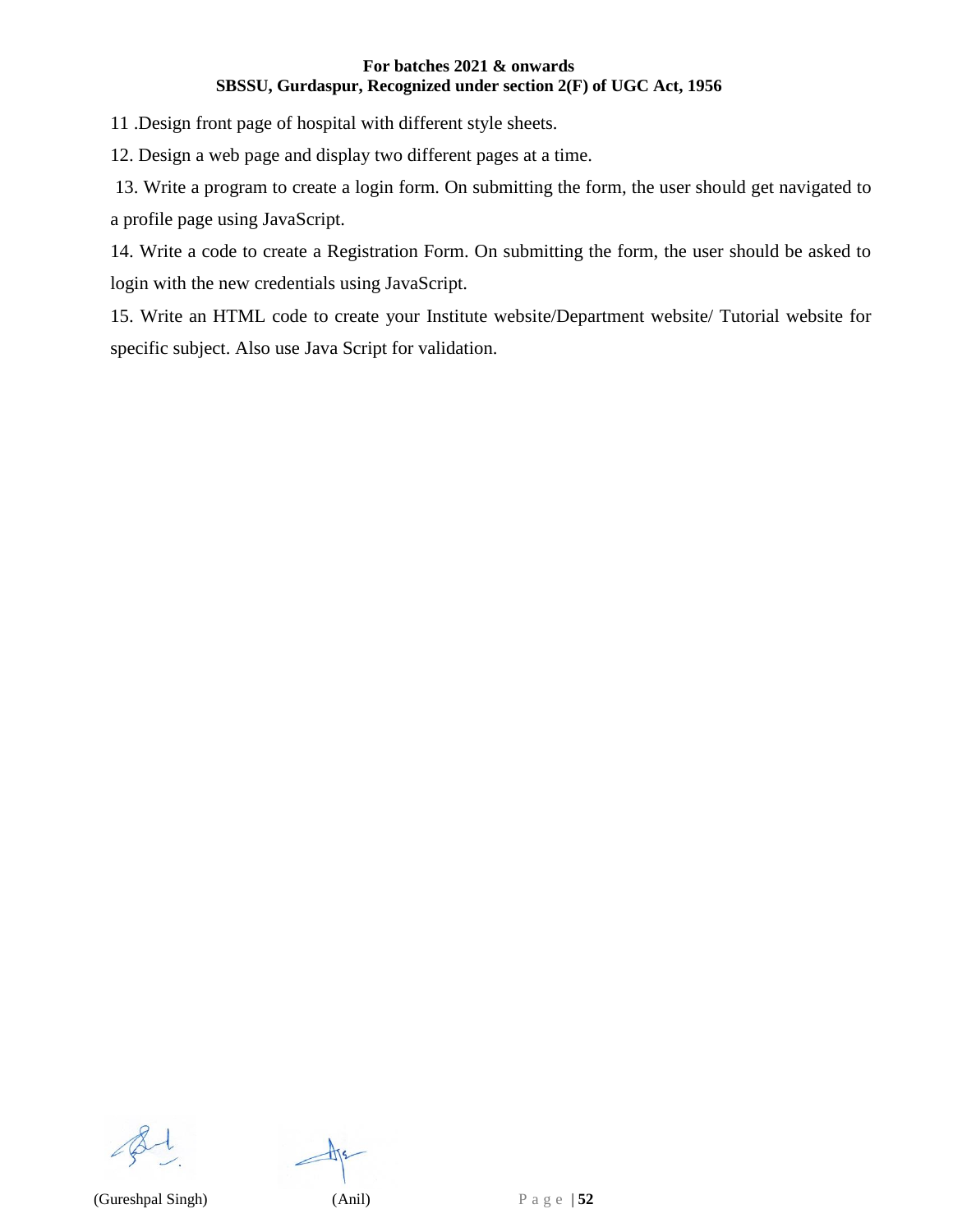11 .Design front page of hospital with different style sheets.

12. Design a web page and display two different pages at a time.

13. Write a program to create a login form. On submitting the form, the user should get navigated to a profile page using JavaScript.

14. Write a code to create a Registration Form. On submitting the form, the user should be asked to login with the new credentials using JavaScript.

15. Write an HTML code to create your Institute website/Department website/ Tutorial website for specific subject. Also use Java Script for validation.

(Gureshpal Singh) (Anil)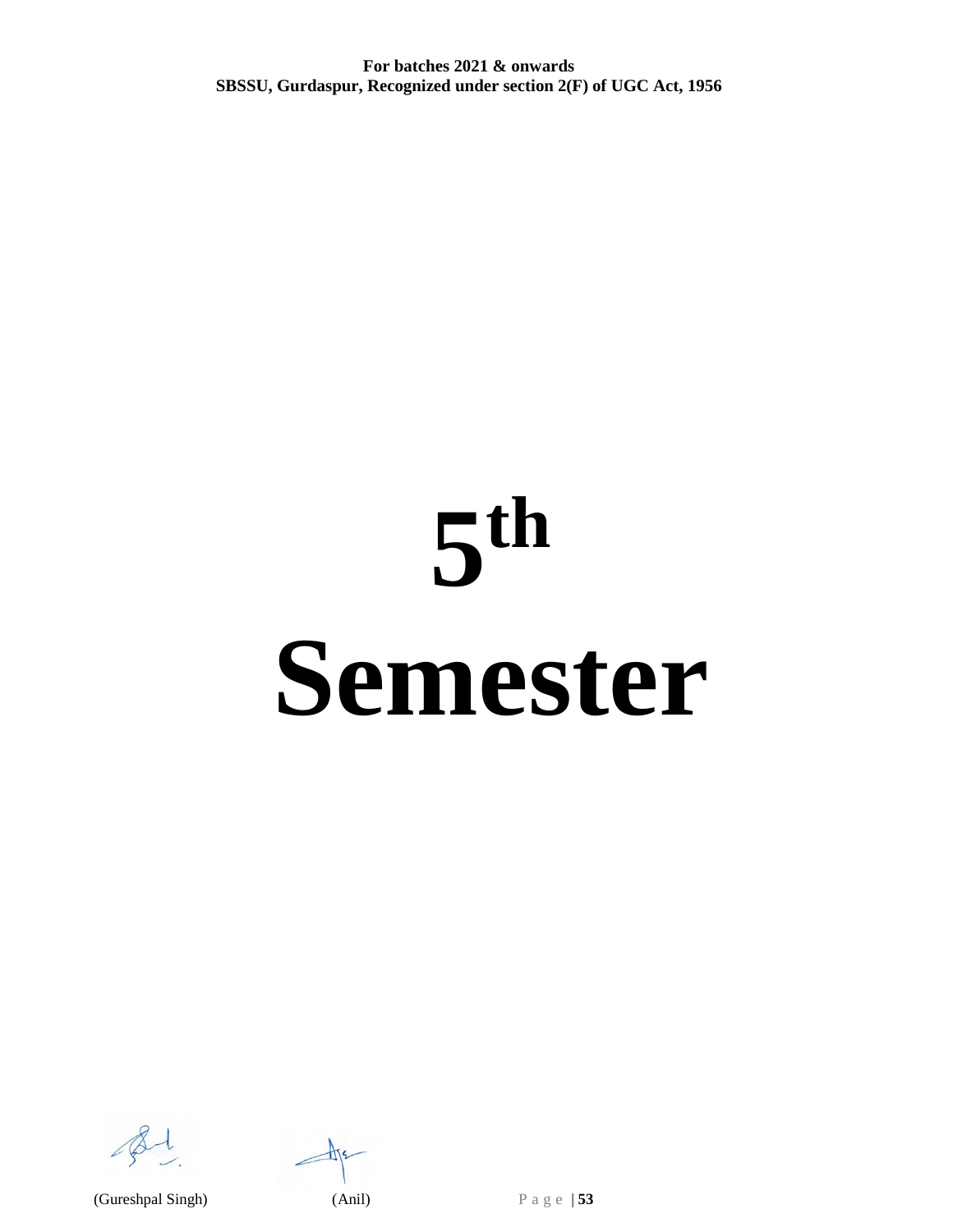# 5th Semester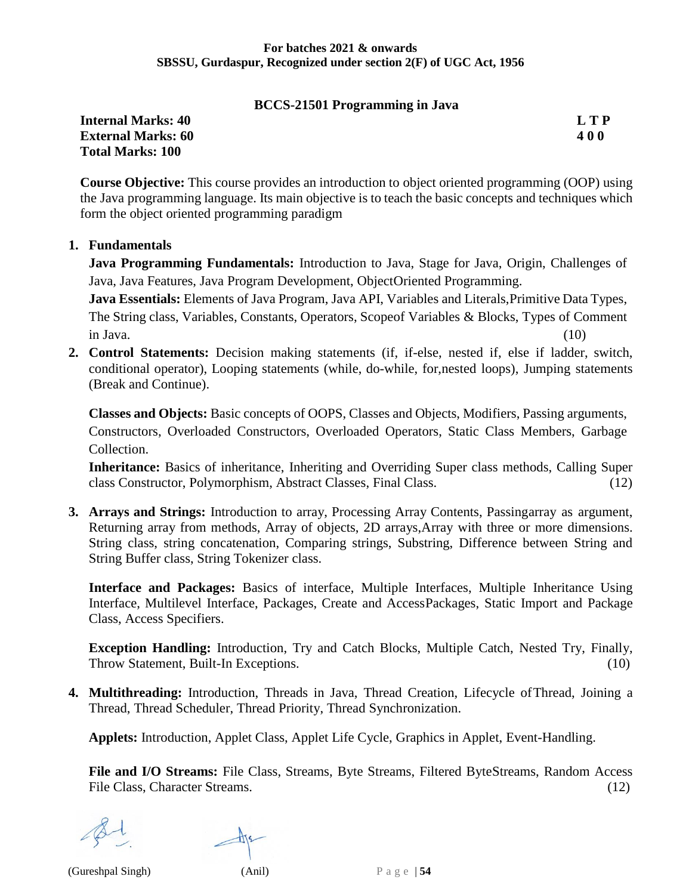**For batches 2021 & onwards**
**SBSSU, Gurdaspur, Recognized under section 2(F) of UGC Act, 1956**

## BCCS-21501 Programming in Java

**Internal Marks: 40** | **L T P**
**External Marks: 60** | **4 0 0**
**Total Marks: 100**

**Course Objective:** This course provides an introduction to object oriented programming (OOP) using the Java programming language. Its main objective is to teach the basic concepts and techniques which form the object oriented programming paradigm

1. **Fundamentals**

   **Java Programming Fundamentals:** Introduction to Java, Stage for Java, Origin, Challenges of Java, Java Features, Java Program Development, ObjectOriented Programming.

   **Java Essentials:** Elements of Java Program, Java API, Variables and Literals,Primitive Data Types, The String class, Variables, Constants, Operators, Scopeof Variables & Blocks, Types of Comment in Java. (10)

2. **Control Statements:** Decision making statements (if, if-else, nested if, else if ladder, switch, conditional operator), Looping statements (while, do-while, for,nested loops), Jumping statements (Break and Continue).

   **Classes and Objects:** Basic concepts of OOPS, Classes and Objects, Modifiers, Passing arguments, Constructors, Overloaded Constructors, Overloaded Operators, Static Class Members, Garbage Collection.

   **Inheritance:** Basics of inheritance, Inheriting and Overriding Super class methods, Calling Super class Constructor, Polymorphism, Abstract Classes, Final Class. (12)

3. **Arrays and Strings:** Introduction to array, Processing Array Contents, Passingarray as argument, Returning array from methods, Array of objects, 2D arrays,Array with three or more dimensions. String class, string concatenation, Comparing strings, Substring, Difference between String and String Buffer class, String Tokenizer class.

   **Interface and Packages:** Basics of interface, Multiple Interfaces, Multiple Inheritance Using Interface, Multilevel Interface, Packages, Create and AccessPackages, Static Import and Package Class, Access Specifiers.

   **Exception Handling:** Introduction, Try and Catch Blocks, Multiple Catch, Nested Try, Finally, Throw Statement, Built-In Exceptions. (10)

4. **Multithreading:** Introduction, Threads in Java, Thread Creation, Lifecycle ofThread, Joining a Thread, Thread Scheduler, Thread Priority, Thread Synchronization.

   **Applets:** Introduction, Applet Class, Applet Life Cycle, Graphics in Applet, Event-Handling.

   **File and I/O Streams:** File Class, Streams, Byte Streams, Filtered ByteStreams, Random Access File Class, Character Streams. (12)

(Gureshpal Singh) (Anil)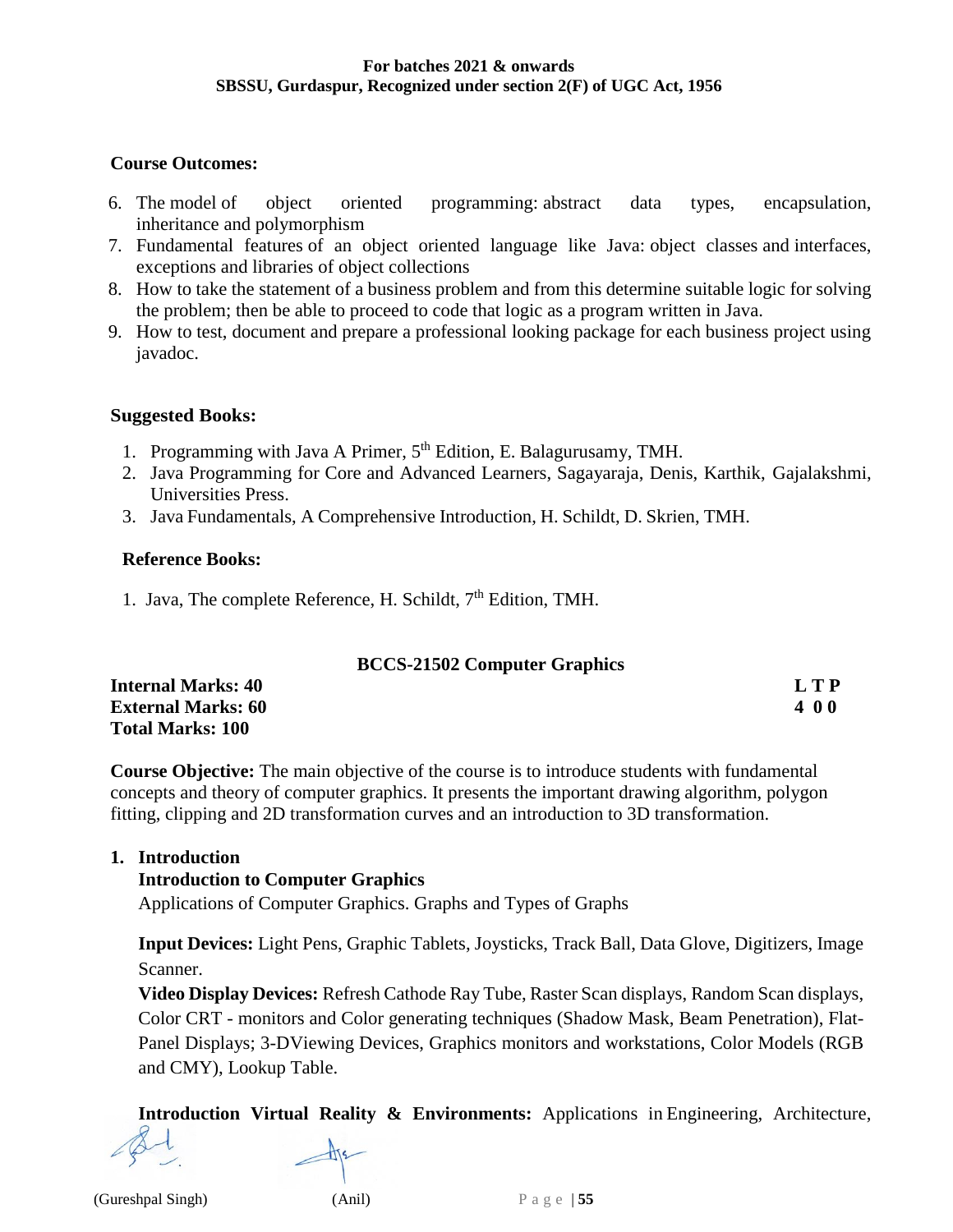**Course Outcomes:**

6. The model of object oriented programming: abstract data types, encapsulation, inheritance and polymorphism
7. Fundamental features of an object oriented language like Java: object classes and interfaces, exceptions and libraries of object collections
8. How to take the statement of a business problem and from this determine suitable logic for solving the problem; then be able to proceed to code that logic as a program written in Java.
9. How to test, document and prepare a professional looking package for each business project using javadoc.

**Suggested Books:**

1. Programming with Java A Primer, 5th Edition, E. Balagurusamy, TMH.
2. Java Programming for Core and Advanced Learners, Sagayaraja, Denis, Karthik, Gajalakshmi, Universities Press.
3. Java Fundamentals, A Comprehensive Introduction, H. Schildt, D. Skrien, TMH.

**Reference Books:**

1. Java, The complete Reference, H. Schildt, 7th Edition, TMH.

## BCCS-21502 Computer Graphics

| | |
|---|---|
| **Internal Marks: 40** | **L T P** |
| **External Marks: 60** | **4 0 0** |
| **Total Marks: 100** | |

**Course Objective:** The main objective of the course is to introduce students with fundamental concepts and theory of computer graphics. It presents the important drawing algorithm, polygon fitting, clipping and 2D transformation curves and an introduction to 3D transformation.

**1. Introduction**

**Introduction to Computer Graphics**

Applications of Computer Graphics. Graphs and Types of Graphs

**Input Devices:** Light Pens, Graphic Tablets, Joysticks, Track Ball, Data Glove, Digitizers, Image Scanner.

**Video Display Devices:** Refresh Cathode Ray Tube, Raster Scan displays, Random Scan displays, Color CRT - monitors and Color generating techniques (Shadow Mask, Beam Penetration), Flat-Panel Displays; 3-DViewing Devices, Graphics monitors and workstations, Color Models (RGB and CMY), Lookup Table.

**Introduction Virtual Reality & Environments:** Applications in Engineering, Architecture,

(Gureshpal Singh) (Anil)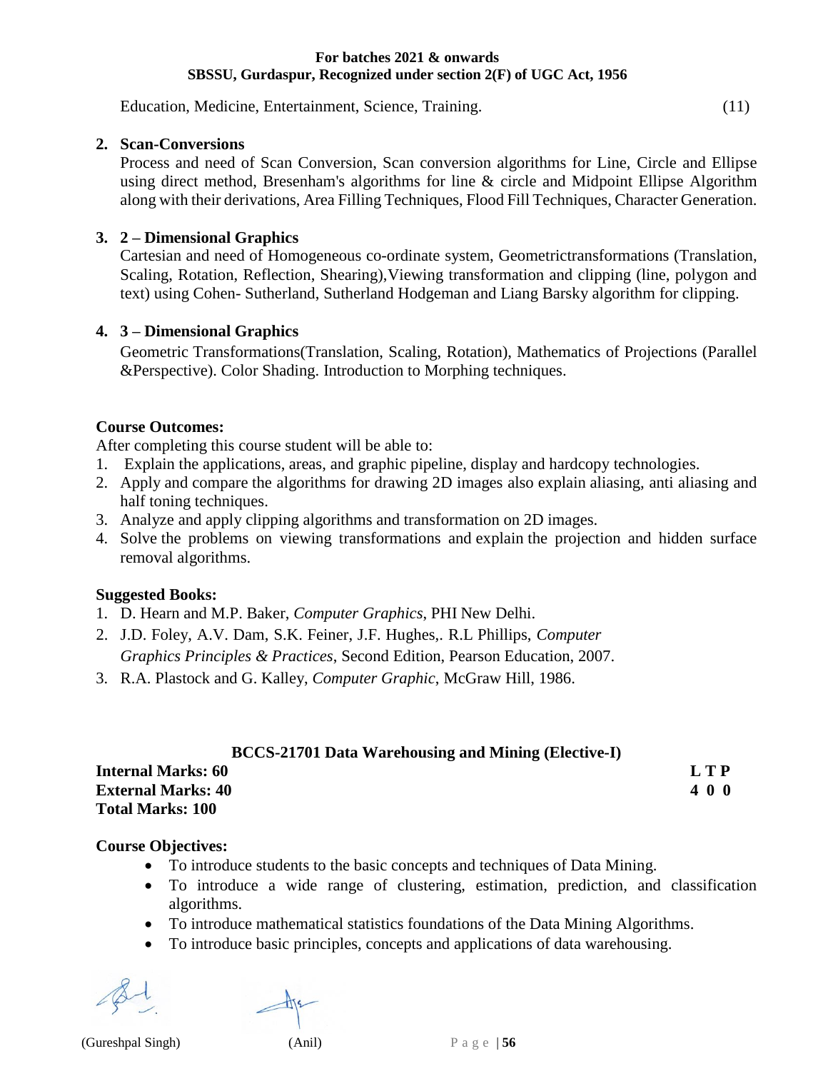Education, Medicine, Entertainment, Science, Training. (11)

2. **Scan-Conversions**
   Process and need of Scan Conversion, Scan conversion algorithms for Line, Circle and Ellipse using direct method, Bresenham's algorithms for line & circle and Midpoint Ellipse Algorithm along with their derivations, Area Filling Techniques, Flood Fill Techniques, Character Generation.

3. **2 – Dimensional Graphics**
   Cartesian and need of Homogeneous co-ordinate system, Geometrictransformations (Translation, Scaling, Rotation, Reflection, Shearing),Viewing transformation and clipping (line, polygon and text) using Cohen- Sutherland, Sutherland Hodgeman and Liang Barsky algorithm for clipping.

4. **3 – Dimensional Graphics**
   Geometric Transformations(Translation, Scaling, Rotation), Mathematics of Projections (Parallel &Perspective). Color Shading. Introduction to Morphing techniques.

**Course Outcomes:**

After completing this course student will be able to:

1. Explain the applications, areas, and graphic pipeline, display and hardcopy technologies.
2. Apply and compare the algorithms for drawing 2D images also explain aliasing, anti aliasing and half toning techniques.
3. Analyze and apply clipping algorithms and transformation on 2D images.
4. Solve the problems on viewing transformations and explain the projection and hidden surface removal algorithms.

**Suggested Books:**

1. D. Hearn and M.P. Baker, *Computer Graphics*, PHI New Delhi.
2. J.D. Foley, A.V. Dam, S.K. Feiner, J.F. Hughes,. R.L Phillips, *Computer Graphics Principles & Practices*, Second Edition, Pearson Education, 2007.
3. R.A. Plastock and G. Kalley, *Computer Graphic*, McGraw Hill, 1986.

## BCCS-21701 Data Warehousing and Mining (Elective-I)

**Internal Marks: 60** **L T P**
**External Marks: 40** **4 0 0**
**Total Marks: 100**

**Course Objectives:**

- To introduce students to the basic concepts and techniques of Data Mining.
- To introduce a wide range of clustering, estimation, prediction, and classification algorithms.
- To introduce mathematical statistics foundations of the Data Mining Algorithms.
- To introduce basic principles, concepts and applications of data warehousing.

(Gureshpal Singh) (Anil)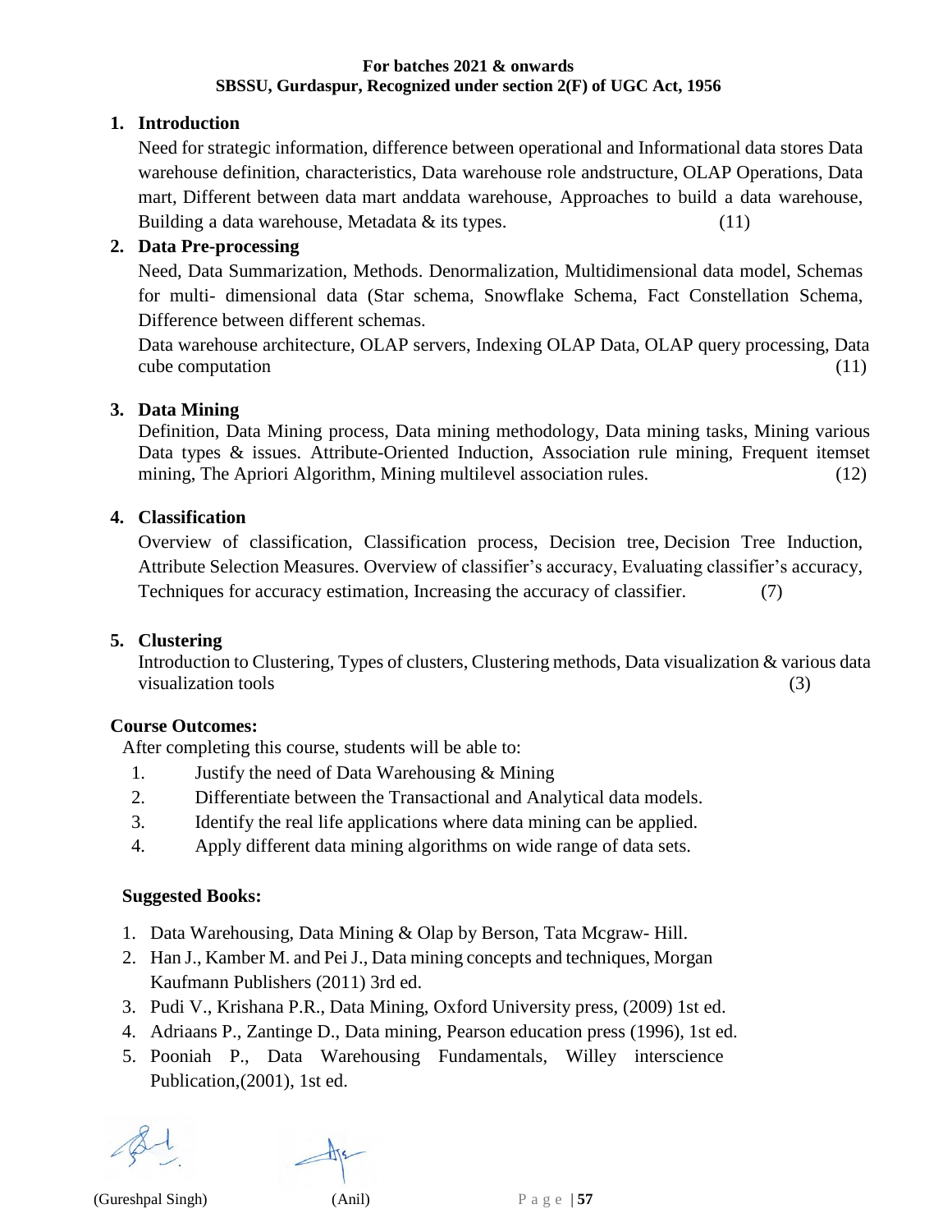**For batches 2021 & onwards**
**SBSSU, Gurdaspur, Recognized under section 2(F) of UGC Act, 1956**

1. **Introduction**

   Need for strategic information, difference between operational and Informational data stores Data warehouse definition, characteristics, Data warehouse role andstructure, OLAP Operations, Data mart, Different between data mart anddata warehouse, Approaches to build a data warehouse, Building a data warehouse, Metadata & its types. (11)

2. **Data Pre-processing**

   Need, Data Summarization, Methods. Denormalization, Multidimensional data model, Schemas for multi- dimensional data (Star schema, Snowflake Schema, Fact Constellation Schema, Difference between different schemas.

   Data warehouse architecture, OLAP servers, Indexing OLAP Data, OLAP query processing, Data cube computation (11)

3. **Data Mining**

   Definition, Data Mining process, Data mining methodology, Data mining tasks, Mining various Data types & issues. Attribute-Oriented Induction, Association rule mining, Frequent itemset mining, The Apriori Algorithm, Mining multilevel association rules. (12)

4. **Classification**

   Overview of classification, Classification process, Decision tree, Decision Tree Induction, Attribute Selection Measures. Overview of classifier's accuracy, Evaluating classifier's accuracy, Techniques for accuracy estimation, Increasing the accuracy of classifier. (7)

5. **Clustering**

   Introduction to Clustering, Types of clusters, Clustering methods, Data visualization & various data visualization tools (3)

**Course Outcomes:**

After completing this course, students will be able to:

1. Justify the need of Data Warehousing & Mining
2. Differentiate between the Transactional and Analytical data models.
3. Identify the real life applications where data mining can be applied.
4. Apply different data mining algorithms on wide range of data sets.

**Suggested Books:**

1. Data Warehousing, Data Mining & Olap by Berson, Tata Mcgraw- Hill.
2. Han J., Kamber M. and Pei J., Data mining concepts and techniques, Morgan Kaufmann Publishers (2011) 3rd ed.
3. Pudi V., Krishana P.R., Data Mining, Oxford University press, (2009) 1st ed.
4. Adriaans P., Zantinge D., Data mining, Pearson education press (1996), 1st ed.
5. Pooniah P., Data Warehousing Fundamentals, Willey interscience Publication,(2001), 1st ed.

(Gureshpal Singh) (Anil)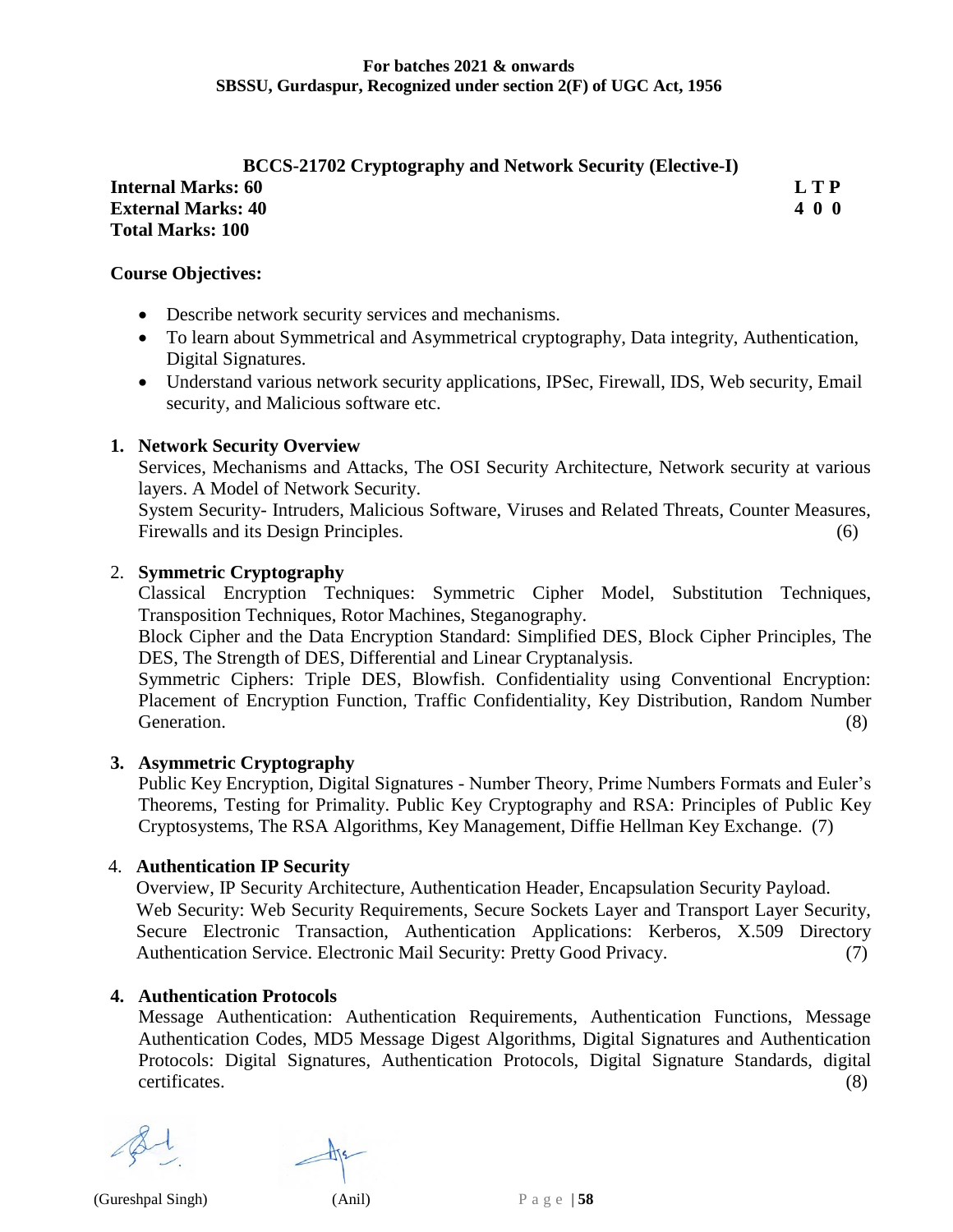## BCCS-21702 Cryptography and Network Security (Elective-I)

**Internal Marks: 60** **L T P**
**External Marks: 40** **4 0 0**
**Total Marks: 100**

**Course Objectives:**

- Describe network security services and mechanisms.
- To learn about Symmetrical and Asymmetrical cryptography, Data integrity, Authentication, Digital Signatures.
- Understand various network security applications, IPSec, Firewall, IDS, Web security, Email security, and Malicious software etc.

**1. Network Security Overview**

Services, Mechanisms and Attacks, The OSI Security Architecture, Network security at various layers. A Model of Network Security.
System Security- Intruders, Malicious Software, Viruses and Related Threats, Counter Measures, Firewalls and its Design Principles. (6)

2. **Symmetric Cryptography**

Classical Encryption Techniques: Symmetric Cipher Model, Substitution Techniques, Transposition Techniques, Rotor Machines, Steganography.
Block Cipher and the Data Encryption Standard: Simplified DES, Block Cipher Principles, The DES, The Strength of DES, Differential and Linear Cryptanalysis.
Symmetric Ciphers: Triple DES, Blowfish. Confidentiality using Conventional Encryption: Placement of Encryption Function, Traffic Confidentiality, Key Distribution, Random Number Generation. (8)

**3. Asymmetric Cryptography**

Public Key Encryption, Digital Signatures - Number Theory, Prime Numbers Formats and Euler's Theorems, Testing for Primality. Public Key Cryptography and RSA: Principles of Public Key Cryptosystems, The RSA Algorithms, Key Management, Diffie Hellman Key Exchange. (7)

4. **Authentication IP Security**

Overview, IP Security Architecture, Authentication Header, Encapsulation Security Payload.
Web Security: Web Security Requirements, Secure Sockets Layer and Transport Layer Security, Secure Electronic Transaction, Authentication Applications: Kerberos, X.509 Directory Authentication Service. Electronic Mail Security: Pretty Good Privacy. (7)

**4. Authentication Protocols**

Message Authentication: Authentication Requirements, Authentication Functions, Message Authentication Codes, MD5 Message Digest Algorithms, Digital Signatures and Authentication Protocols: Digital Signatures, Authentication Protocols, Digital Signature Standards, digital certificates. (8)

(Gureshpal Singh) (Anil)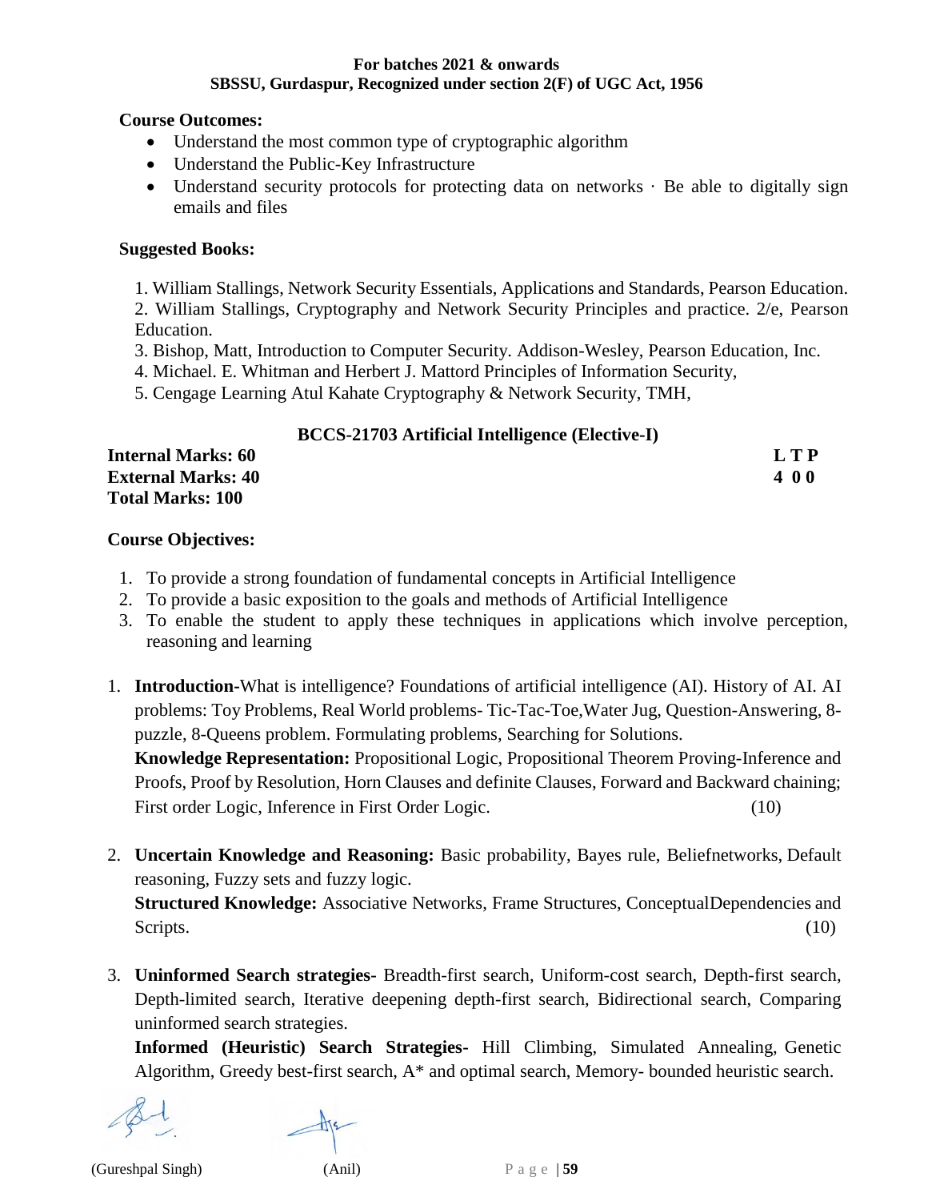**Course Outcomes:**

- Understand the most common type of cryptographic algorithm
- Understand the Public-Key Infrastructure
- Understand security protocols for protecting data on networks · Be able to digitally sign emails and files

**Suggested Books:**

1. William Stallings, Network Security Essentials, Applications and Standards, Pearson Education.
2. William Stallings, Cryptography and Network Security Principles and practice. 2/e, Pearson Education.
3. Bishop, Matt, Introduction to Computer Security. Addison-Wesley, Pearson Education, Inc.
4. Michael. E. Whitman and Herbert J. Mattord Principles of Information Security,
5. Cengage Learning Atul Kahate Cryptography & Network Security, TMH,

## BCCS-21703 Artificial Intelligence (Elective-I)

| | L T P |
|---|---|
| **Internal Marks: 60** | **L T P** |
| **External Marks: 40** | **4 0 0** |
| **Total Marks: 100** | |

**Course Objectives:**

1. To provide a strong foundation of fundamental concepts in Artificial Intelligence
2. To provide a basic exposition to the goals and methods of Artificial Intelligence
3. To enable the student to apply these techniques in applications which involve perception, reasoning and learning

1. **Introduction-**What is intelligence? Foundations of artificial intelligence (AI). History of AI. AI problems: Toy Problems, Real World problems- Tic-Tac-Toe,Water Jug, Question-Answering, 8-puzzle, 8-Queens problem. Formulating problems, Searching for Solutions.
   **Knowledge Representation:** Propositional Logic, Propositional Theorem Proving-Inference and Proofs, Proof by Resolution, Horn Clauses and definite Clauses, Forward and Backward chaining; First order Logic, Inference in First Order Logic. (10)

2. **Uncertain Knowledge and Reasoning:** Basic probability, Bayes rule, Beliefnetworks, Default reasoning, Fuzzy sets and fuzzy logic.
   **Structured Knowledge:** Associative Networks, Frame Structures, ConceptualDependencies and Scripts. (10)

3. **Uninformed Search strategies-** Breadth-first search, Uniform-cost search, Depth-first search, Depth-limited search, Iterative deepening depth-first search, Bidirectional search, Comparing uninformed search strategies.
   **Informed (Heuristic) Search Strategies-** Hill Climbing, Simulated Annealing, Genetic Algorithm, Greedy best-first search, A* and optimal search, Memory- bounded heuristic search.

(Gureshpal Singh) (Anil)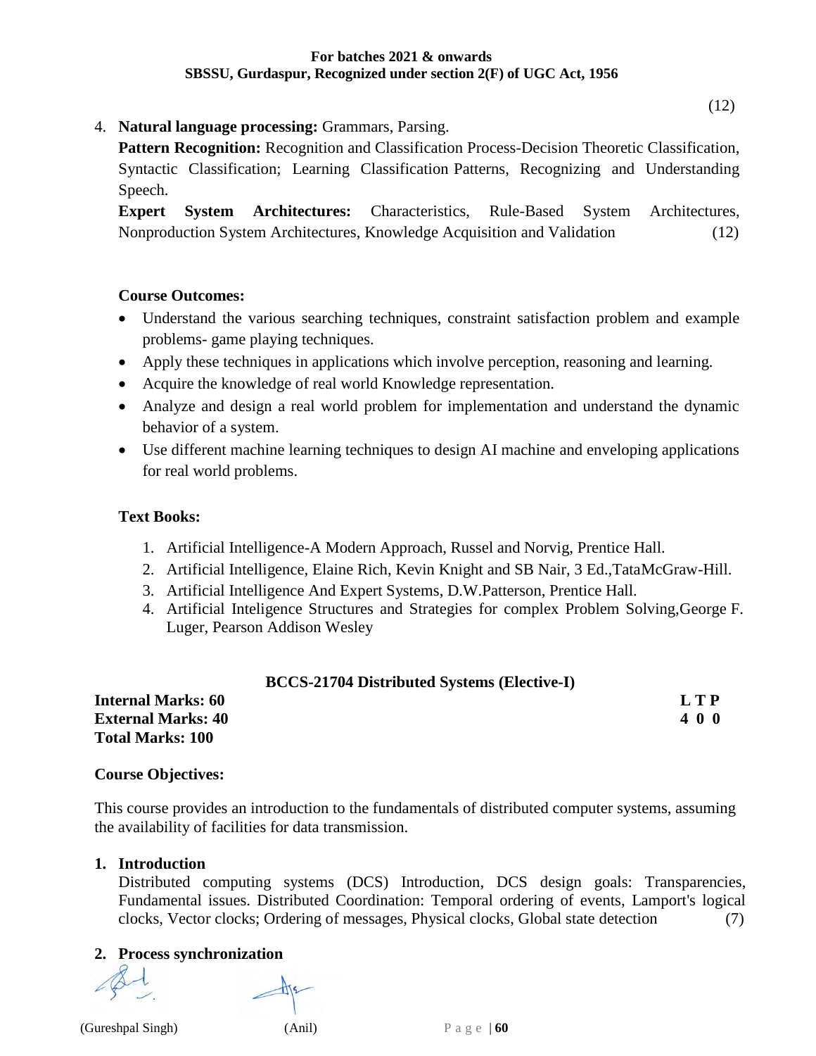(12)

4. **Natural language processing:** Grammars, Parsing.
   **Pattern Recognition:** Recognition and Classification Process-Decision Theoretic Classification, Syntactic Classification; Learning Classification Patterns, Recognizing and Understanding Speech.
   **Expert System Architectures:** Characteristics, Rule-Based System Architectures, Nonproduction System Architectures, Knowledge Acquisition and Validation (12)

**Course Outcomes:**

- Understand the various searching techniques, constraint satisfaction problem and example problems- game playing techniques.
- Apply these techniques in applications which involve perception, reasoning and learning.
- Acquire the knowledge of real world Knowledge representation.
- Analyze and design a real world problem for implementation and understand the dynamic behavior of a system.
- Use different machine learning techniques to design AI machine and enveloping applications for real world problems.

**Text Books:**

1. Artificial Intelligence-A Modern Approach, Russel and Norvig, Prentice Hall.
2. Artificial Intelligence, Elaine Rich, Kevin Knight and SB Nair, 3 Ed.,TataMcGraw-Hill.
3. Artificial Intelligence And Expert Systems, D.W.Patterson, Prentice Hall.
4. Artificial Inteligence Structures and Strategies for complex Problem Solving,George F. Luger, Pearson Addison Wesley

## BCCS-21704 Distributed Systems (Elective-I)

| | L T P |
|---|---|
| **Internal Marks: 60** | **L T P** |
| **External Marks: 40** | **4 0 0** |
| **Total Marks: 100** | |

**Course Objectives:**

This course provides an introduction to the fundamentals of distributed computer systems, assuming the availability of facilities for data transmission.

1. **Introduction**
   Distributed computing systems (DCS) Introduction, DCS design goals: Transparencies, Fundamental issues. Distributed Coordination: Temporal ordering of events, Lamport's logical clocks, Vector clocks; Ordering of messages, Physical clocks, Global state detection (7)

2. **Process synchronization**

(Gureshpal Singh) (Anil)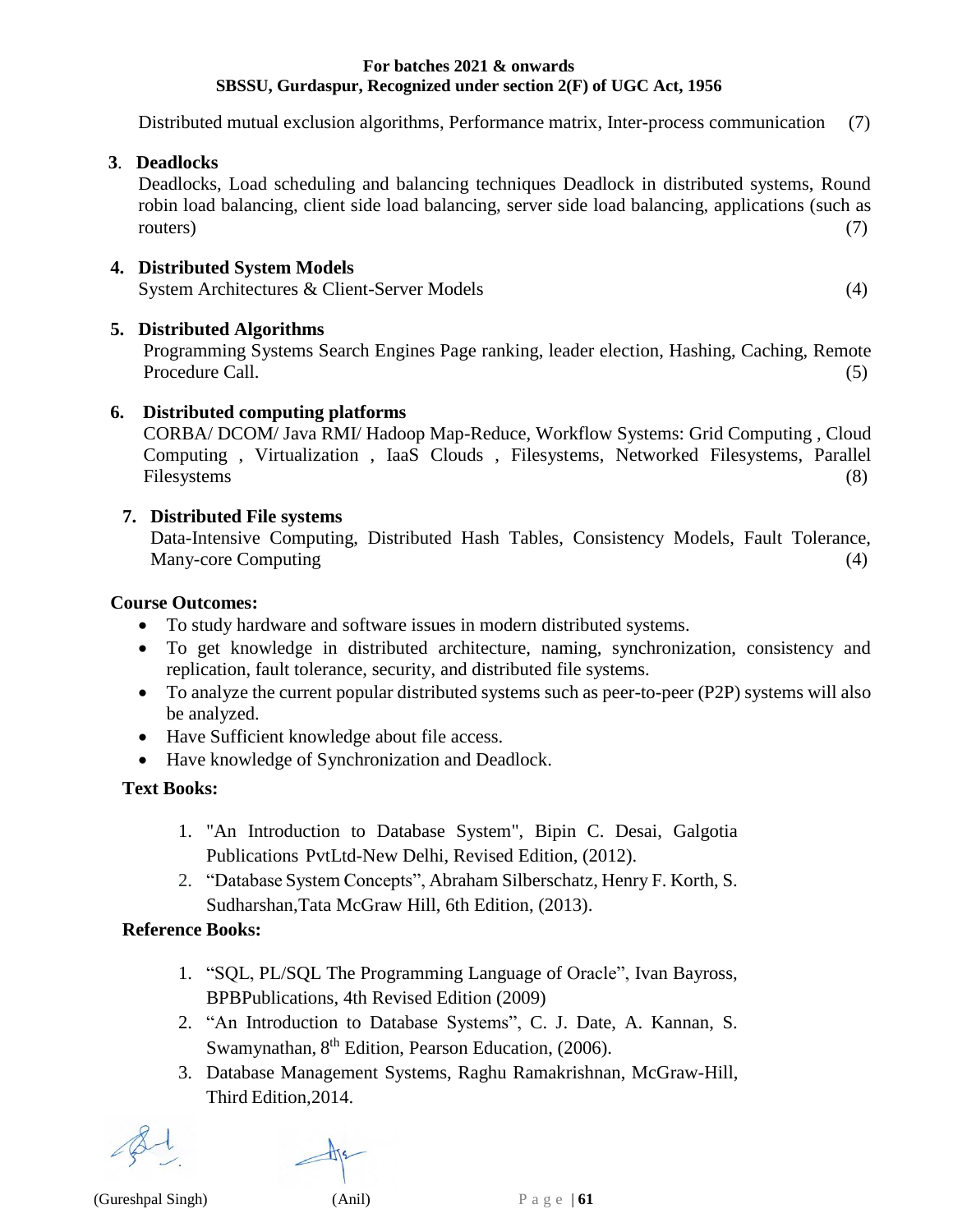Distributed mutual exclusion algorithms, Performance matrix, Inter-process communication (7)

**3. Deadlocks**

Deadlocks, Load scheduling and balancing techniques Deadlock in distributed systems, Round robin load balancing, client side load balancing, server side load balancing, applications (such as routers) (7)

**4. Distributed System Models**

System Architectures & Client-Server Models (4)

**5. Distributed Algorithms**

Programming Systems Search Engines Page ranking, leader election, Hashing, Caching, Remote Procedure Call. (5)

**6. Distributed computing platforms**

CORBA/ DCOM/ Java RMI/ Hadoop Map-Reduce, Workflow Systems: Grid Computing , Cloud Computing , Virtualization , IaaS Clouds , Filesystems, Networked Filesystems, Parallel Filesystems (8)

**7. Distributed File systems**

Data-Intensive Computing, Distributed Hash Tables, Consistency Models, Fault Tolerance, Many-core Computing (4)

**Course Outcomes:**

- To study hardware and software issues in modern distributed systems.
- To get knowledge in distributed architecture, naming, synchronization, consistency and replication, fault tolerance, security, and distributed file systems.
- To analyze the current popular distributed systems such as peer-to-peer (P2P) systems will also be analyzed.
- Have Sufficient knowledge about file access.
- Have knowledge of Synchronization and Deadlock.

**Text Books:**

1. "An Introduction to Database System", Bipin C. Desai, Galgotia Publications PvtLtd-New Delhi, Revised Edition, (2012).
2. "Database System Concepts", Abraham Silberschatz, Henry F. Korth, S. Sudharshan,Tata McGraw Hill, 6th Edition, (2013).

**Reference Books:**

1. "SQL, PL/SQL The Programming Language of Oracle", Ivan Bayross, BPBPublications, 4th Revised Edition (2009)
2. "An Introduction to Database Systems", C. J. Date, A. Kannan, S. Swamynathan, 8th Edition, Pearson Education, (2006).
3. Database Management Systems, Raghu Ramakrishnan, McGraw-Hill, Third Edition,2014.

(Gureshpal Singh) (Anil)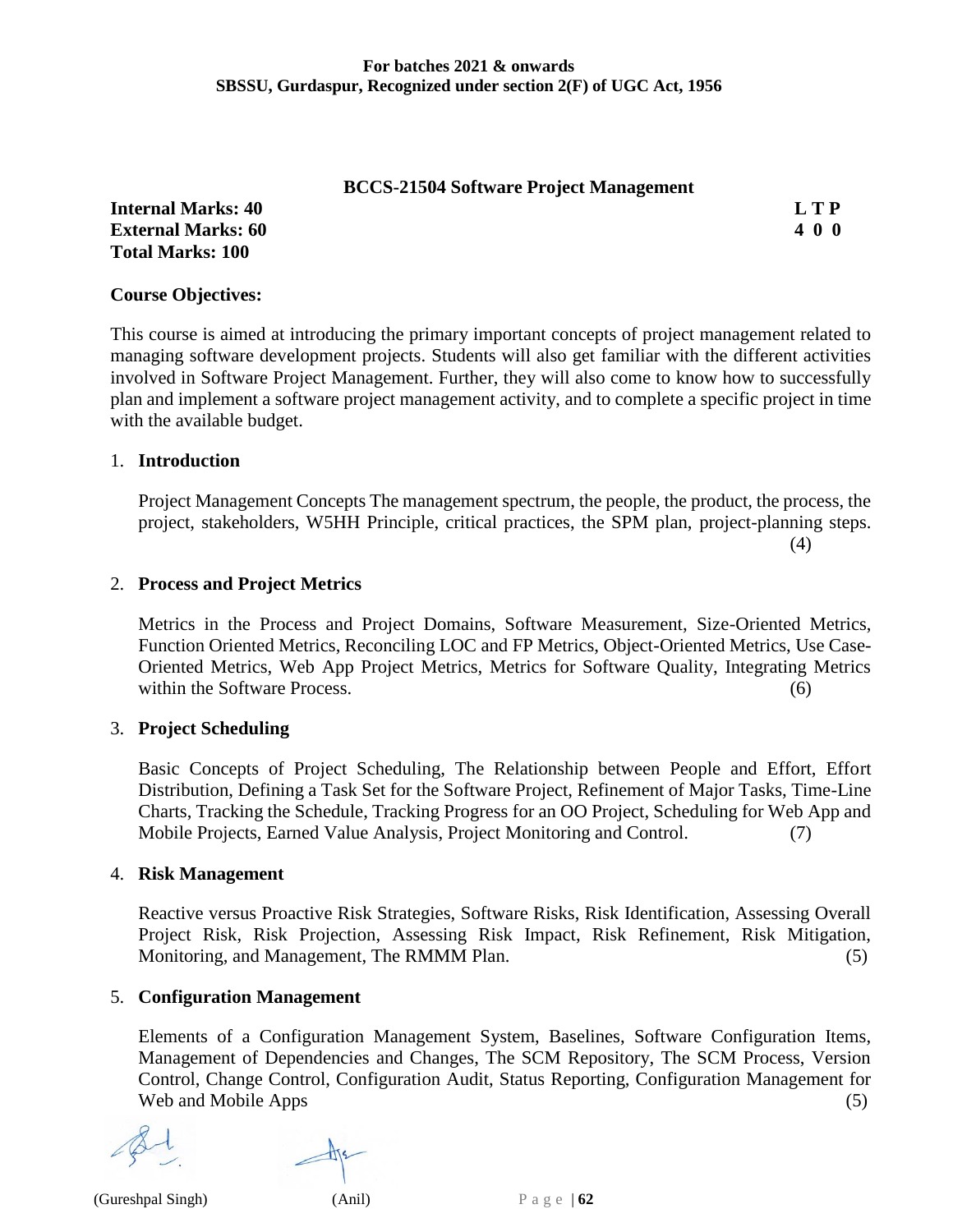## BCCS-21504 Software Project Management

**Internal Marks: 40** **L T P**
**External Marks: 60** **4 0 0**
**Total Marks: 100**

### Course Objectives:

This course is aimed at introducing the primary important concepts of project management related to managing software development projects. Students will also get familiar with the different activities involved in Software Project Management. Further, they will also come to know how to successfully plan and implement a software project management activity, and to complete a specific project in time with the available budget.

1. **Introduction**

   Project Management Concepts The management spectrum, the people, the product, the process, the project, stakeholders, W5HH Principle, critical practices, the SPM plan, project-planning steps. (4)

2. **Process and Project Metrics**

   Metrics in the Process and Project Domains, Software Measurement, Size-Oriented Metrics, Function Oriented Metrics, Reconciling LOC and FP Metrics, Object-Oriented Metrics, Use Case-Oriented Metrics, Web App Project Metrics, Metrics for Software Quality, Integrating Metrics within the Software Process. (6)

3. **Project Scheduling**

   Basic Concepts of Project Scheduling, The Relationship between People and Effort, Effort Distribution, Defining a Task Set for the Software Project, Refinement of Major Tasks, Time-Line Charts, Tracking the Schedule, Tracking Progress for an OO Project, Scheduling for Web App and Mobile Projects, Earned Value Analysis, Project Monitoring and Control. (7)

4. **Risk Management**

   Reactive versus Proactive Risk Strategies, Software Risks, Risk Identification, Assessing Overall Project Risk, Risk Projection, Assessing Risk Impact, Risk Refinement, Risk Mitigation, Monitoring, and Management, The RMMM Plan. (5)

5. **Configuration Management**

   Elements of a Configuration Management System, Baselines, Software Configuration Items, Management of Dependencies and Changes, The SCM Repository, The SCM Process, Version Control, Change Control, Configuration Audit, Status Reporting, Configuration Management for Web and Mobile Apps (5)

(Gureshpal Singh) (Anil)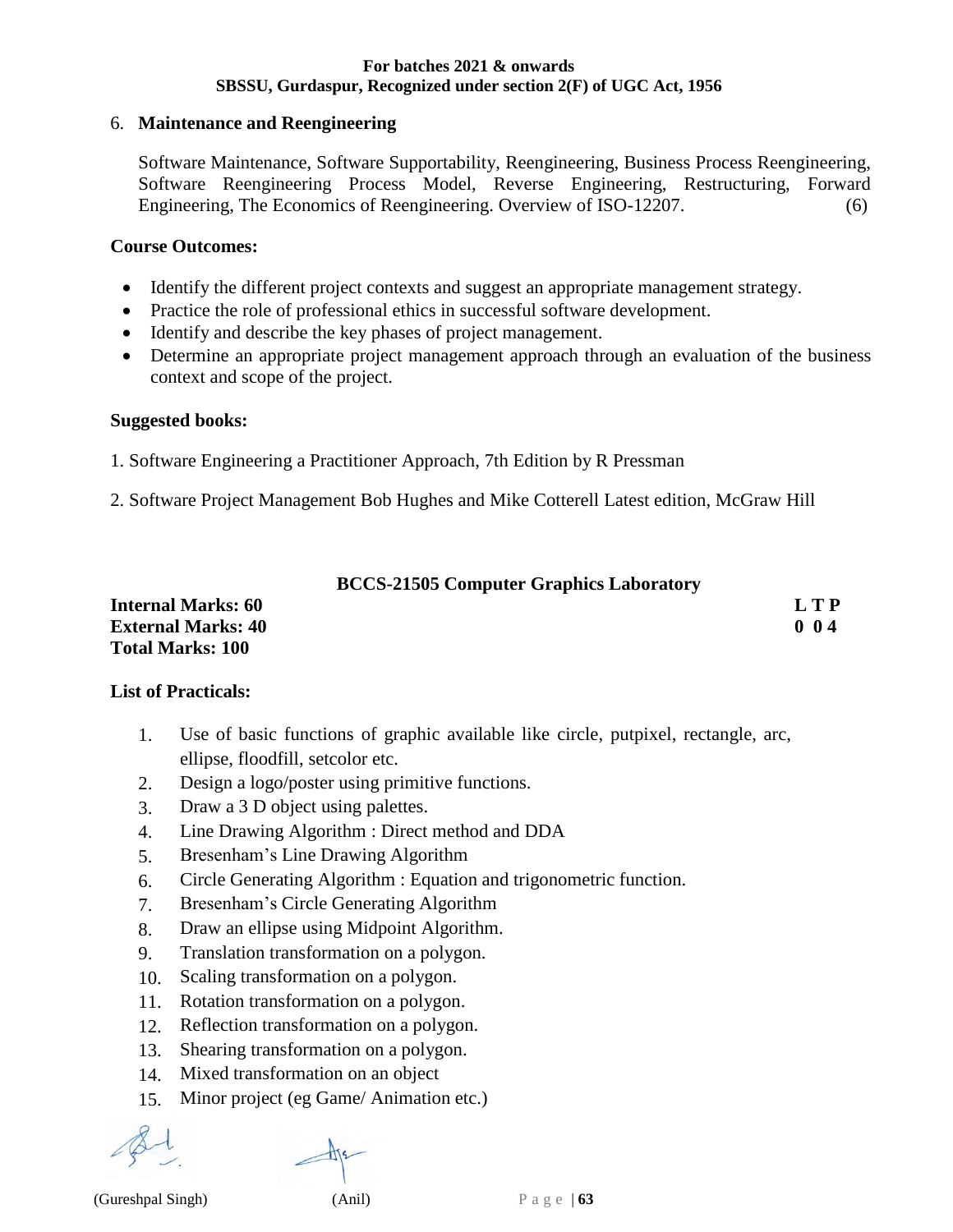6. **Maintenance and Reengineering**

   Software Maintenance, Software Supportability, Reengineering, Business Process Reengineering, Software Reengineering Process Model, Reverse Engineering, Restructuring, Forward Engineering, The Economics of Reengineering. Overview of ISO-12207. (6)

**Course Outcomes:**

- Identify the different project contexts and suggest an appropriate management strategy.
- Practice the role of professional ethics in successful software development.
- Identify and describe the key phases of project management.
- Determine an appropriate project management approach through an evaluation of the business context and scope of the project.

**Suggested books:**

1. Software Engineering a Practitioner Approach, 7th Edition by R Pressman
2. Software Project Management Bob Hughes and Mike Cotterell Latest edition, McGraw Hill

## BCCS-21505 Computer Graphics Laboratory

**Internal Marks: 60** | **L T P**
**External Marks: 40** | **0 0 4**
**Total Marks: 100**

**List of Practicals:**

1. Use of basic functions of graphic available like circle, putpixel, rectangle, arc, ellipse, floodfill, setcolor etc.
2. Design a logo/poster using primitive functions.
3. Draw a 3 D object using palettes.
4. Line Drawing Algorithm : Direct method and DDA
5. Bresenham's Line Drawing Algorithm
6. Circle Generating Algorithm : Equation and trigonometric function.
7. Bresenham's Circle Generating Algorithm
8. Draw an ellipse using Midpoint Algorithm.
9. Translation transformation on a polygon.
10. Scaling transformation on a polygon.
11. Rotation transformation on a polygon.
12. Reflection transformation on a polygon.
13. Shearing transformation on a polygon.
14. Mixed transformation on an object
15. Minor project (eg Game/ Animation etc.)

(Gureshpal Singh) (Anil)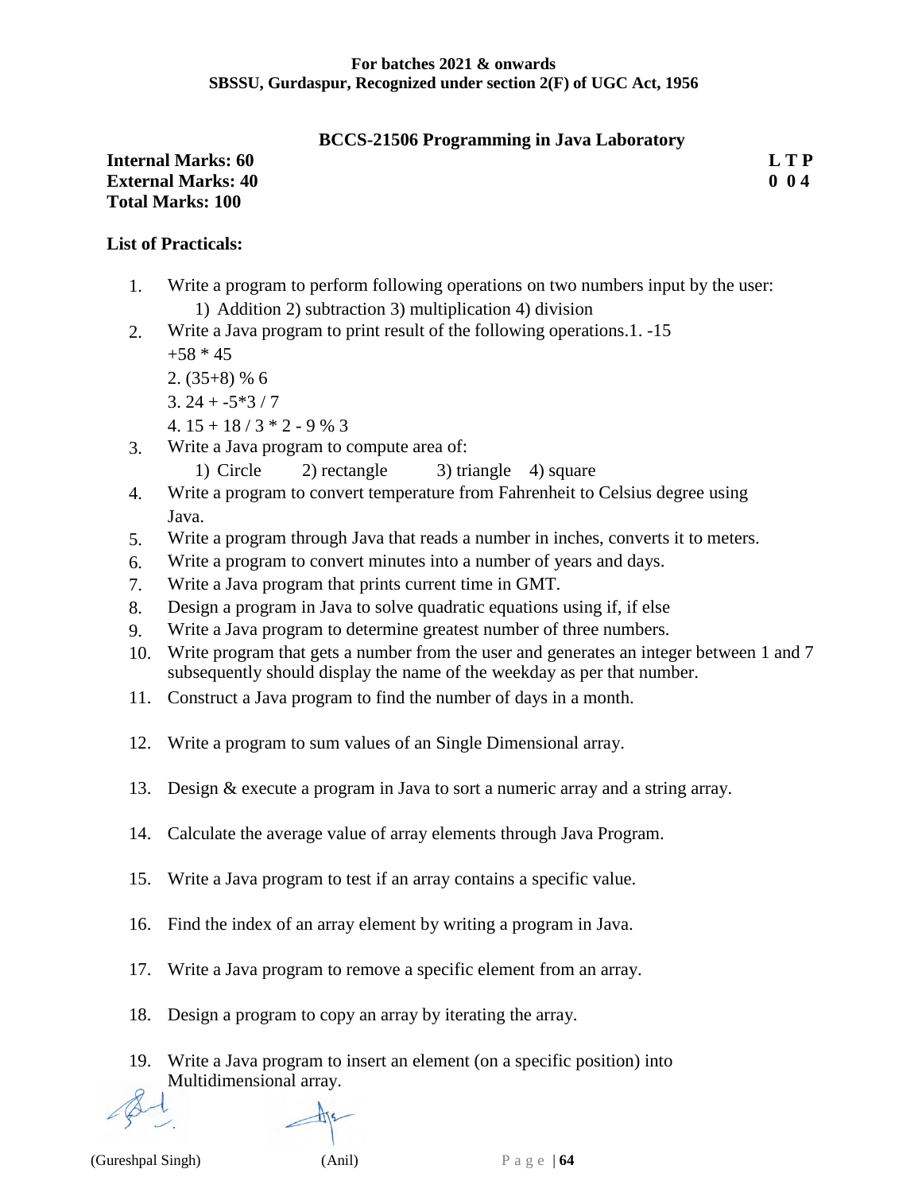## BCCS-21506 Programming in Java Laboratory

**Internal Marks: 60** **L T P**

**External Marks: 40** **0 0 4**

**Total Marks: 100**

**List of Practicals:**

1. Write a program to perform following operations on two numbers input by the user:
   1) Addition 2) subtraction 3) multiplication 4) division
2. Write a Java program to print result of the following operations.1. -15 +58 * 45
   2. (35+8) % 6
   3. 24 + -5*3 / 7
   4. 15 + 18 / 3 * 2 - 9 % 3
3. Write a Java program to compute area of:
   1) Circle 2) rectangle 3) triangle 4) square
4. Write a program to convert temperature from Fahrenheit to Celsius degree using Java.
5. Write a program through Java that reads a number in inches, converts it to meters.
6. Write a program to convert minutes into a number of years and days.
7. Write a Java program that prints current time in GMT.
8. Design a program in Java to solve quadratic equations using if, if else
9. Write a Java program to determine greatest number of three numbers.
10. Write program that gets a number from the user and generates an integer between 1 and 7 subsequently should display the name of the weekday as per that number.
11. Construct a Java program to find the number of days in a month.
12. Write a program to sum values of an Single Dimensional array.
13. Design & execute a program in Java to sort a numeric array and a string array.
14. Calculate the average value of array elements through Java Program.
15. Write a Java program to test if an array contains a specific value.
16. Find the index of an array element by writing a program in Java.
17. Write a Java program to remove a specific element from an array.
18. Design a program to copy an array by iterating the array.
19. Write a Java program to insert an element (on a specific position) into Multidimensional array.

(Gureshpal Singh) (Anil)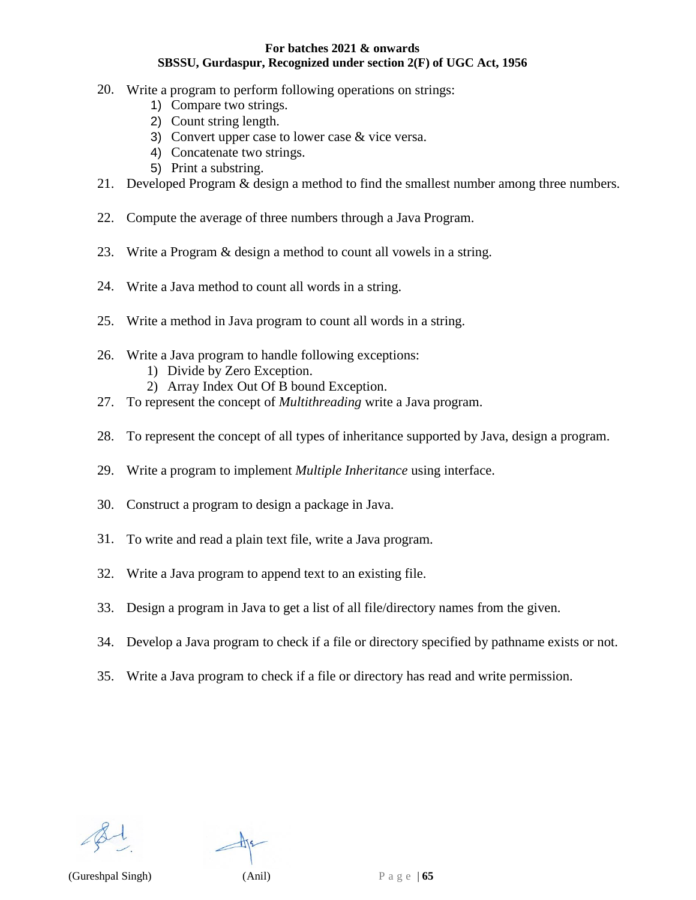20. Write a program to perform following operations on strings:
    1) Compare two strings.
    2) Count string length.
    3) Convert upper case to lower case & vice versa.
    4) Concatenate two strings.
    5) Print a substring.
21. Developed Program & design a method to find the smallest number among three numbers.
22. Compute the average of three numbers through a Java Program.
23. Write a Program & design a method to count all vowels in a string.
24. Write a Java method to count all words in a string.
25. Write a method in Java program to count all words in a string.
26. Write a Java program to handle following exceptions:
    1) Divide by Zero Exception.
    2) Array Index Out Of B bound Exception.
27. To represent the concept of *Multithreading* write a Java program.
28. To represent the concept of all types of inheritance supported by Java, design a program.
29. Write a program to implement *Multiple Inheritance* using interface.
30. Construct a program to design a package in Java.
31. To write and read a plain text file, write a Java program.
32. Write a Java program to append text to an existing file.
33. Design a program in Java to get a list of all file/directory names from the given.
34. Develop a Java program to check if a file or directory specified by pathname exists or not.
35. Write a Java program to check if a file or directory has read and write permission.

(Gureshpal Singh) (Anil)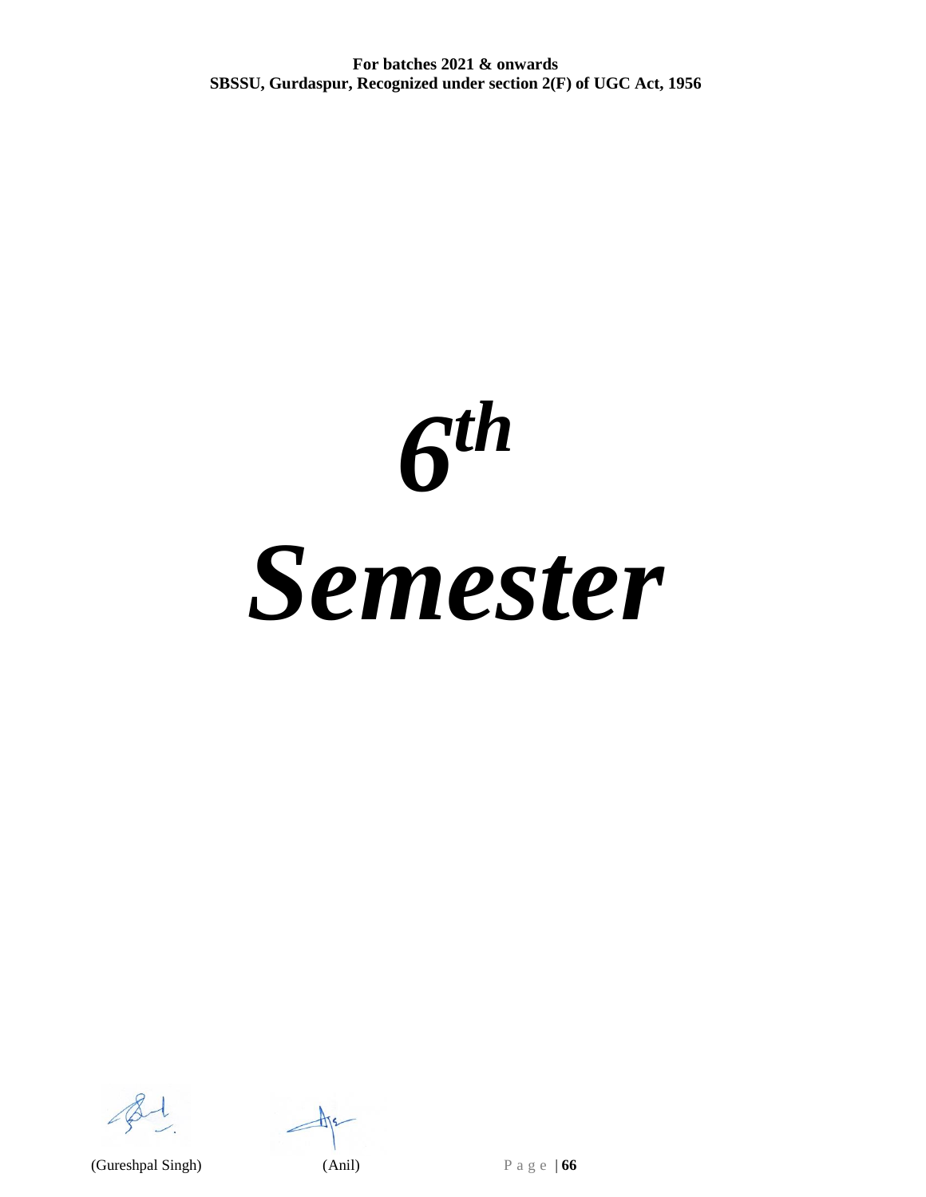# *6th Semester*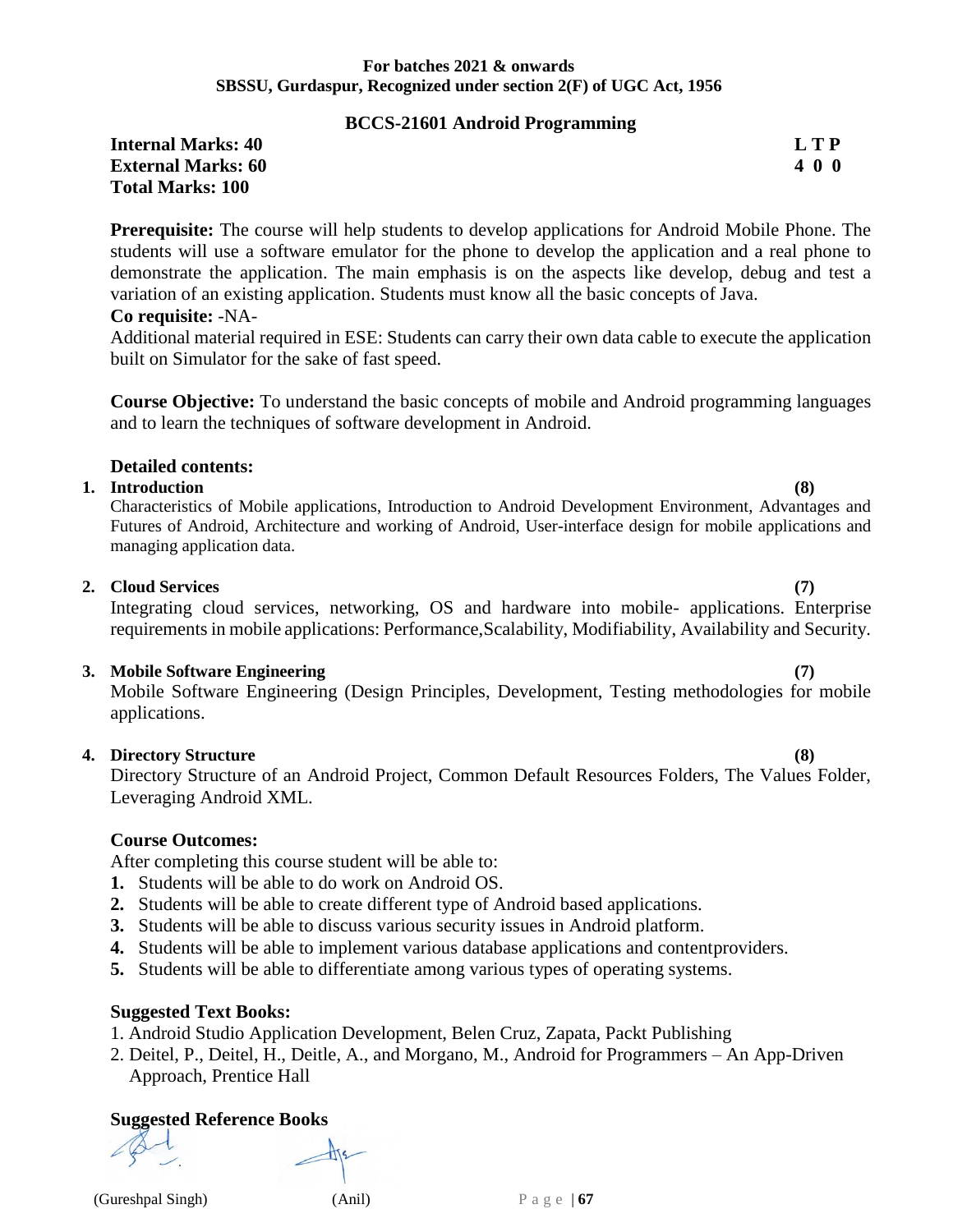**For batches 2021 & onwards**
**SBSSU, Gurdaspur, Recognized under section 2(F) of UGC Act, 1956**

## BCCS-21601 Android Programming

| | L T P |
|---|---|
| **Internal Marks: 40** | **L T P** |
| **External Marks: 60** | **4 0 0** |
| **Total Marks: 100** | |

**Prerequisite:** The course will help students to develop applications for Android Mobile Phone. The students will use a software emulator for the phone to develop the application and a real phone to demonstrate the application. The main emphasis is on the aspects like develop, debug and test a variation of an existing application. Students must know all the basic concepts of Java.

**Co requisite:** -NA-

Additional material required in ESE: Students can carry their own data cable to execute the application built on Simulator for the sake of fast speed.

**Course Objective:** To understand the basic concepts of mobile and Android programming languages and to learn the techniques of software development in Android.

### Detailed contents:

**1. Introduction (8)**

Characteristics of Mobile applications, Introduction to Android Development Environment, Advantages and Futures of Android, Architecture and working of Android, User-interface design for mobile applications and managing application data.

**2. Cloud Services (7)**

Integrating cloud services, networking, OS and hardware into mobile- applications. Enterprise requirements in mobile applications: Performance,Scalability, Modifiability, Availability and Security.

**3. Mobile Software Engineering (7)**

Mobile Software Engineering (Design Principles, Development, Testing methodologies for mobile applications.

**4. Directory Structure (8)**

Directory Structure of an Android Project, Common Default Resources Folders, The Values Folder, Leveraging Android XML.

### Course Outcomes:

After completing this course student will be able to:

1. Students will be able to do work on Android OS.
2. Students will be able to create different type of Android based applications.
3. Students will be able to discuss various security issues in Android platform.
4. Students will be able to implement various database applications and contentproviders.
5. Students will be able to differentiate among various types of operating systems.

### Suggested Text Books:

1. Android Studio Application Development, Belen Cruz, Zapata, Packt Publishing
2. Deitel, P., Deitel, H., Deitle, A., and Morgano, M., Android for Programmers – An App-Driven Approach, Prentice Hall

### Suggested Reference Books

(Gureshpal Singh) (Anil)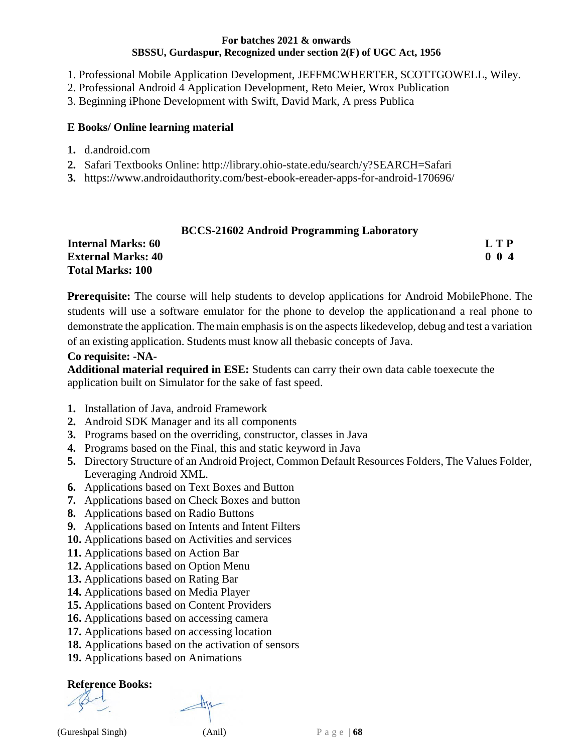1. Professional Mobile Application Development, JEFFMCWHERTER, SCOTTGOWELL, Wiley.
2. Professional Android 4 Application Development, Reto Meier, Wrox Publication
3. Beginning iPhone Development with Swift, David Mark, A press Publica

**E Books/ Online learning material**

1. d.android.com
2. Safari Textbooks Online: http://library.ohio-state.edu/search/y?SEARCH=Safari
3. https://www.androidauthority.com/best-ebook-ereader-apps-for-android-170696/

## BCCS-21602 Android Programming Laboratory

**Internal Marks: 60** | **L T P**
**External Marks: 40** | **0 0 4**
**Total Marks: 100**

**Prerequisite:** The course will help students to develop applications for Android MobilePhone. The students will use a software emulator for the phone to develop the applicationand a real phone to demonstrate the application. The main emphasis is on the aspects likedevelop, debug and test a variation of an existing application. Students must know all thebasic concepts of Java.

**Co requisite: -NA-**

**Additional material required in ESE:** Students can carry their own data cable toexecute the application built on Simulator for the sake of fast speed.

1. Installation of Java, android Framework
2. Android SDK Manager and its all components
3. Programs based on the overriding, constructor, classes in Java
4. Programs based on the Final, this and static keyword in Java
5. Directory Structure of an Android Project, Common Default Resources Folders, The Values Folder, Leveraging Android XML.
6. Applications based on Text Boxes and Button
7. Applications based on Check Boxes and button
8. Applications based on Radio Buttons
9. Applications based on Intents and Intent Filters
10. Applications based on Activities and services
11. Applications based on Action Bar
12. Applications based on Option Menu
13. Applications based on Rating Bar
14. Applications based on Media Player
15. Applications based on Content Providers
16. Applications based on accessing camera
17. Applications based on accessing location
18. Applications based on the activation of sensors
19. Applications based on Animations

**Reference Books:**

(Gureshpal Singh) (Anil)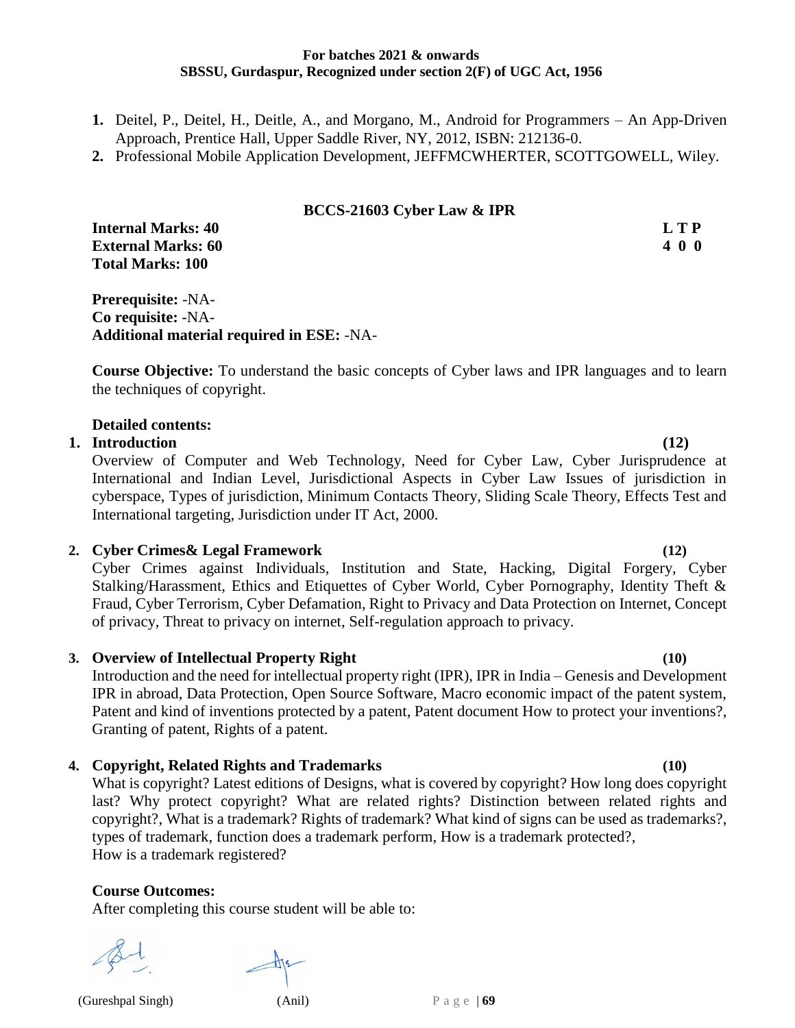1. Deitel, P., Deitel, H., Deitle, A., and Morgano, M., Android for Programmers – An App-Driven Approach, Prentice Hall, Upper Saddle River, NY, 2012, ISBN: 212136-0.
2. Professional Mobile Application Development, JEFFMCWHERTER, SCOTTGOWELL, Wiley.

## BCCS-21603 Cyber Law & IPR

**Internal Marks: 40** **L T P**
**External Marks: 60** **4 0 0**
**Total Marks: 100**

**Prerequisite:** -NA-
**Co requisite:** -NA-
**Additional material required in ESE:** -NA-

**Course Objective:** To understand the basic concepts of Cyber laws and IPR languages and to learn the techniques of copyright.

**Detailed contents:**

1. **Introduction** **(12)**
   Overview of Computer and Web Technology, Need for Cyber Law, Cyber Jurisprudence at International and Indian Level, Jurisdictional Aspects in Cyber Law Issues of jurisdiction in cyberspace, Types of jurisdiction, Minimum Contacts Theory, Sliding Scale Theory, Effects Test and International targeting, Jurisdiction under IT Act, 2000.

2. **Cyber Crimes& Legal Framework** **(12)**
   Cyber Crimes against Individuals, Institution and State, Hacking, Digital Forgery, Cyber Stalking/Harassment, Ethics and Etiquettes of Cyber World, Cyber Pornography, Identity Theft & Fraud, Cyber Terrorism, Cyber Defamation, Right to Privacy and Data Protection on Internet, Concept of privacy, Threat to privacy on internet, Self-regulation approach to privacy.

3. **Overview of Intellectual Property Right** **(10)**
   Introduction and the need for intellectual property right (IPR), IPR in India – Genesis and Development IPR in abroad, Data Protection, Open Source Software, Macro economic impact of the patent system, Patent and kind of inventions protected by a patent, Patent document How to protect your inventions?, Granting of patent, Rights of a patent.

4. **Copyright, Related Rights and Trademarks** **(10)**
   What is copyright? Latest editions of Designs, what is covered by copyright? How long does copyright last? Why protect copyright? What are related rights? Distinction between related rights and copyright?, What is a trademark? Rights of trademark? What kind of signs can be used as trademarks?, types of trademark, function does a trademark perform, How is a trademark protected?,
   How is a trademark registered?

**Course Outcomes:**

After completing this course student will be able to:

(Gureshpal Singh) (Anil)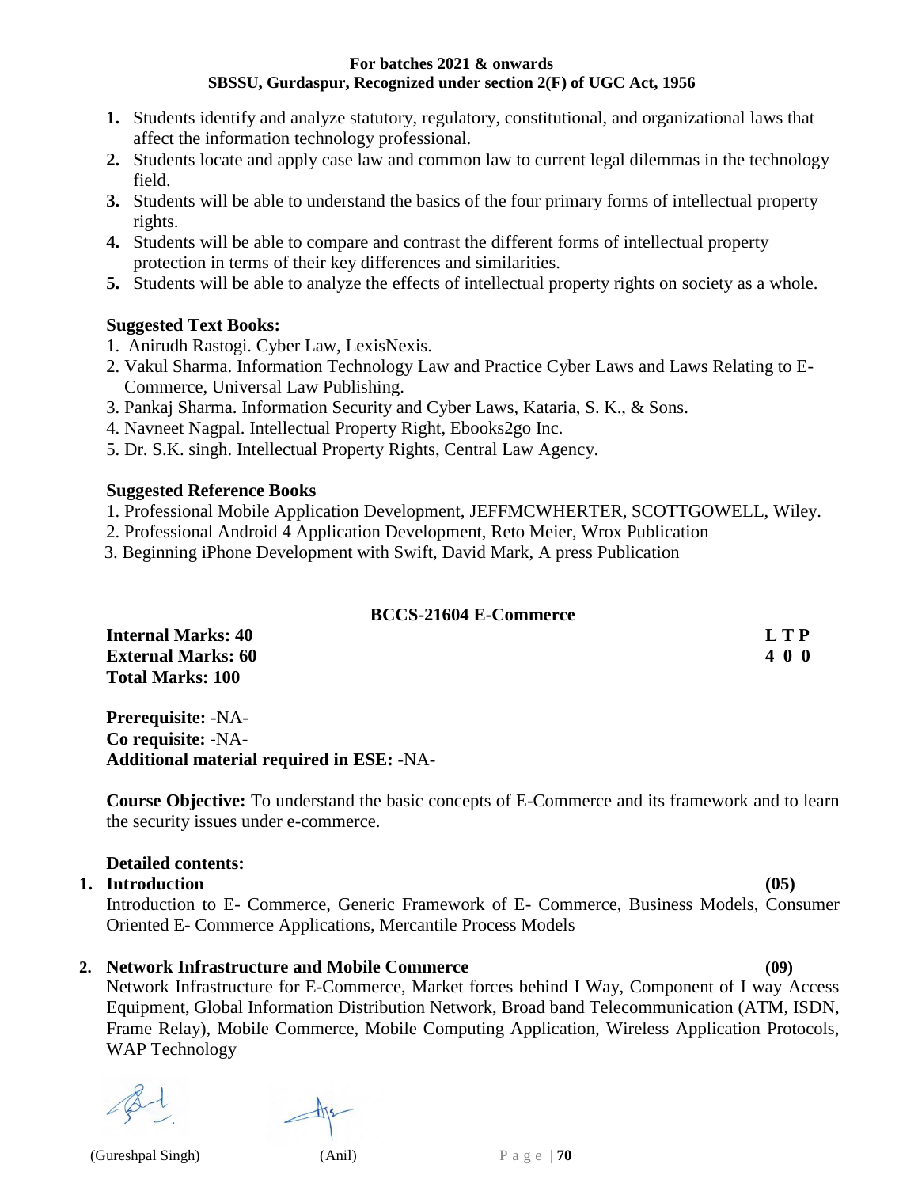1. Students identify and analyze statutory, regulatory, constitutional, and organizational laws that affect the information technology professional.
2. Students locate and apply case law and common law to current legal dilemmas in the technology field.
3. Students will be able to understand the basics of the four primary forms of intellectual property rights.
4. Students will be able to compare and contrast the different forms of intellectual property protection in terms of their key differences and similarities.
5. Students will be able to analyze the effects of intellectual property rights on society as a whole.

**Suggested Text Books:**

1. Anirudh Rastogi. Cyber Law, LexisNexis.
2. Vakul Sharma. Information Technology Law and Practice Cyber Laws and Laws Relating to E-Commerce, Universal Law Publishing.
3. Pankaj Sharma. Information Security and Cyber Laws, Kataria, S. K., & Sons.
4. Navneet Nagpal. Intellectual Property Right, Ebooks2go Inc.
5. Dr. S.K. singh. Intellectual Property Rights, Central Law Agency.

**Suggested Reference Books**

1. Professional Mobile Application Development, JEFFMCWHERTER, SCOTTGOWELL, Wiley.
2. Professional Android 4 Application Development, Reto Meier, Wrox Publication
3. Beginning iPhone Development with Swift, David Mark, A press Publication

## BCCS-21604 E-Commerce

| | L T P |
|---|---|
| **Internal Marks: 40** | **L T P** |
| **External Marks: 60** | **4 0 0** |
| **Total Marks: 100** | |

**Prerequisite:** -NA-
**Co requisite:** -NA-
**Additional material required in ESE:** -NA-

**Course Objective:** To understand the basic concepts of E-Commerce and its framework and to learn the security issues under e-commerce.

**Detailed contents:**

**1. Introduction (05)**
Introduction to E- Commerce, Generic Framework of E- Commerce, Business Models, Consumer Oriented E- Commerce Applications, Mercantile Process Models

**2. Network Infrastructure and Mobile Commerce (09)**
Network Infrastructure for E-Commerce, Market forces behind I Way, Component of I way Access Equipment, Global Information Distribution Network, Broad band Telecommunication (ATM, ISDN, Frame Relay), Mobile Commerce, Mobile Computing Application, Wireless Application Protocols, WAP Technology

(Gureshpal Singh) (Anil)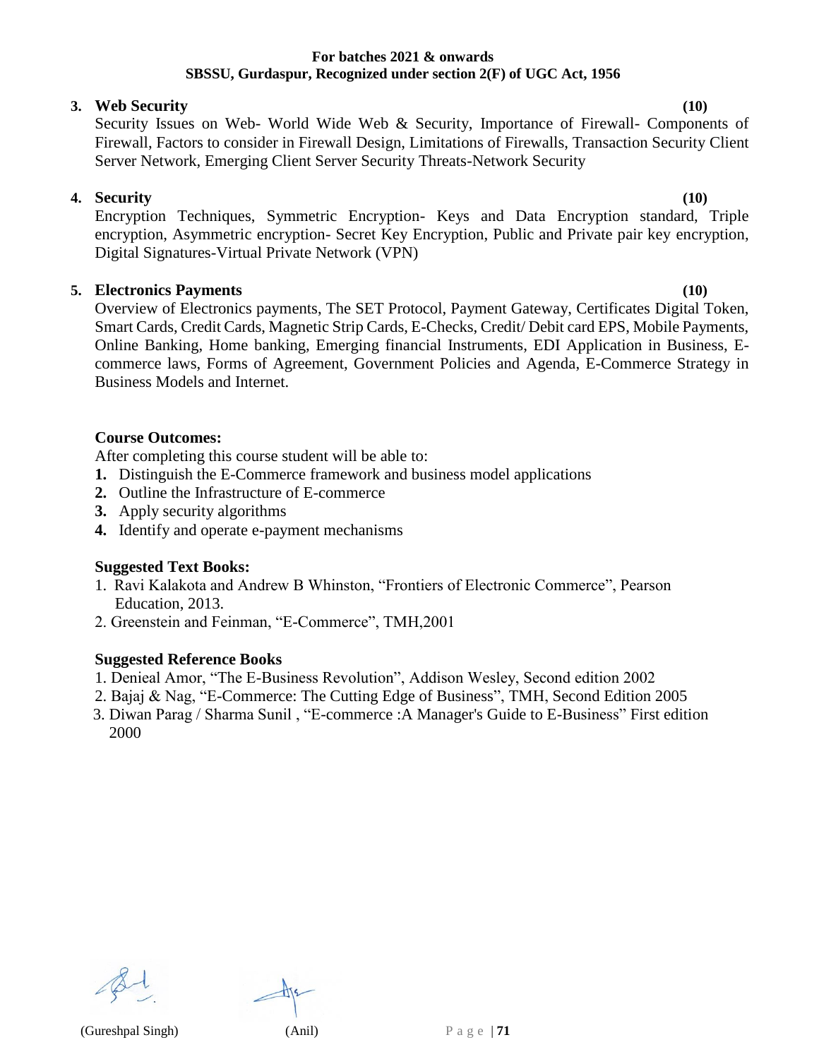**3. Web Security** **(10)**

Security Issues on Web- World Wide Web & Security, Importance of Firewall- Components of Firewall, Factors to consider in Firewall Design, Limitations of Firewalls, Transaction Security Client Server Network, Emerging Client Server Security Threats-Network Security

**4. Security** **(10)**

Encryption Techniques, Symmetric Encryption- Keys and Data Encryption standard, Triple encryption, Asymmetric encryption- Secret Key Encryption, Public and Private pair key encryption, Digital Signatures-Virtual Private Network (VPN)

**5. Electronics Payments** **(10)**

Overview of Electronics payments, The SET Protocol, Payment Gateway, Certificates Digital Token, Smart Cards, Credit Cards, Magnetic Strip Cards, E-Checks, Credit/ Debit card EPS, Mobile Payments, Online Banking, Home banking, Emerging financial Instruments, EDI Application in Business, E-commerce laws, Forms of Agreement, Government Policies and Agenda, E-Commerce Strategy in Business Models and Internet.

**Course Outcomes:**

After completing this course student will be able to:

1. Distinguish the E-Commerce framework and business model applications
2. Outline the Infrastructure of E-commerce
3. Apply security algorithms
4. Identify and operate e-payment mechanisms

**Suggested Text Books:**

1. Ravi Kalakota and Andrew B Whinston, "Frontiers of Electronic Commerce", Pearson Education, 2013.
2. Greenstein and Feinman, "E-Commerce", TMH,2001

**Suggested Reference Books**

1. Denieal Amor, "The E-Business Revolution", Addison Wesley, Second edition 2002
2. Bajaj & Nag, "E-Commerce: The Cutting Edge of Business", TMH, Second Edition 2005
3. Diwan Parag / Sharma Sunil , "E-commerce :A Manager's Guide to E-Business" First edition 2000

(Gureshpal Singh) (Anil)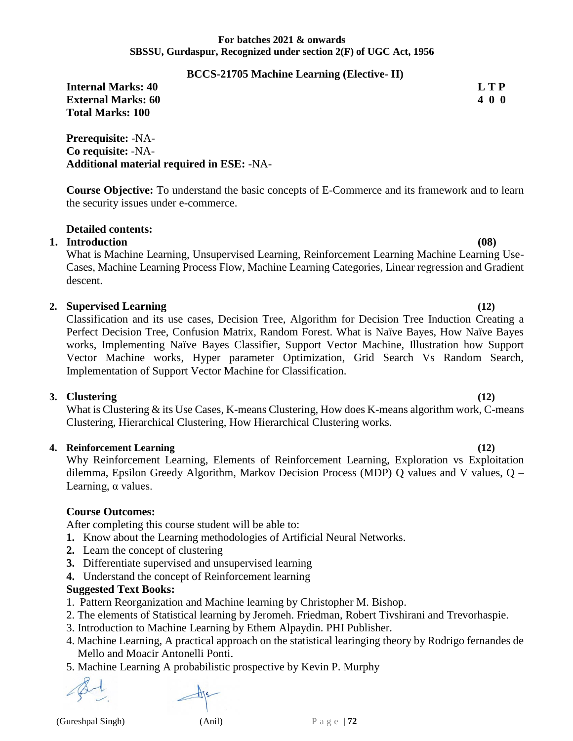**For batches 2021 & onwards**
**SBSSU, Gurdaspur, Recognized under section 2(F) of UGC Act, 1956**

## BCCS-21705 Machine Learning (Elective- II)

| | |
|---|---|
| **Internal Marks: 40** | **L T P** |
| **External Marks: 60** | **4 0 0** |
| **Total Marks: 100** | |

**Prerequisite:** -NA-
**Co requisite:** -NA-
**Additional material required in ESE:** -NA-

**Course Objective:** To understand the basic concepts of E-Commerce and its framework and to learn the security issues under e-commerce.

**Detailed contents:**

1. **Introduction** **(08)**
   What is Machine Learning, Unsupervised Learning, Reinforcement Learning Machine Learning Use-Cases, Machine Learning Process Flow, Machine Learning Categories, Linear regression and Gradient descent.

2. **Supervised Learning** **(12)**
   Classification and its use cases, Decision Tree, Algorithm for Decision Tree Induction Creating a Perfect Decision Tree, Confusion Matrix, Random Forest. What is Naïve Bayes, How Naïve Bayes works, Implementing Naïve Bayes Classifier, Support Vector Machine, Illustration how Support Vector Machine works, Hyper parameter Optimization, Grid Search Vs Random Search, Implementation of Support Vector Machine for Classification.

3. **Clustering** **(12)**
   What is Clustering & its Use Cases, K-means Clustering, How does K-means algorithm work, C-means Clustering, Hierarchical Clustering, How Hierarchical Clustering works.

4. **Reinforcement Learning** **(12)**
   Why Reinforcement Learning, Elements of Reinforcement Learning, Exploration vs Exploitation dilemma, Epsilon Greedy Algorithm, Markov Decision Process (MDP) Q values and V values, Q – Learning, α values.

**Course Outcomes:**

After completing this course student will be able to:

1. Know about the Learning methodologies of Artificial Neural Networks.
2. Learn the concept of clustering
3. Differentiate supervised and unsupervised learning
4. Understand the concept of Reinforcement learning

**Suggested Text Books:**

1. Pattern Reorganization and Machine learning by Christopher M. Bishop.
2. The elements of Statistical learning by Jeromeh. Friedman, Robert Tivshirani and Trevorhaspie.
3. Introduction to Machine Learning by Ethem Alpaydin. PHI Publisher.
4. Machine Learning, A practical approach on the statistical learinging theory by Rodrigo fernandes de Mello and Moacir Antonelli Ponti.
5. Machine Learning A probabilistic prospective by Kevin P. Murphy

(Gureshpal Singh) (Anil)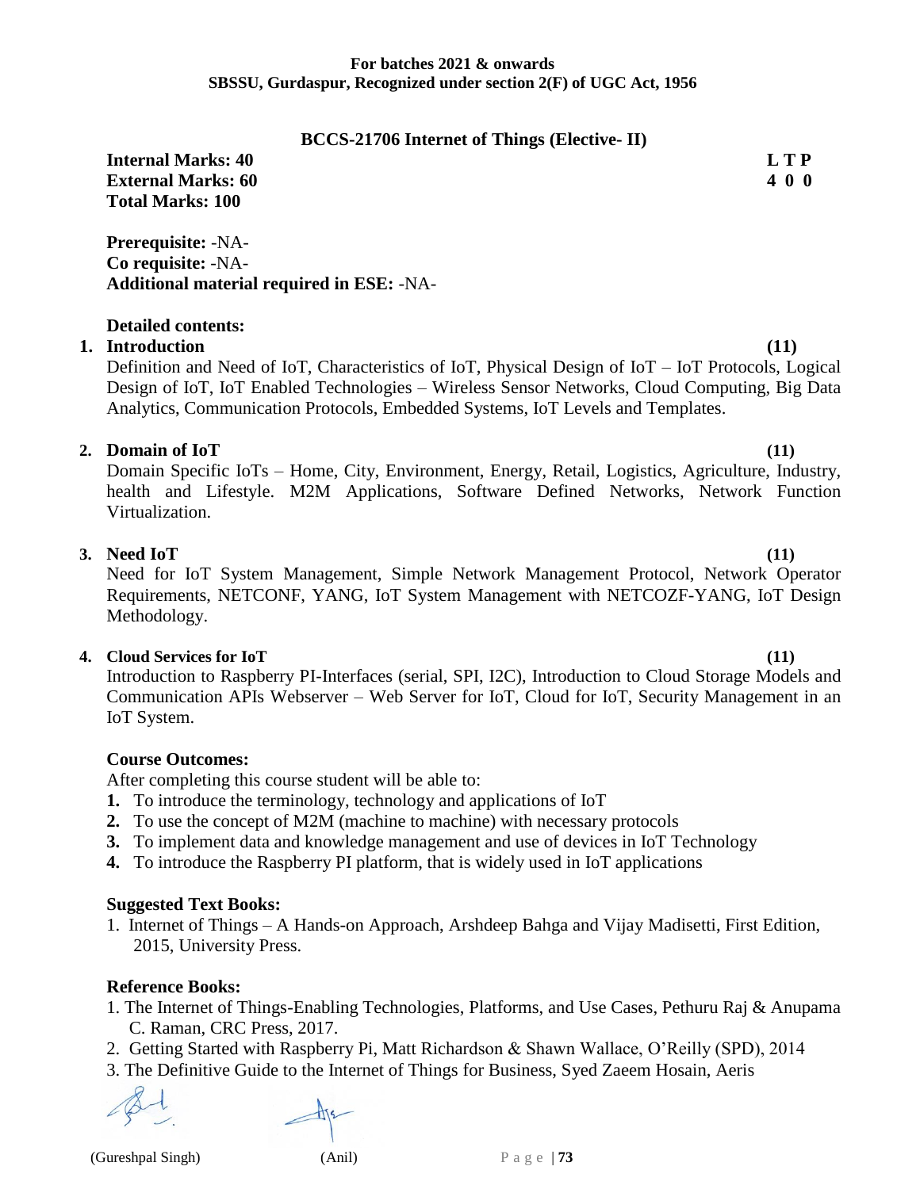**For batches 2021 & onwards**
**SBSSU, Gurdaspur, Recognized under section 2(F) of UGC Act, 1956**

## BCCS-21706 Internet of Things (Elective- II)

**Internal Marks: 40** **L T P**
**External Marks: 60** **4 0 0**
**Total Marks: 100**

**Prerequisite:** -NA-
**Co requisite:** -NA-
**Additional material required in ESE:** -NA-

### Detailed contents:

**1. Introduction** **(11)**

Definition and Need of IoT, Characteristics of IoT, Physical Design of IoT – IoT Protocols, Logical Design of IoT, IoT Enabled Technologies – Wireless Sensor Networks, Cloud Computing, Big Data Analytics, Communication Protocols, Embedded Systems, IoT Levels and Templates.

**2. Domain of IoT** **(11)**

Domain Specific IoTs – Home, City, Environment, Energy, Retail, Logistics, Agriculture, Industry, health and Lifestyle. M2M Applications, Software Defined Networks, Network Function Virtualization.

**3. Need IoT** **(11)**

Need for IoT System Management, Simple Network Management Protocol, Network Operator Requirements, NETCONF, YANG, IoT System Management with NETCOZF-YANG, IoT Design Methodology.

**4. Cloud Services for IoT** **(11)**

Introduction to Raspberry PI-Interfaces (serial, SPI, I2C), Introduction to Cloud Storage Models and Communication APIs Webserver – Web Server for IoT, Cloud for IoT, Security Management in an IoT System.

### Course Outcomes:

After completing this course student will be able to:

1. To introduce the terminology, technology and applications of IoT
2. To use the concept of M2M (machine to machine) with necessary protocols
3. To implement data and knowledge management and use of devices in IoT Technology
4. To introduce the Raspberry PI platform, that is widely used in IoT applications

### Suggested Text Books:

1. Internet of Things – A Hands-on Approach, Arshdeep Bahga and Vijay Madisetti, First Edition, 2015, University Press.

### Reference Books:

1. The Internet of Things-Enabling Technologies, Platforms, and Use Cases, Pethuru Raj & Anupama C. Raman, CRC Press, 2017.
2. Getting Started with Raspberry Pi, Matt Richardson & Shawn Wallace, O'Reilly (SPD), 2014
3. The Definitive Guide to the Internet of Things for Business, Syed Zaeem Hosain, Aeris

(Gureshpal Singh) (Anil)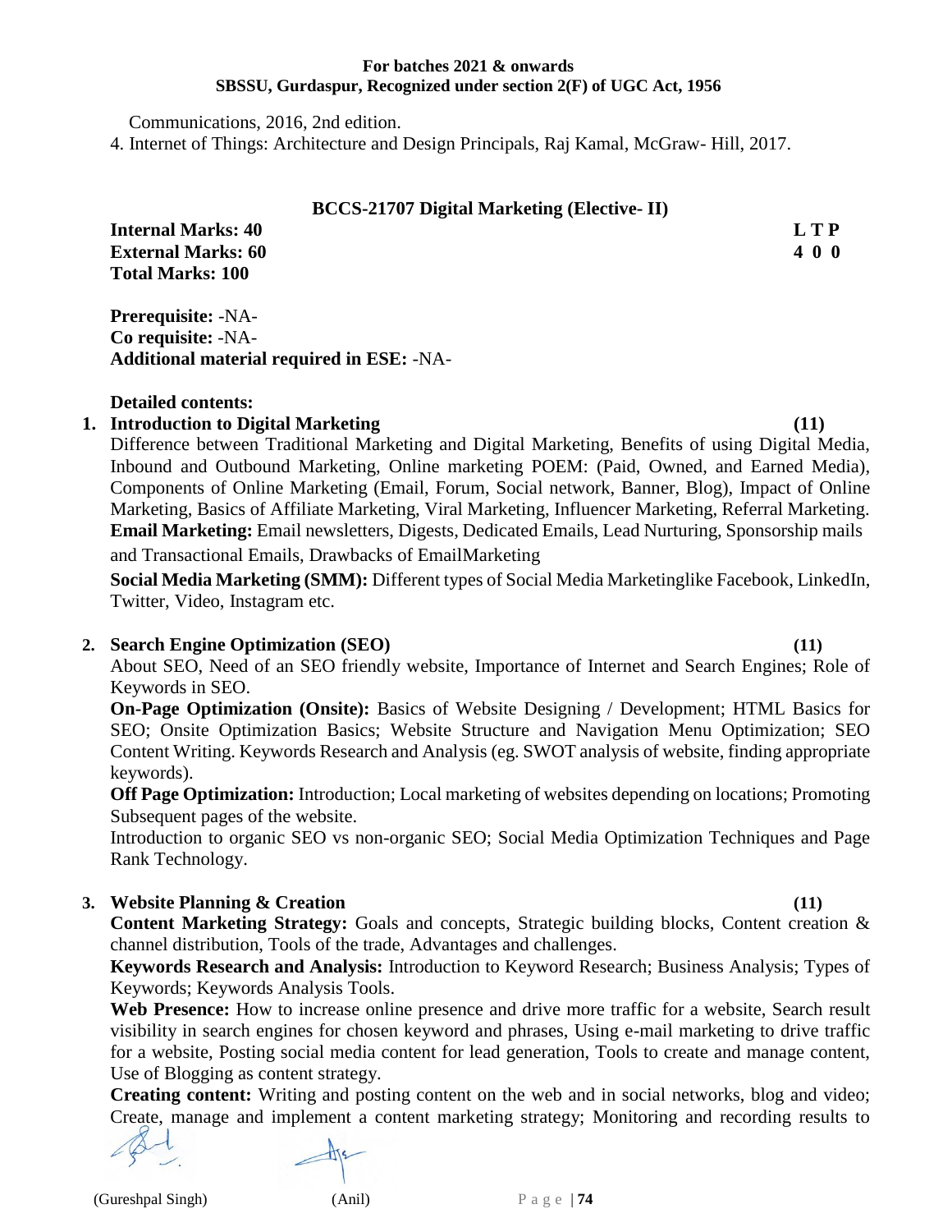Communications, 2016, 2nd edition.

4. Internet of Things: Architecture and Design Principals, Raj Kamal, McGraw- Hill, 2017.

## BCCS-21707 Digital Marketing (Elective- II)

| | |
|---|---|
| **Internal Marks: 40** | **L T P** |
| **External Marks: 60** | **4 0 0** |
| **Total Marks: 100** | |

**Prerequisite:** -NA-
**Co requisite:** -NA-
**Additional material required in ESE:** -NA-

**Detailed contents:**

1. **Introduction to Digital Marketing** **(11)**

   Difference between Traditional Marketing and Digital Marketing, Benefits of using Digital Media, Inbound and Outbound Marketing, Online marketing POEM: (Paid, Owned, and Earned Media), Components of Online Marketing (Email, Forum, Social network, Banner, Blog), Impact of Online Marketing, Basics of Affiliate Marketing, Viral Marketing, Influencer Marketing, Referral Marketing.
   **Email Marketing:** Email newsletters, Digests, Dedicated Emails, Lead Nurturing, Sponsorship mails and Transactional Emails, Drawbacks of EmailMarketing

   **Social Media Marketing (SMM):** Different types of Social Media Marketinglike Facebook, LinkedIn, Twitter, Video, Instagram etc.

2. **Search Engine Optimization (SEO)** **(11)**

   About SEO, Need of an SEO friendly website, Importance of Internet and Search Engines; Role of Keywords in SEO.
   **On-Page Optimization (Onsite):** Basics of Website Designing / Development; HTML Basics for SEO; Onsite Optimization Basics; Website Structure and Navigation Menu Optimization; SEO Content Writing. Keywords Research and Analysis (eg. SWOT analysis of website, finding appropriate keywords).
   **Off Page Optimization:** Introduction; Local marketing of websites depending on locations; Promoting Subsequent pages of the website.
   Introduction to organic SEO vs non-organic SEO; Social Media Optimization Techniques and Page Rank Technology.

3. **Website Planning & Creation** **(11)**

   **Content Marketing Strategy:** Goals and concepts, Strategic building blocks, Content creation & channel distribution, Tools of the trade, Advantages and challenges.
   **Keywords Research and Analysis:** Introduction to Keyword Research; Business Analysis; Types of Keywords; Keywords Analysis Tools.
   **Web Presence:** How to increase online presence and drive more traffic for a website, Search result visibility in search engines for chosen keyword and phrases, Using e-mail marketing to drive traffic for a website, Posting social media content for lead generation, Tools to create and manage content, Use of Blogging as content strategy.
   **Creating content:** Writing and posting content on the web and in social networks, blog and video; Create, manage and implement a content marketing strategy; Monitoring and recording results to

(Gureshpal Singh) (Anil)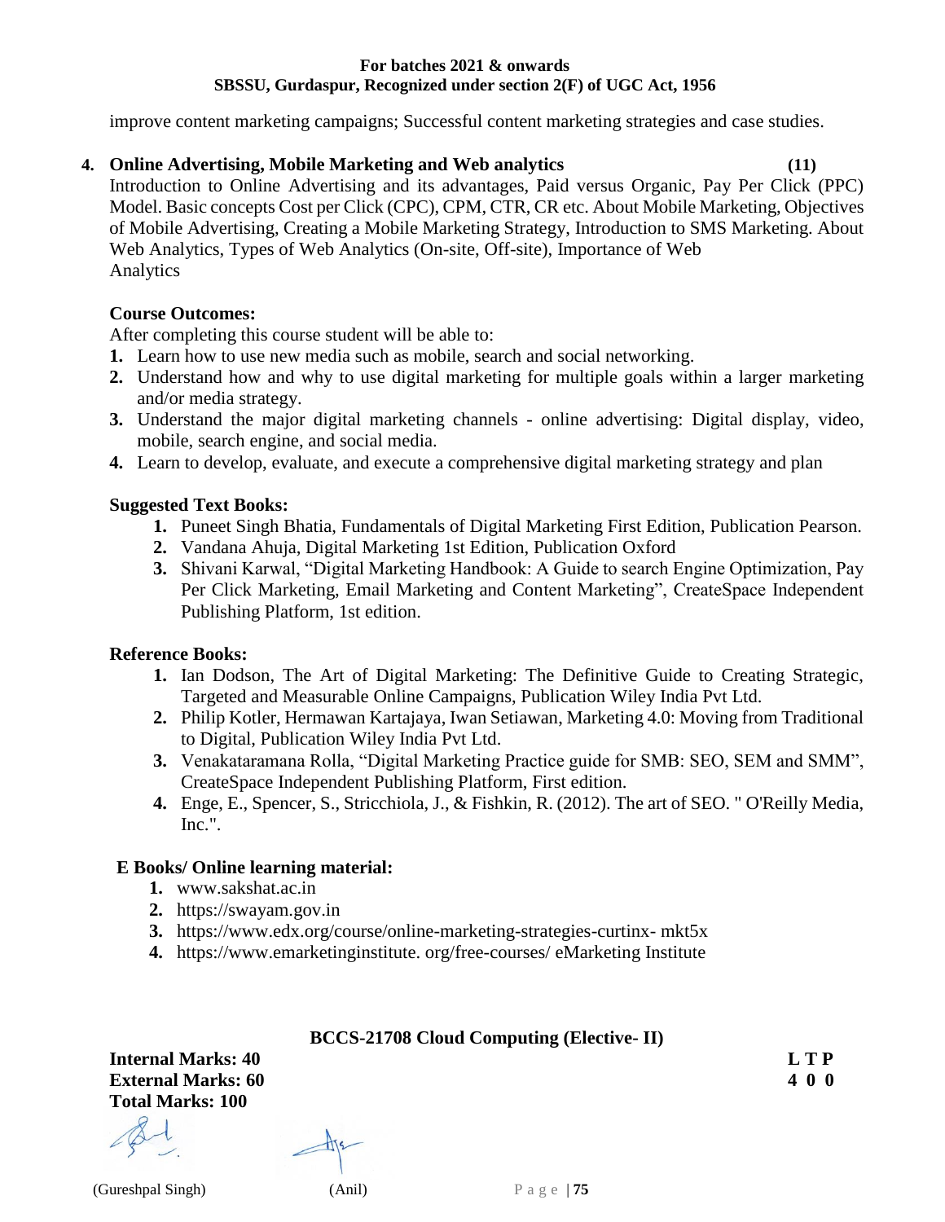improve content marketing campaigns; Successful content marketing strategies and case studies.

**4. Online Advertising, Mobile Marketing and Web analytics (11)**

Introduction to Online Advertising and its advantages, Paid versus Organic, Pay Per Click (PPC) Model. Basic concepts Cost per Click (CPC), CPM, CTR, CR etc. About Mobile Marketing, Objectives of Mobile Advertising, Creating a Mobile Marketing Strategy, Introduction to SMS Marketing. About Web Analytics, Types of Web Analytics (On-site, Off-site), Importance of Web Analytics

**Course Outcomes:**

After completing this course student will be able to:

1. Learn how to use new media such as mobile, search and social networking.
2. Understand how and why to use digital marketing for multiple goals within a larger marketing and/or media strategy.
3. Understand the major digital marketing channels - online advertising: Digital display, video, mobile, search engine, and social media.
4. Learn to develop, evaluate, and execute a comprehensive digital marketing strategy and plan

**Suggested Text Books:**

1. Puneet Singh Bhatia, Fundamentals of Digital Marketing First Edition, Publication Pearson.
2. Vandana Ahuja, Digital Marketing 1st Edition, Publication Oxford
3. Shivani Karwal, "Digital Marketing Handbook: A Guide to search Engine Optimization, Pay Per Click Marketing, Email Marketing and Content Marketing", CreateSpace Independent Publishing Platform, 1st edition.

**Reference Books:**

1. Ian Dodson, The Art of Digital Marketing: The Definitive Guide to Creating Strategic, Targeted and Measurable Online Campaigns, Publication Wiley India Pvt Ltd.
2. Philip Kotler, Hermawan Kartajaya, Iwan Setiawan, Marketing 4.0: Moving from Traditional to Digital, Publication Wiley India Pvt Ltd.
3. Venakataramana Rolla, "Digital Marketing Practice guide for SMB: SEO, SEM and SMM", CreateSpace Independent Publishing Platform, First edition.
4. Enge, E., Spencer, S., Stricchiola, J., & Fishkin, R. (2012). The art of SEO. " O'Reilly Media, Inc.".

**E Books/ Online learning material:**

1. www.sakshat.ac.in
2. https://swayam.gov.in
3. https://www.edx.org/course/online-marketing-strategies-curtinx- mkt5x
4. https://www.emarketinginstitute. org/free-courses/ eMarketing Institute

## BCCS-21708 Cloud Computing (Elective- II)

**Internal Marks: 40**
**External Marks: 60**
**Total Marks: 100**

| L | T | P |
|---|---|---|
| 4 | 0 | 0 |

(Gureshpal Singh) (Anil)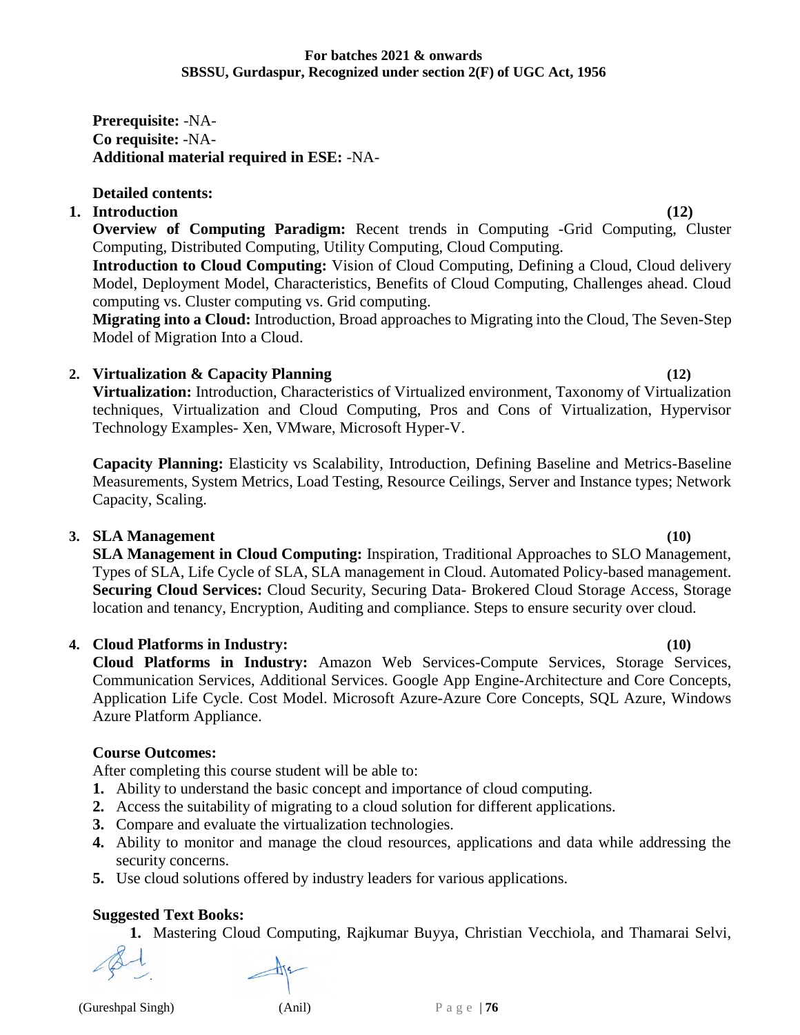**Prerequisite:** -NA-
**Co requisite:** -NA-
**Additional material required in ESE:** -NA-

**Detailed contents:**

**1. Introduction (12)**

**Overview of Computing Paradigm:** Recent trends in Computing -Grid Computing, Cluster Computing, Distributed Computing, Utility Computing, Cloud Computing.

**Introduction to Cloud Computing:** Vision of Cloud Computing, Defining a Cloud, Cloud delivery Model, Deployment Model, Characteristics, Benefits of Cloud Computing, Challenges ahead. Cloud computing vs. Cluster computing vs. Grid computing.

**Migrating into a Cloud:** Introduction, Broad approaches to Migrating into the Cloud, The Seven-Step Model of Migration Into a Cloud.

**2. Virtualization & Capacity Planning (12)**

**Virtualization:** Introduction, Characteristics of Virtualized environment, Taxonomy of Virtualization techniques, Virtualization and Cloud Computing, Pros and Cons of Virtualization, Hypervisor Technology Examples- Xen, VMware, Microsoft Hyper-V.

**Capacity Planning:** Elasticity vs Scalability, Introduction, Defining Baseline and Metrics-Baseline Measurements, System Metrics, Load Testing, Resource Ceilings, Server and Instance types; Network Capacity, Scaling.

**3. SLA Management (10)**

**SLA Management in Cloud Computing:** Inspiration, Traditional Approaches to SLO Management, Types of SLA, Life Cycle of SLA, SLA management in Cloud. Automated Policy-based management.

**Securing Cloud Services:** Cloud Security, Securing Data- Brokered Cloud Storage Access, Storage location and tenancy, Encryption, Auditing and compliance. Steps to ensure security over cloud.

**4. Cloud Platforms in Industry: (10)**

**Cloud Platforms in Industry:** Amazon Web Services-Compute Services, Storage Services, Communication Services, Additional Services. Google App Engine-Architecture and Core Concepts, Application Life Cycle. Cost Model. Microsoft Azure-Azure Core Concepts, SQL Azure, Windows Azure Platform Appliance.

**Course Outcomes:**

After completing this course student will be able to:

1. Ability to understand the basic concept and importance of cloud computing.
2. Access the suitability of migrating to a cloud solution for different applications.
3. Compare and evaluate the virtualization technologies.
4. Ability to monitor and manage the cloud resources, applications and data while addressing the security concerns.
5. Use cloud solutions offered by industry leaders for various applications.

**Suggested Text Books:**

1. Mastering Cloud Computing, Rajkumar Buyya, Christian Vecchiola, and Thamarai Selvi,

(Gureshpal Singh) (Anil)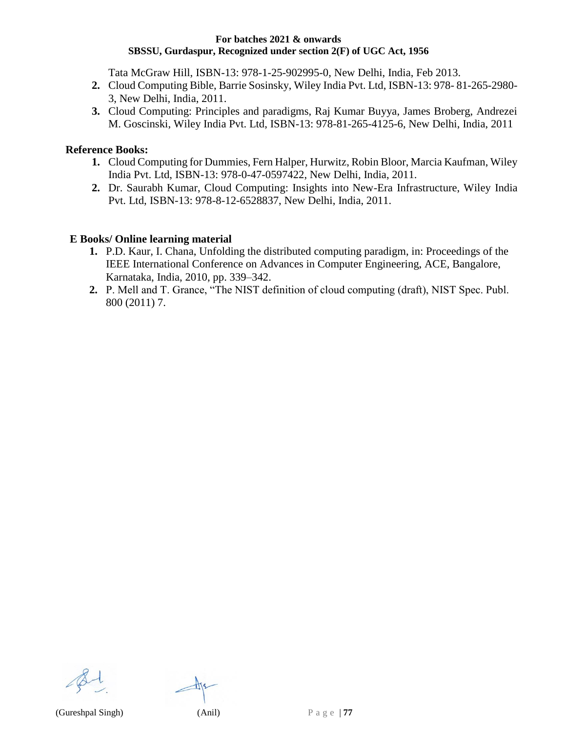Tata McGraw Hill, ISBN-13: 978-1-25-902995-0, New Delhi, India, Feb 2013.

2. Cloud Computing Bible, Barrie Sosinsky, Wiley India Pvt. Ltd, ISBN-13: 978- 81-265-2980-3, New Delhi, India, 2011.
3. Cloud Computing: Principles and paradigms, Raj Kumar Buyya, James Broberg, Andrezei M. Goscinski, Wiley India Pvt. Ltd, ISBN-13: 978-81-265-4125-6, New Delhi, India, 2011

**Reference Books:**

1. Cloud Computing for Dummies, Fern Halper, Hurwitz, Robin Bloor, Marcia Kaufman, Wiley India Pvt. Ltd, ISBN-13: 978-0-47-0597422, New Delhi, India, 2011.
2. Dr. Saurabh Kumar, Cloud Computing: Insights into New-Era Infrastructure, Wiley India Pvt. Ltd, ISBN-13: 978-8-12-6528837, New Delhi, India, 2011.

**E Books/ Online learning material**

1. P.D. Kaur, I. Chana, Unfolding the distributed computing paradigm, in: Proceedings of the IEEE International Conference on Advances in Computer Engineering, ACE, Bangalore, Karnataka, India, 2010, pp. 339–342.
2. P. Mell and T. Grance, “The NIST definition of cloud computing (draft), NIST Spec. Publ. 800 (2011) 7.

(Gureshpal Singh) (Anil)